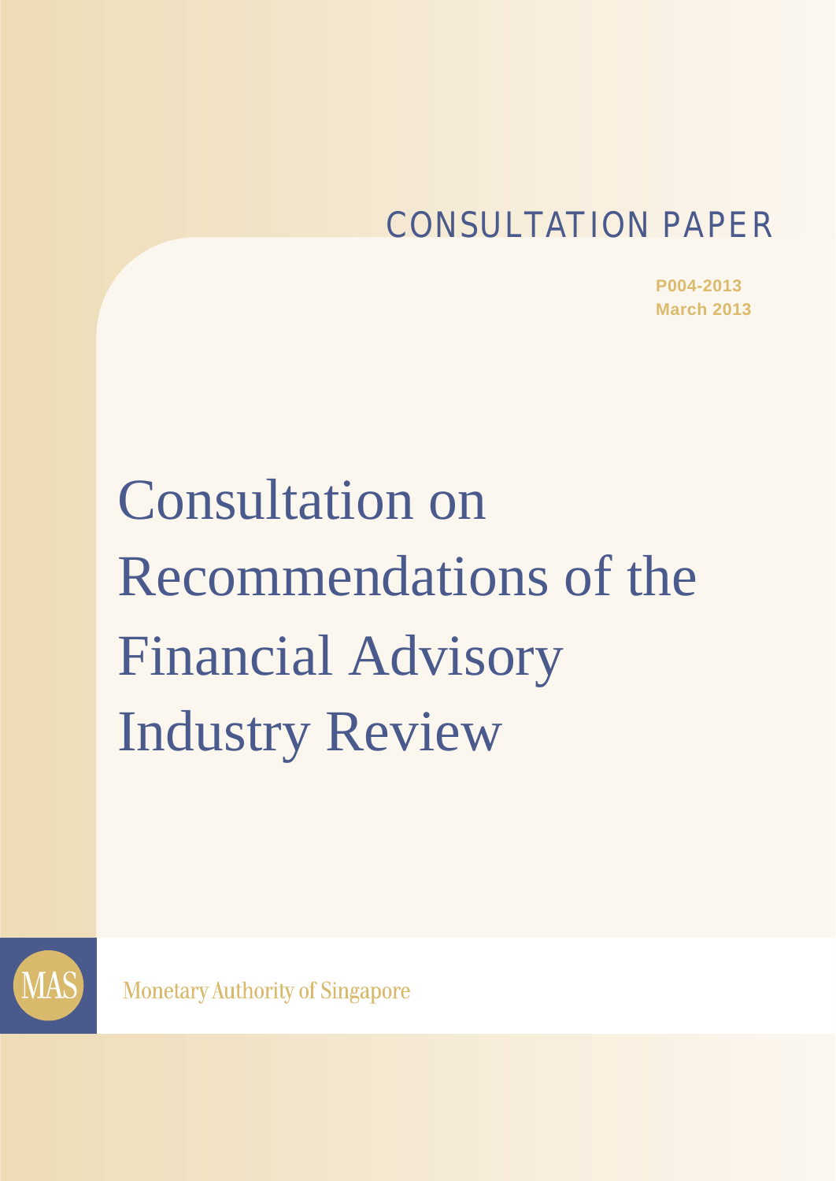CONSULTATION PAPER

**P004-2013**
**March 2013**

# Consultation on Recommendations of the Financial Advisory Industry Review

MAS

Monetary Authority of Singapore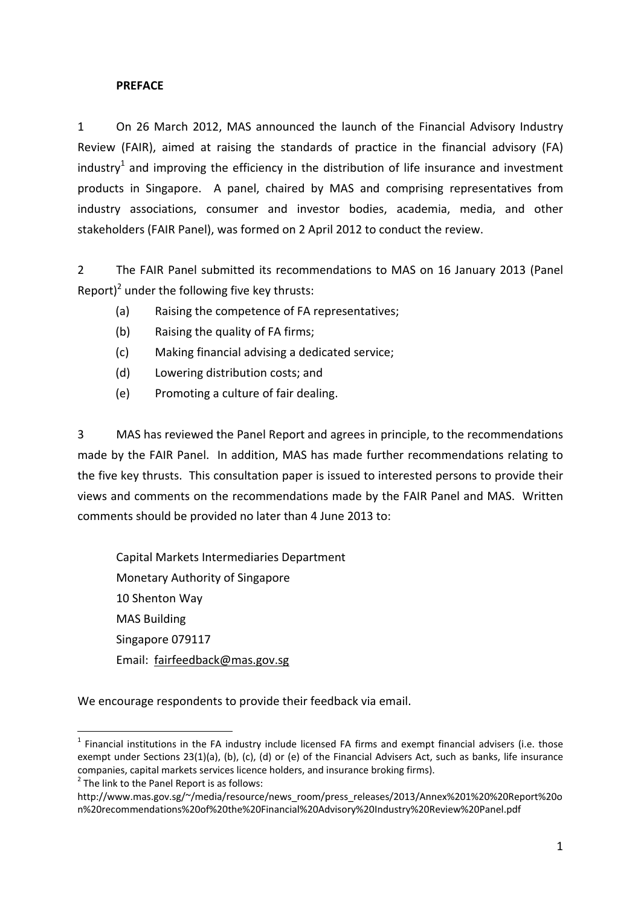**PREFACE**

1 On 26 March 2012, MAS announced the launch of the Financial Advisory Industry Review (FAIR), aimed at raising the standards of practice in the financial advisory (FA) industry[1] and improving the efficiency in the distribution of life insurance and investment products in Singapore. A panel, chaired by MAS and comprising representatives from industry associations, consumer and investor bodies, academia, media, and other stakeholders (FAIR Panel), was formed on 2 April 2012 to conduct the review.

2 The FAIR Panel submitted its recommendations to MAS on 16 January 2013 (Panel Report)[2] under the following five key thrusts:

(a) Raising the competence of FA representatives;

(b) Raising the quality of FA firms;

(c) Making financial advising a dedicated service;

(d) Lowering distribution costs; and

(e) Promoting a culture of fair dealing.

3 MAS has reviewed the Panel Report and agrees in principle, to the recommendations made by the FAIR Panel. In addition, MAS has made further recommendations relating to the five key thrusts. This consultation paper is issued to interested persons to provide their views and comments on the recommendations made by the FAIR Panel and MAS. Written comments should be provided no later than 4 June 2013 to:

Capital Markets Intermediaries Department
Monetary Authority of Singapore
10 Shenton Way
MAS Building
Singapore 079117
Email: fairfeedback@mas.gov.sg

We encourage respondents to provide their feedback via email.

---

[1] Financial institutions in the FA industry include licensed FA firms and exempt financial advisers (i.e. those exempt under Sections 23(1)(a), (b), (c), (d) or (e) of the Financial Advisers Act, such as banks, life insurance companies, capital markets services licence holders, and insurance broking firms).

[2] The link to the Panel Report is as follows:
http://www.mas.gov.sg/~/media/resource/news_room/press_releases/2013/Annex%201%20%20Report%20on%20recommendations%20of%20the%20Financial%20Advisory%20Industry%20Review%20Panel.pdf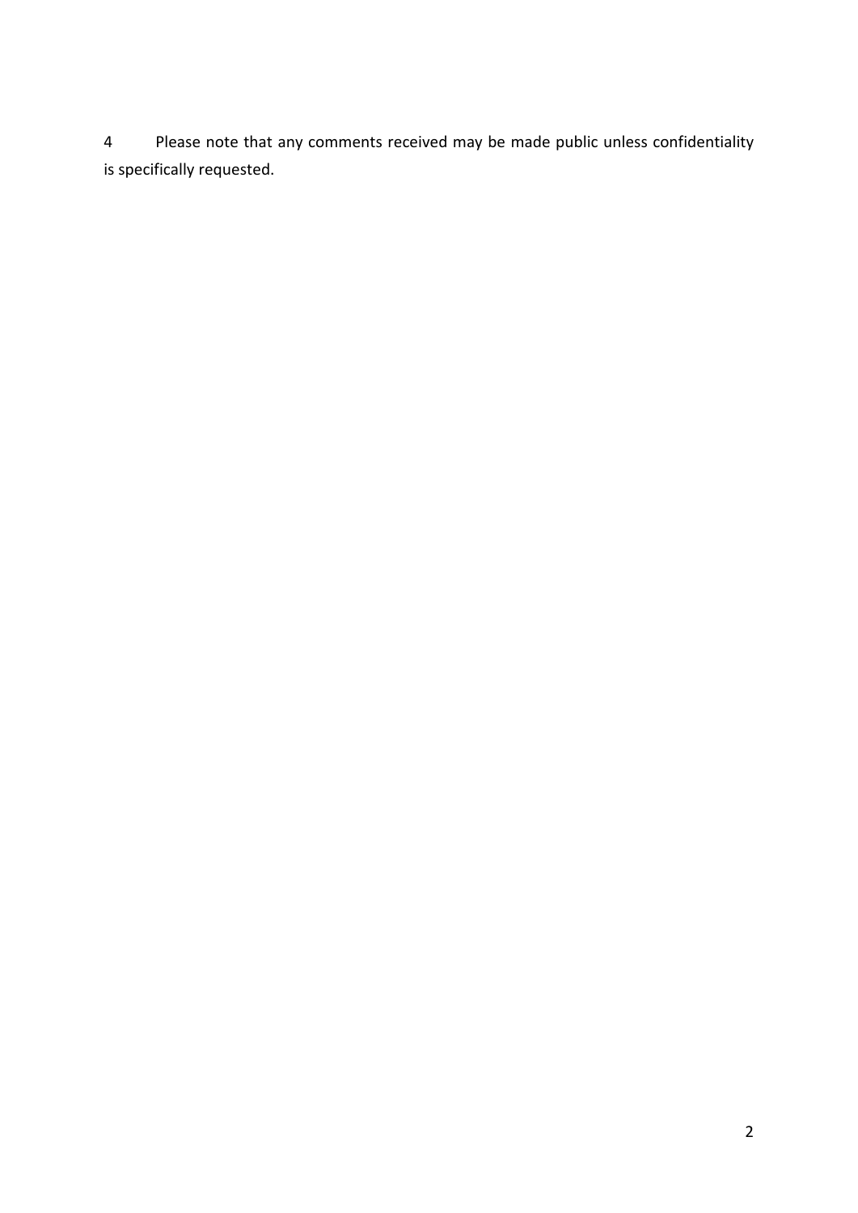4 Please note that any comments received may be made public unless confidentiality is specifically requested.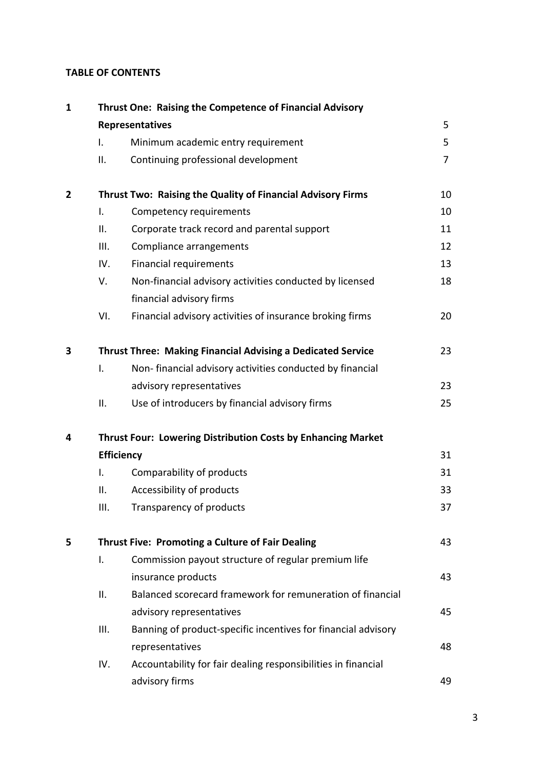**TABLE OF CONTENTS**

| | | | |
|---|---|---|---|
| **1** | **Thrust One: Raising the Competence of Financial Advisory Representatives** | | 5 |
| | I. | Minimum academic entry requirement | 5 |
| | II. | Continuing professional development | 7 |
| **2** | **Thrust Two: Raising the Quality of Financial Advisory Firms** | | 10 |
| | I. | Competency requirements | 10 |
| | II. | Corporate track record and parental support | 11 |
| | III. | Compliance arrangements | 12 |
| | IV. | Financial requirements | 13 |
| | V. | Non-financial advisory activities conducted by licensed financial advisory firms | 18 |
| | VI. | Financial advisory activities of insurance broking firms | 20 |
| **3** | **Thrust Three: Making Financial Advising a Dedicated Service** | | 23 |
| | I. | Non- financial advisory activities conducted by financial advisory representatives | 23 |
| | II. | Use of introducers by financial advisory firms | 25 |
| **4** | **Thrust Four: Lowering Distribution Costs by Enhancing Market Efficiency** | | 31 |
| | I. | Comparability of products | 31 |
| | II. | Accessibility of products | 33 |
| | III. | Transparency of products | 37 |
| **5** | **Thrust Five: Promoting a Culture of Fair Dealing** | | 43 |
| | I. | Commission payout structure of regular premium life insurance products | 43 |
| | II. | Balanced scorecard framework for remuneration of financial advisory representatives | 45 |
| | III. | Banning of product-specific incentives for financial advisory representatives | 48 |
| | IV. | Accountability for fair dealing responsibilities in financial advisory firms | 49 |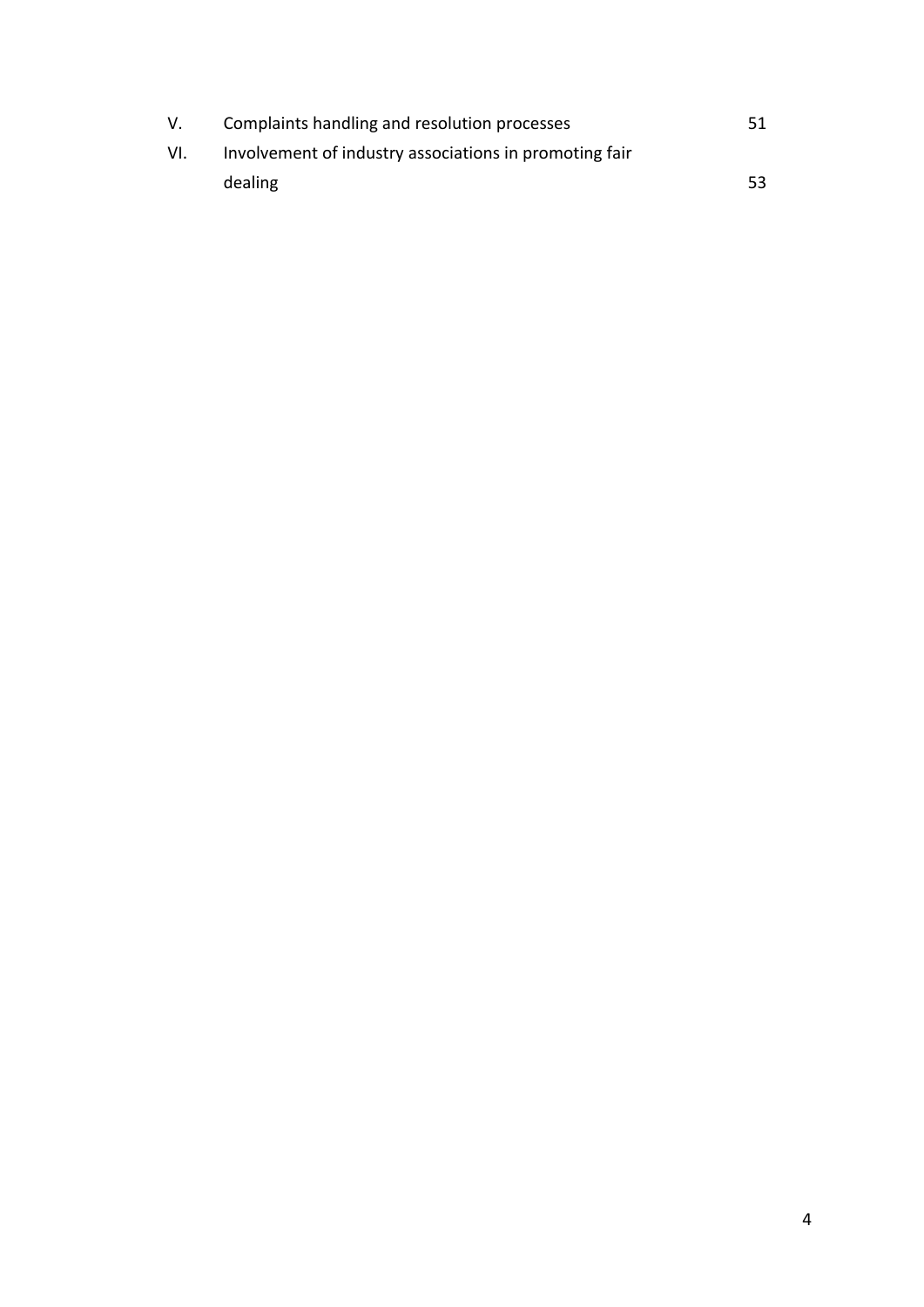| | | |
|---|---|---|
| V. | Complaints handling and resolution processes | 51 |
| VI. | Involvement of industry associations in promoting fair dealing | 53 |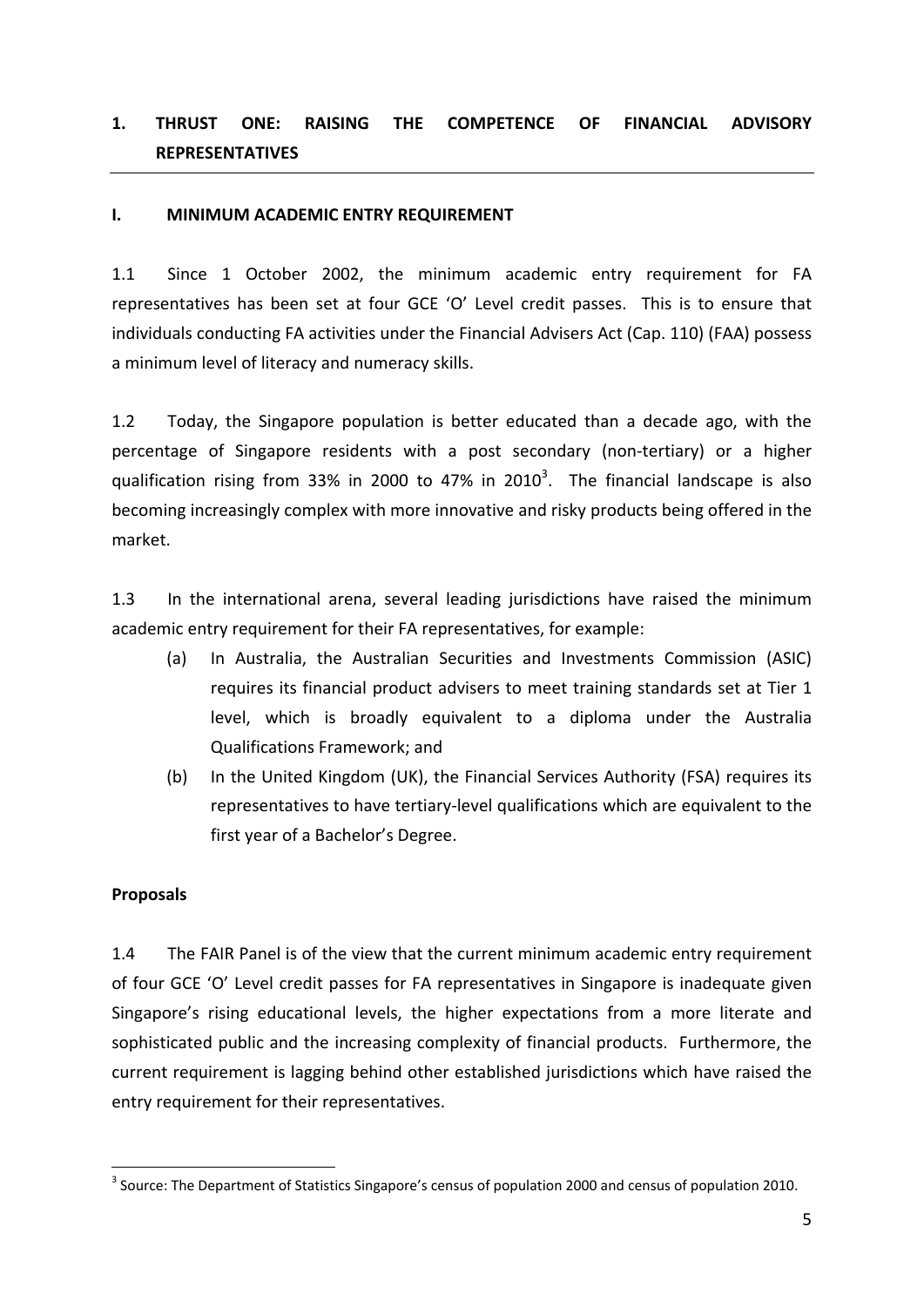# 1. THRUST ONE: RAISING THE COMPETENCE OF FINANCIAL ADVISORY REPRESENTATIVES

## I. MINIMUM ACADEMIC ENTRY REQUIREMENT

1.1 Since 1 October 2002, the minimum academic entry requirement for FA representatives has been set at four GCE 'O' Level credit passes. This is to ensure that individuals conducting FA activities under the Financial Advisers Act (Cap. 110) (FAA) possess a minimum level of literacy and numeracy skills.

1.2 Today, the Singapore population is better educated than a decade ago, with the percentage of Singapore residents with a post secondary (non-tertiary) or a higher qualification rising from 33% in 2000 to 47% in 2010[3]. The financial landscape is also becoming increasingly complex with more innovative and risky products being offered in the market.

1.3 In the international arena, several leading jurisdictions have raised the minimum academic entry requirement for their FA representatives, for example:

(a) In Australia, the Australian Securities and Investments Commission (ASIC) requires its financial product advisers to meet training standards set at Tier 1 level, which is broadly equivalent to a diploma under the Australia Qualifications Framework; and

(b) In the United Kingdom (UK), the Financial Services Authority (FSA) requires its representatives to have tertiary-level qualifications which are equivalent to the first year of a Bachelor's Degree.

**Proposals**

1.4 The FAIR Panel is of the view that the current minimum academic entry requirement of four GCE 'O' Level credit passes for FA representatives in Singapore is inadequate given Singapore's rising educational levels, the higher expectations from a more literate and sophisticated public and the increasing complexity of financial products. Furthermore, the current requirement is lagging behind other established jurisdictions which have raised the entry requirement for their representatives.

---

[3] Source: The Department of Statistics Singapore's census of population 2000 and census of population 2010.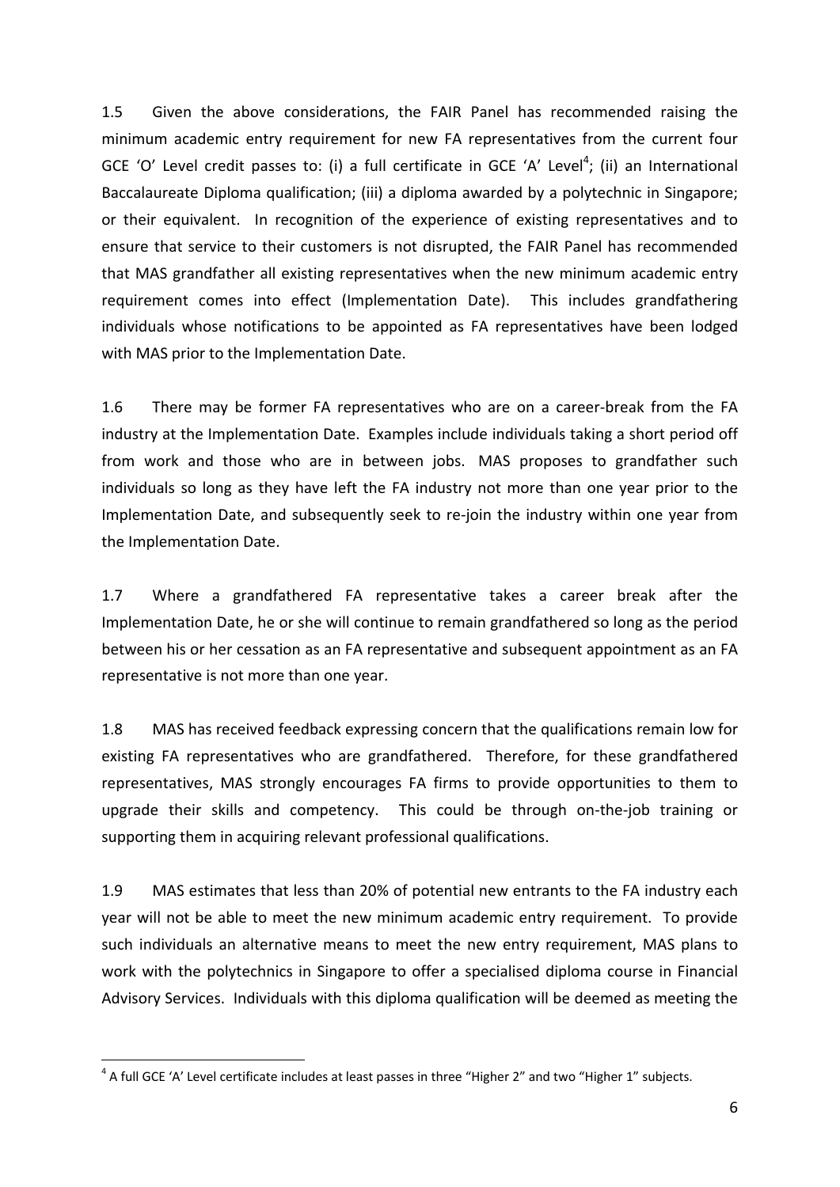1.5 Given the above considerations, the FAIR Panel has recommended raising the minimum academic entry requirement for new FA representatives from the current four GCE 'O' Level credit passes to: (i) a full certificate in GCE 'A' Level[4]; (ii) an International Baccalaureate Diploma qualification; (iii) a diploma awarded by a polytechnic in Singapore; or their equivalent. In recognition of the experience of existing representatives and to ensure that service to their customers is not disrupted, the FAIR Panel has recommended that MAS grandfather all existing representatives when the new minimum academic entry requirement comes into effect (Implementation Date). This includes grandfathering individuals whose notifications to be appointed as FA representatives have been lodged with MAS prior to the Implementation Date.

1.6 There may be former FA representatives who are on a career-break from the FA industry at the Implementation Date. Examples include individuals taking a short period off from work and those who are in between jobs. MAS proposes to grandfather such individuals so long as they have left the FA industry not more than one year prior to the Implementation Date, and subsequently seek to re-join the industry within one year from the Implementation Date.

1.7 Where a grandfathered FA representative takes a career break after the Implementation Date, he or she will continue to remain grandfathered so long as the period between his or her cessation as an FA representative and subsequent appointment as an FA representative is not more than one year.

1.8 MAS has received feedback expressing concern that the qualifications remain low for existing FA representatives who are grandfathered. Therefore, for these grandfathered representatives, MAS strongly encourages FA firms to provide opportunities to them to upgrade their skills and competency. This could be through on-the-job training or supporting them in acquiring relevant professional qualifications.

1.9 MAS estimates that less than 20% of potential new entrants to the FA industry each year will not be able to meet the new minimum academic entry requirement. To provide such individuals an alternative means to meet the new entry requirement, MAS plans to work with the polytechnics in Singapore to offer a specialised diploma course in Financial Advisory Services. Individuals with this diploma qualification will be deemed as meeting the

[4] A full GCE 'A' Level certificate includes at least passes in three "Higher 2" and two "Higher 1" subjects.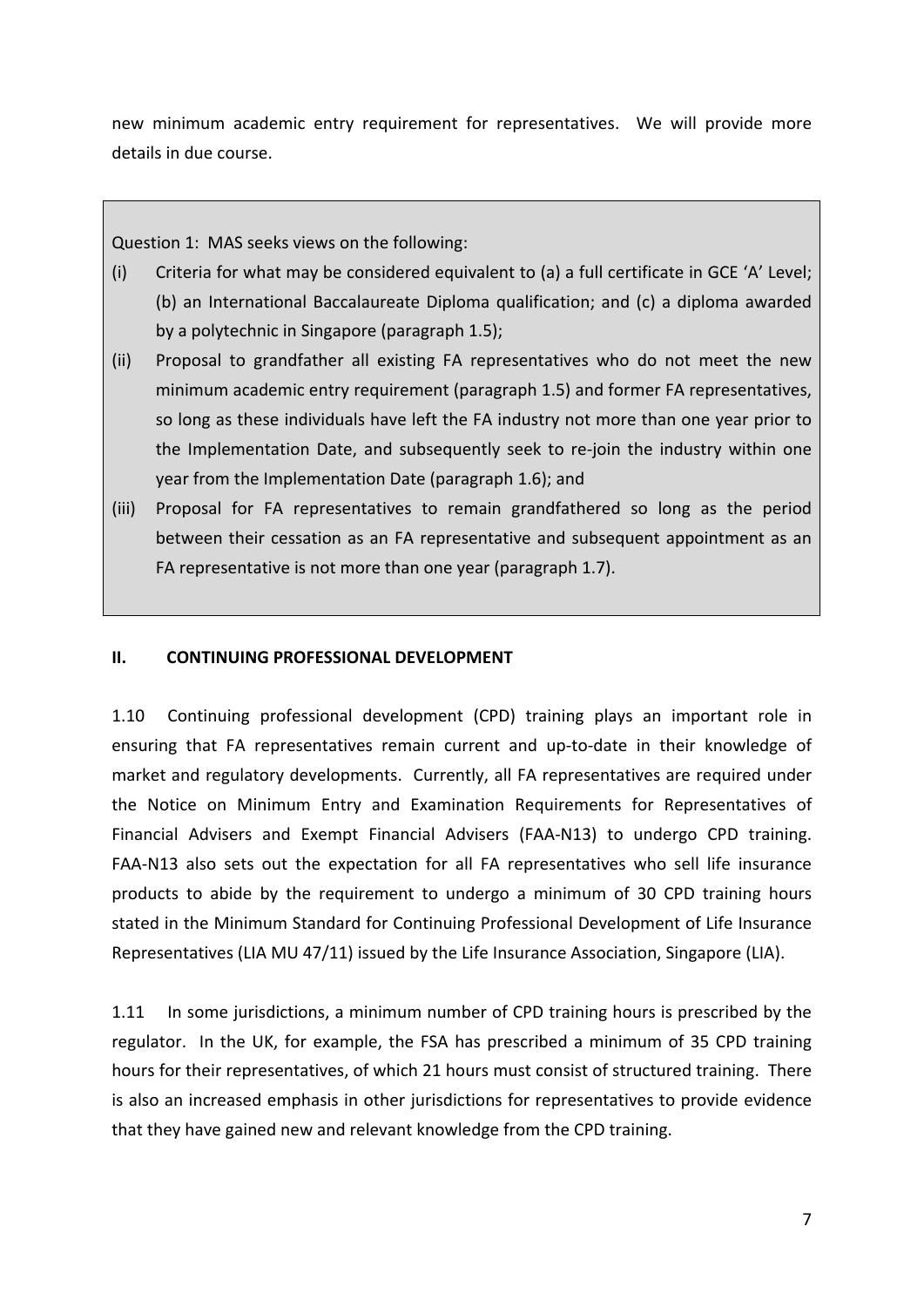new minimum academic entry requirement for representatives. We will provide more details in due course.

> Question 1: MAS seeks views on the following:
>
> (i) Criteria for what may be considered equivalent to (a) a full certificate in GCE 'A' Level; (b) an International Baccalaureate Diploma qualification; and (c) a diploma awarded by a polytechnic in Singapore (paragraph 1.5);
>
> (ii) Proposal to grandfather all existing FA representatives who do not meet the new minimum academic entry requirement (paragraph 1.5) and former FA representatives, so long as these individuals have left the FA industry not more than one year prior to the Implementation Date, and subsequently seek to re-join the industry within one year from the Implementation Date (paragraph 1.6); and
>
> (iii) Proposal for FA representatives to remain grandfathered so long as the period between their cessation as an FA representative and subsequent appointment as an FA representative is not more than one year (paragraph 1.7).

## II. CONTINUING PROFESSIONAL DEVELOPMENT

1.10 Continuing professional development (CPD) training plays an important role in ensuring that FA representatives remain current and up-to-date in their knowledge of market and regulatory developments. Currently, all FA representatives are required under the Notice on Minimum Entry and Examination Requirements for Representatives of Financial Advisers and Exempt Financial Advisers (FAA-N13) to undergo CPD training. FAA-N13 also sets out the expectation for all FA representatives who sell life insurance products to abide by the requirement to undergo a minimum of 30 CPD training hours stated in the Minimum Standard for Continuing Professional Development of Life Insurance Representatives (LIA MU 47/11) issued by the Life Insurance Association, Singapore (LIA).

1.11 In some jurisdictions, a minimum number of CPD training hours is prescribed by the regulator. In the UK, for example, the FSA has prescribed a minimum of 35 CPD training hours for their representatives, of which 21 hours must consist of structured training. There is also an increased emphasis in other jurisdictions for representatives to provide evidence that they have gained new and relevant knowledge from the CPD training.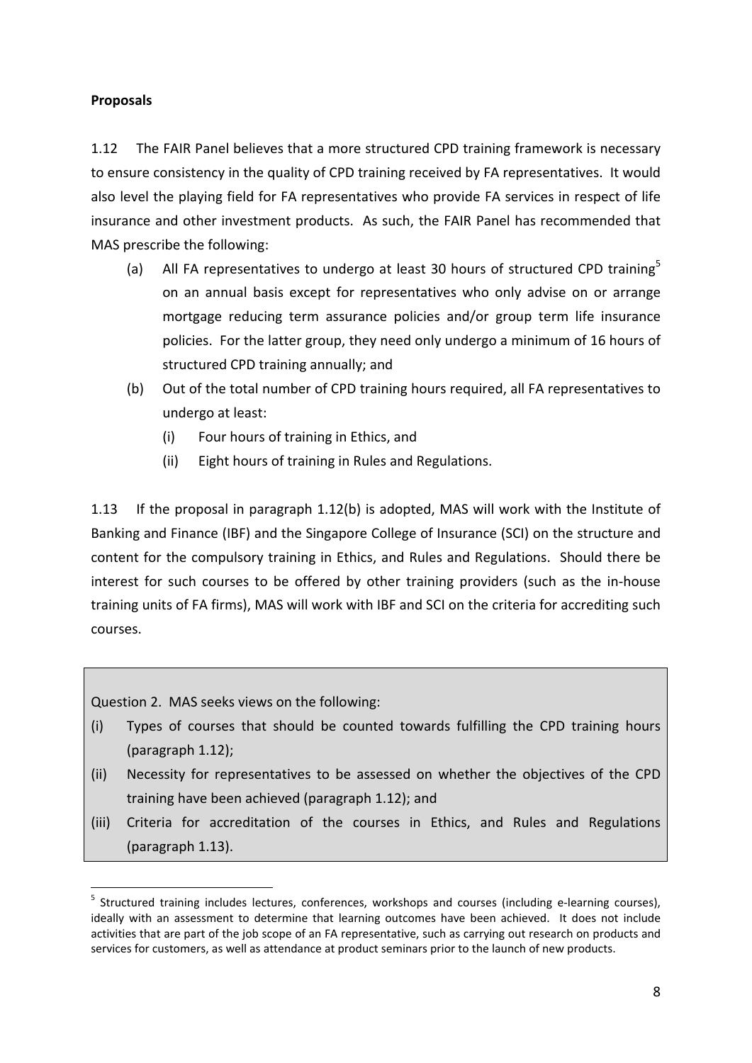**Proposals**

1.12 The FAIR Panel believes that a more structured CPD training framework is necessary to ensure consistency in the quality of CPD training received by FA representatives. It would also level the playing field for FA representatives who provide FA services in respect of life insurance and other investment products. As such, the FAIR Panel has recommended that MAS prescribe the following:

(a) All FA representatives to undergo at least 30 hours of structured CPD training[5] on an annual basis except for representatives who only advise on or arrange mortgage reducing term assurance policies and/or group term life insurance policies. For the latter group, they need only undergo a minimum of 16 hours of structured CPD training annually; and

(b) Out of the total number of CPD training hours required, all FA representatives to undergo at least:

   (i) Four hours of training in Ethics, and

   (ii) Eight hours of training in Rules and Regulations.

1.13 If the proposal in paragraph 1.12(b) is adopted, MAS will work with the Institute of Banking and Finance (IBF) and the Singapore College of Insurance (SCI) on the structure and content for the compulsory training in Ethics, and Rules and Regulations. Should there be interest for such courses to be offered by other training providers (such as the in-house training units of FA firms), MAS will work with IBF and SCI on the criteria for accrediting such courses.

> Question 2. MAS seeks views on the following:
>
> (i) Types of courses that should be counted towards fulfilling the CPD training hours (paragraph 1.12);
>
> (ii) Necessity for representatives to be assessed on whether the objectives of the CPD training have been achieved (paragraph 1.12); and
>
> (iii) Criteria for accreditation of the courses in Ethics, and Rules and Regulations (paragraph 1.13).

[5] Structured training includes lectures, conferences, workshops and courses (including e-learning courses), ideally with an assessment to determine that learning outcomes have been achieved. It does not include activities that are part of the job scope of an FA representative, such as carrying out research on products and services for customers, as well as attendance at product seminars prior to the launch of new products.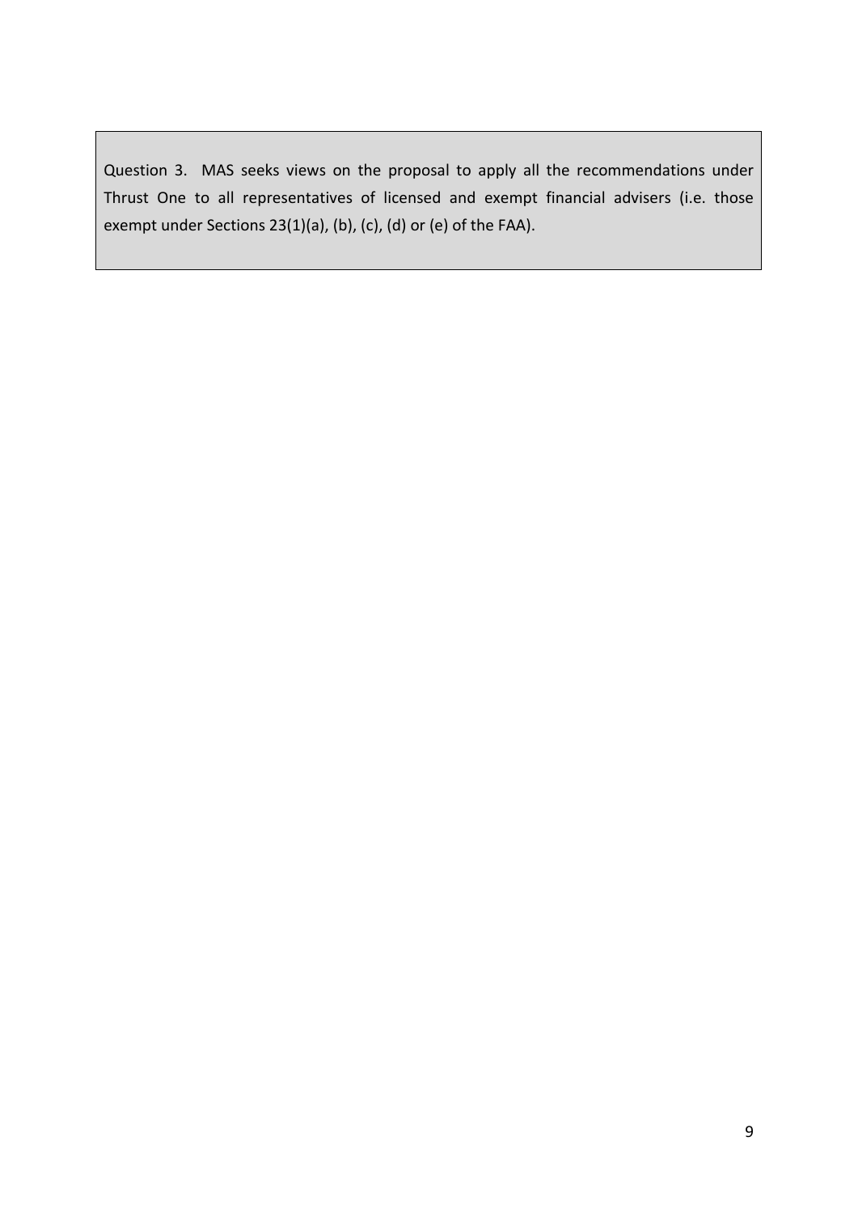Question 3. MAS seeks views on the proposal to apply all the recommendations under Thrust One to all representatives of licensed and exempt financial advisers (i.e. those exempt under Sections 23(1)(a), (b), (c), (d) or (e) of the FAA).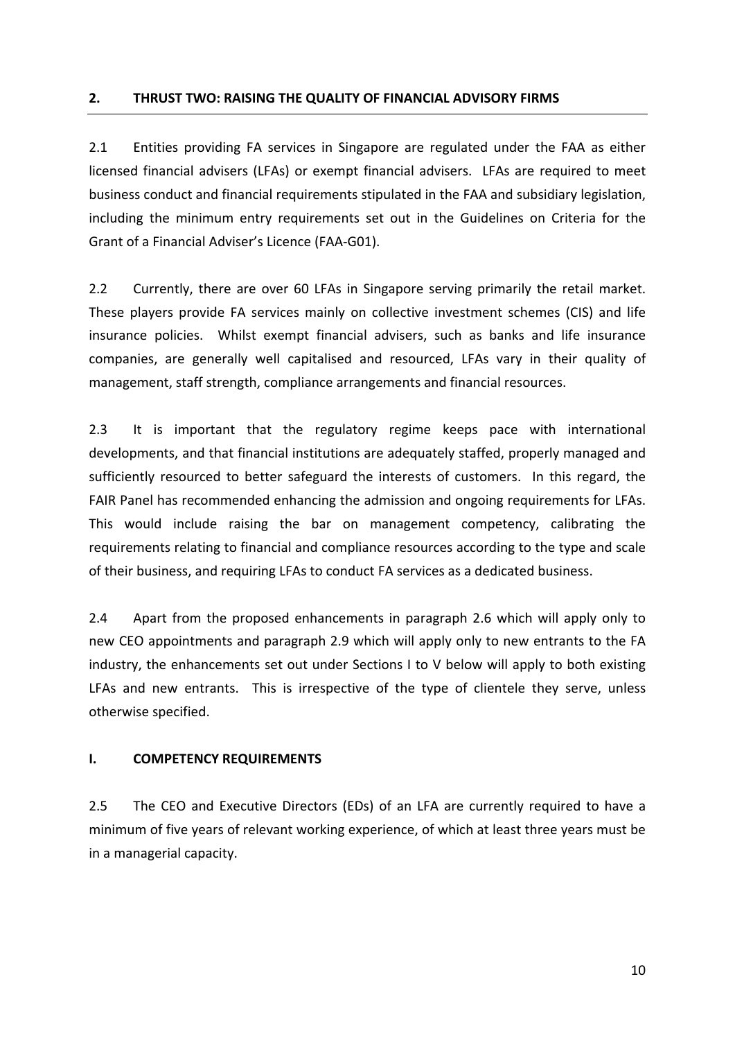## 2. THRUST TWO: RAISING THE QUALITY OF FINANCIAL ADVISORY FIRMS

2.1 Entities providing FA services in Singapore are regulated under the FAA as either licensed financial advisers (LFAs) or exempt financial advisers. LFAs are required to meet business conduct and financial requirements stipulated in the FAA and subsidiary legislation, including the minimum entry requirements set out in the Guidelines on Criteria for the Grant of a Financial Adviser's Licence (FAA-G01).

2.2 Currently, there are over 60 LFAs in Singapore serving primarily the retail market. These players provide FA services mainly on collective investment schemes (CIS) and life insurance policies. Whilst exempt financial advisers, such as banks and life insurance companies, are generally well capitalised and resourced, LFAs vary in their quality of management, staff strength, compliance arrangements and financial resources.

2.3 It is important that the regulatory regime keeps pace with international developments, and that financial institutions are adequately staffed, properly managed and sufficiently resourced to better safeguard the interests of customers. In this regard, the FAIR Panel has recommended enhancing the admission and ongoing requirements for LFAs. This would include raising the bar on management competency, calibrating the requirements relating to financial and compliance resources according to the type and scale of their business, and requiring LFAs to conduct FA services as a dedicated business.

2.4 Apart from the proposed enhancements in paragraph 2.6 which will apply only to new CEO appointments and paragraph 2.9 which will apply only to new entrants to the FA industry, the enhancements set out under Sections I to V below will apply to both existing LFAs and new entrants. This is irrespective of the type of clientele they serve, unless otherwise specified.

### I. COMPETENCY REQUIREMENTS

2.5 The CEO and Executive Directors (EDs) of an LFA are currently required to have a minimum of five years of relevant working experience, of which at least three years must be in a managerial capacity.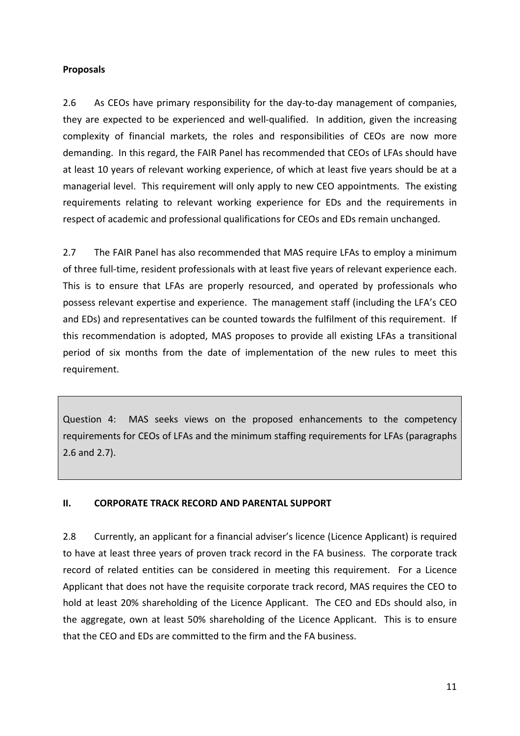**Proposals**

2.6 As CEOs have primary responsibility for the day-to-day management of companies, they are expected to be experienced and well-qualified. In addition, given the increasing complexity of financial markets, the roles and responsibilities of CEOs are now more demanding. In this regard, the FAIR Panel has recommended that CEOs of LFAs should have at least 10 years of relevant working experience, of which at least five years should be at a managerial level. This requirement will only apply to new CEO appointments. The existing requirements relating to relevant working experience for EDs and the requirements in respect of academic and professional qualifications for CEOs and EDs remain unchanged.

2.7 The FAIR Panel has also recommended that MAS require LFAs to employ a minimum of three full-time, resident professionals with at least five years of relevant experience each. This is to ensure that LFAs are properly resourced, and operated by professionals who possess relevant expertise and experience. The management staff (including the LFA's CEO and EDs) and representatives can be counted towards the fulfilment of this requirement. If this recommendation is adopted, MAS proposes to provide all existing LFAs a transitional period of six months from the date of implementation of the new rules to meet this requirement.

> Question 4: MAS seeks views on the proposed enhancements to the competency requirements for CEOs of LFAs and the minimum staffing requirements for LFAs (paragraphs 2.6 and 2.7).

## II. CORPORATE TRACK RECORD AND PARENTAL SUPPORT

2.8 Currently, an applicant for a financial adviser's licence (Licence Applicant) is required to have at least three years of proven track record in the FA business. The corporate track record of related entities can be considered in meeting this requirement. For a Licence Applicant that does not have the requisite corporate track record, MAS requires the CEO to hold at least 20% shareholding of the Licence Applicant. The CEO and EDs should also, in the aggregate, own at least 50% shareholding of the Licence Applicant. This is to ensure that the CEO and EDs are committed to the firm and the FA business.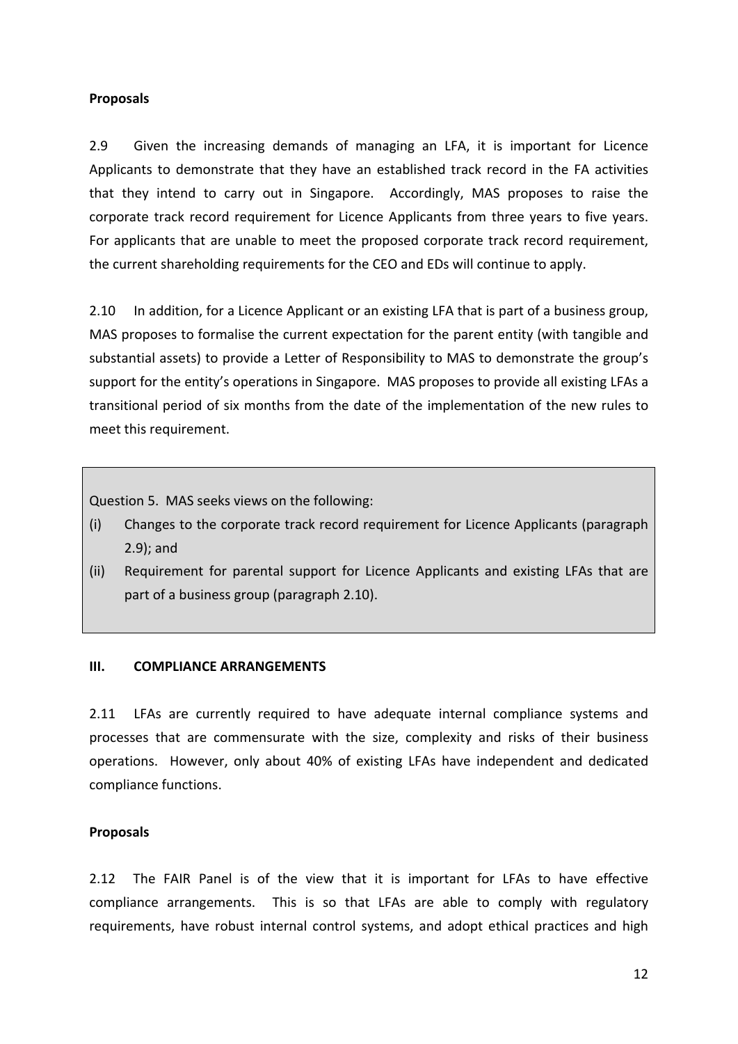**Proposals**

2.9 Given the increasing demands of managing an LFA, it is important for Licence Applicants to demonstrate that they have an established track record in the FA activities that they intend to carry out in Singapore. Accordingly, MAS proposes to raise the corporate track record requirement for Licence Applicants from three years to five years. For applicants that are unable to meet the proposed corporate track record requirement, the current shareholding requirements for the CEO and EDs will continue to apply.

2.10 In addition, for a Licence Applicant or an existing LFA that is part of a business group, MAS proposes to formalise the current expectation for the parent entity (with tangible and substantial assets) to provide a Letter of Responsibility to MAS to demonstrate the group's support for the entity's operations in Singapore. MAS proposes to provide all existing LFAs a transitional period of six months from the date of the implementation of the new rules to meet this requirement.

> Question 5. MAS seeks views on the following:
>
> (i) Changes to the corporate track record requirement for Licence Applicants (paragraph 2.9); and
>
> (ii) Requirement for parental support for Licence Applicants and existing LFAs that are part of a business group (paragraph 2.10).

### III. COMPLIANCE ARRANGEMENTS

2.11 LFAs are currently required to have adequate internal compliance systems and processes that are commensurate with the size, complexity and risks of their business operations. However, only about 40% of existing LFAs have independent and dedicated compliance functions.

**Proposals**

2.12 The FAIR Panel is of the view that it is important for LFAs to have effective compliance arrangements. This is so that LFAs are able to comply with regulatory requirements, have robust internal control systems, and adopt ethical practices and high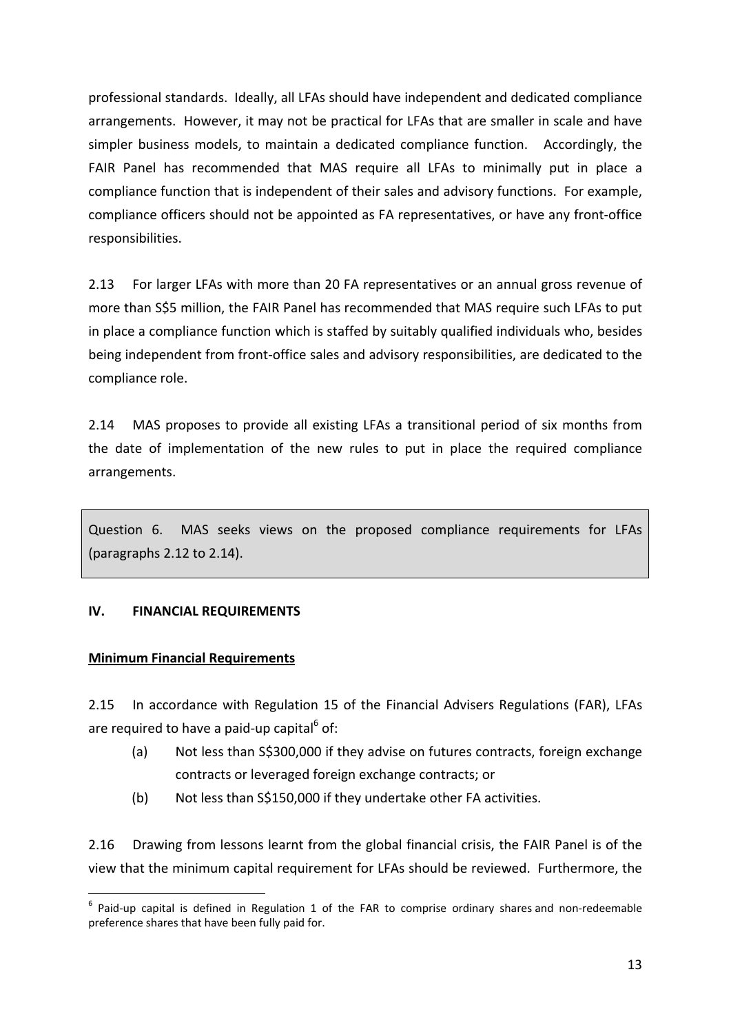professional standards. Ideally, all LFAs should have independent and dedicated compliance arrangements. However, it may not be practical for LFAs that are smaller in scale and have simpler business models, to maintain a dedicated compliance function. Accordingly, the FAIR Panel has recommended that MAS require all LFAs to minimally put in place a compliance function that is independent of their sales and advisory functions. For example, compliance officers should not be appointed as FA representatives, or have any front-office responsibilities.

2.13 For larger LFAs with more than 20 FA representatives or an annual gross revenue of more than S$5 million, the FAIR Panel has recommended that MAS require such LFAs to put in place a compliance function which is staffed by suitably qualified individuals who, besides being independent from front-office sales and advisory responsibilities, are dedicated to the compliance role.

2.14 MAS proposes to provide all existing LFAs a transitional period of six months from the date of implementation of the new rules to put in place the required compliance arrangements.

> Question 6. MAS seeks views on the proposed compliance requirements for LFAs (paragraphs 2.12 to 2.14).

## IV. FINANCIAL REQUIREMENTS

### Minimum Financial Requirements

2.15 In accordance with Regulation 15 of the Financial Advisers Regulations (FAR), LFAs are required to have a paid-up capital[6] of:

(a) Not less than S$300,000 if they advise on futures contracts, foreign exchange contracts or leveraged foreign exchange contracts; or

(b) Not less than S$150,000 if they undertake other FA activities.

2.16 Drawing from lessons learnt from the global financial crisis, the FAIR Panel is of the view that the minimum capital requirement for LFAs should be reviewed. Furthermore, the

[6] Paid-up capital is defined in Regulation 1 of the FAR to comprise ordinary shares and non-redeemable preference shares that have been fully paid for.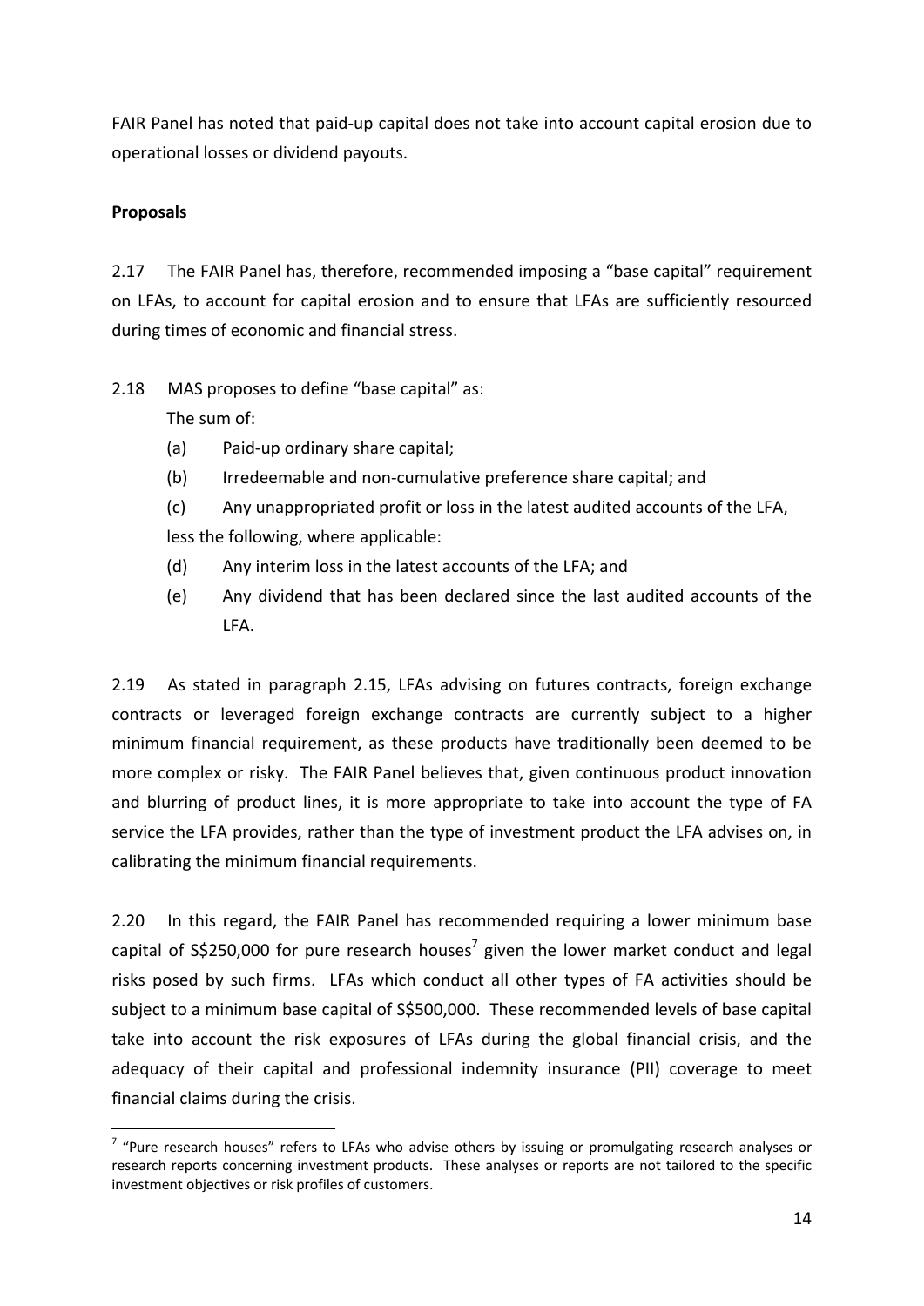FAIR Panel has noted that paid-up capital does not take into account capital erosion due to operational losses or dividend payouts.

**Proposals**

2.17 The FAIR Panel has, therefore, recommended imposing a "base capital" requirement on LFAs, to account for capital erosion and to ensure that LFAs are sufficiently resourced during times of economic and financial stress.

2.18 MAS proposes to define "base capital" as:

The sum of:

(a) Paid-up ordinary share capital;

(b) Irredeemable and non-cumulative preference share capital; and

(c) Any unappropriated profit or loss in the latest audited accounts of the LFA,

less the following, where applicable:

(d) Any interim loss in the latest accounts of the LFA; and

(e) Any dividend that has been declared since the last audited accounts of the LFA.

2.19 As stated in paragraph 2.15, LFAs advising on futures contracts, foreign exchange contracts or leveraged foreign exchange contracts are currently subject to a higher minimum financial requirement, as these products have traditionally been deemed to be more complex or risky. The FAIR Panel believes that, given continuous product innovation and blurring of product lines, it is more appropriate to take into account the type of FA service the LFA provides, rather than the type of investment product the LFA advises on, in calibrating the minimum financial requirements.

2.20 In this regard, the FAIR Panel has recommended requiring a lower minimum base capital of S$250,000 for pure research houses[7] given the lower market conduct and legal risks posed by such firms. LFAs which conduct all other types of FA activities should be subject to a minimum base capital of S$500,000. These recommended levels of base capital take into account the risk exposures of LFAs during the global financial crisis, and the adequacy of their capital and professional indemnity insurance (PII) coverage to meet financial claims during the crisis.

[7] "Pure research houses" refers to LFAs who advise others by issuing or promulgating research analyses or research reports concerning investment products. These analyses or reports are not tailored to the specific investment objectives or risk profiles of customers.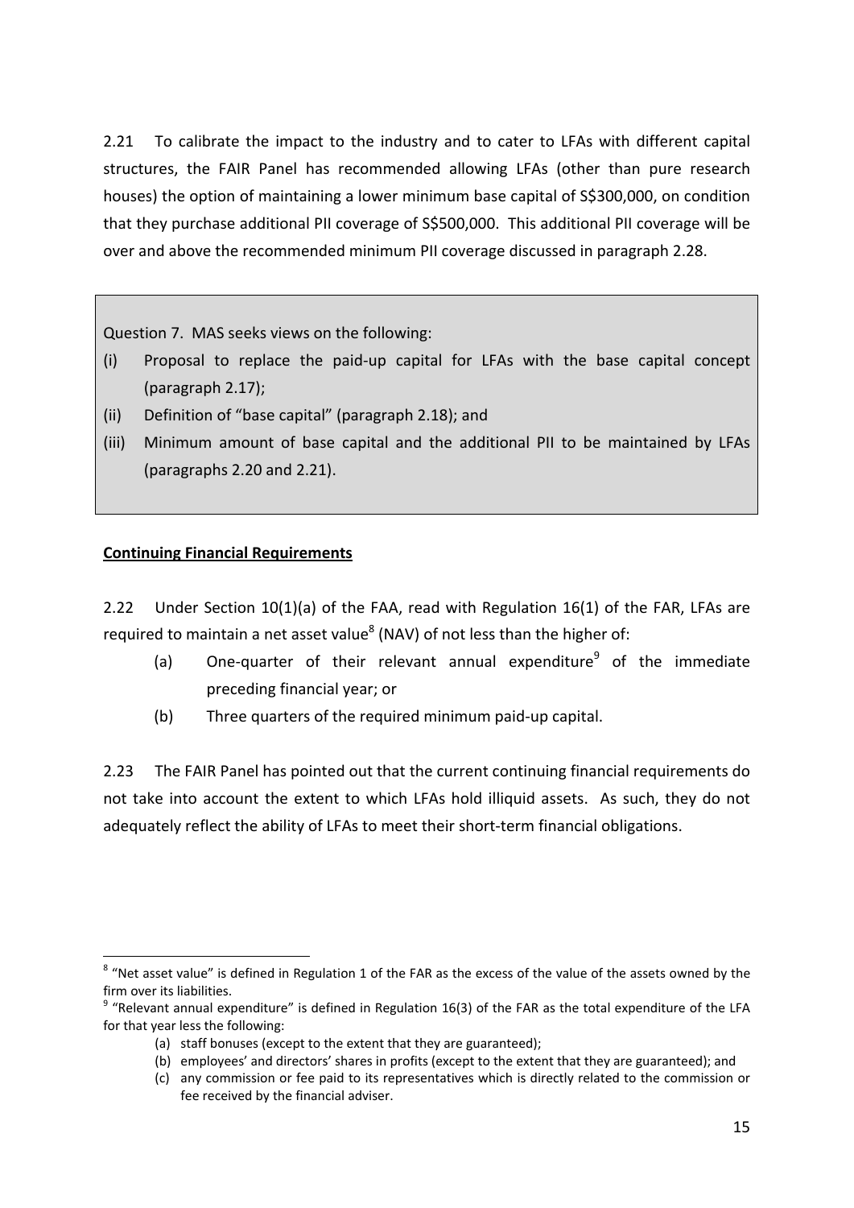2.21 To calibrate the impact to the industry and to cater to LFAs with different capital structures, the FAIR Panel has recommended allowing LFAs (other than pure research houses) the option of maintaining a lower minimum base capital of S$300,000, on condition that they purchase additional PII coverage of S$500,000. This additional PII coverage will be over and above the recommended minimum PII coverage discussed in paragraph 2.28.

> Question 7. MAS seeks views on the following:
>
> (i) Proposal to replace the paid-up capital for LFAs with the base capital concept (paragraph 2.17);
>
> (ii) Definition of "base capital" (paragraph 2.18); and
>
> (iii) Minimum amount of base capital and the additional PII to be maintained by LFAs (paragraphs 2.20 and 2.21).

**Continuing Financial Requirements**

2.22 Under Section 10(1)(a) of the FAA, read with Regulation 16(1) of the FAR, LFAs are required to maintain a net asset value[8] (NAV) of not less than the higher of:

(a) One-quarter of their relevant annual expenditure[9] of the immediate preceding financial year; or

(b) Three quarters of the required minimum paid-up capital.

2.23 The FAIR Panel has pointed out that the current continuing financial requirements do not take into account the extent to which LFAs hold illiquid assets. As such, they do not adequately reflect the ability of LFAs to meet their short-term financial obligations.

---

[8] "Net asset value" is defined in Regulation 1 of the FAR as the excess of the value of the assets owned by the firm over its liabilities.

[9] "Relevant annual expenditure" is defined in Regulation 16(3) of the FAR as the total expenditure of the LFA for that year less the following:

(a) staff bonuses (except to the extent that they are guaranteed);

(b) employees' and directors' shares in profits (except to the extent that they are guaranteed); and

(c) any commission or fee paid to its representatives which is directly related to the commission or fee received by the financial adviser.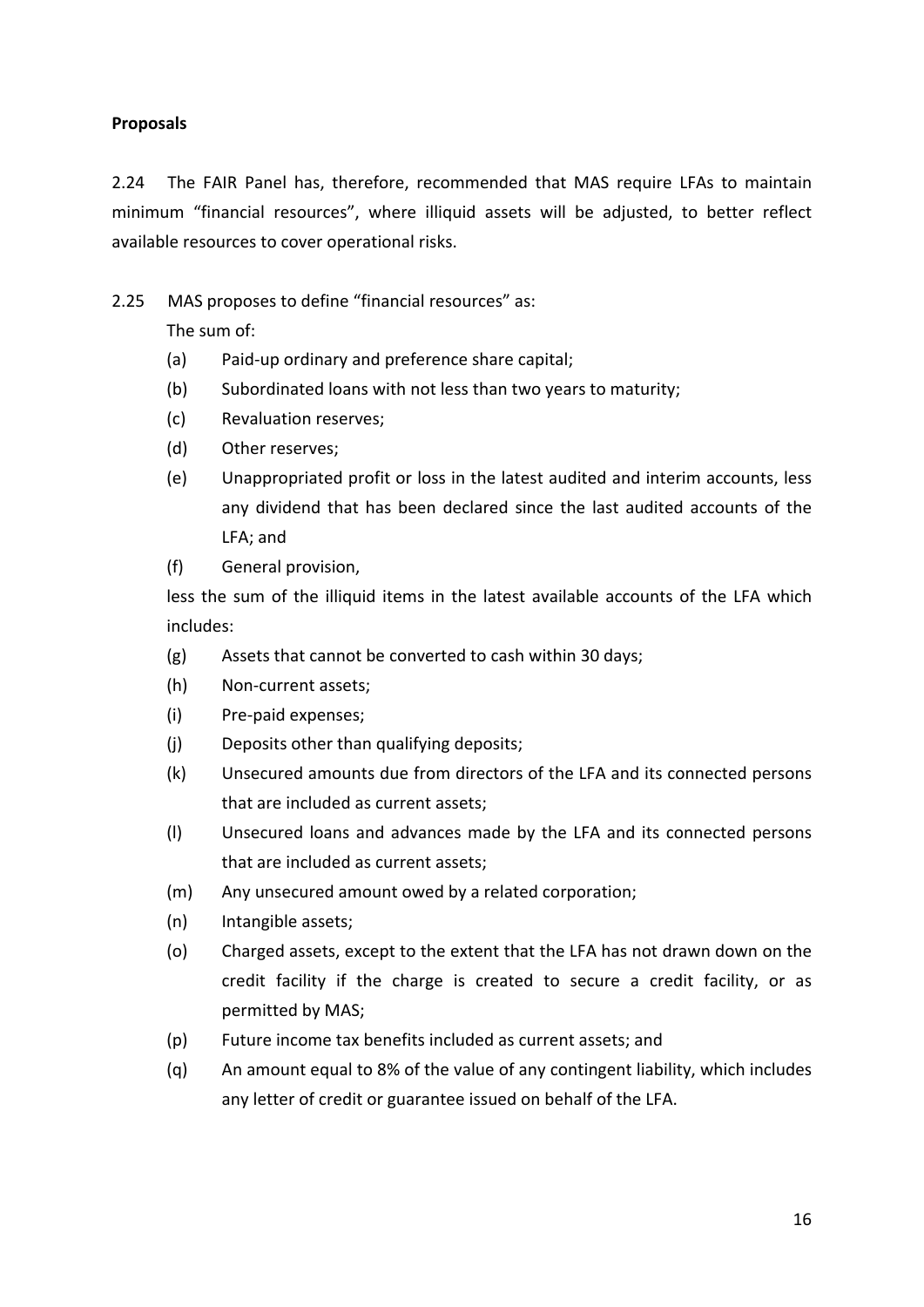**Proposals**

2.24 The FAIR Panel has, therefore, recommended that MAS require LFAs to maintain minimum "financial resources", where illiquid assets will be adjusted, to better reflect available resources to cover operational risks.

2.25 MAS proposes to define "financial resources" as:

The sum of:

(a) Paid-up ordinary and preference share capital;

(b) Subordinated loans with not less than two years to maturity;

(c) Revaluation reserves;

(d) Other reserves;

(e) Unappropriated profit or loss in the latest audited and interim accounts, less any dividend that has been declared since the last audited accounts of the LFA; and

(f) General provision,

less the sum of the illiquid items in the latest available accounts of the LFA which includes:

(g) Assets that cannot be converted to cash within 30 days;

(h) Non-current assets;

(i) Pre-paid expenses;

(j) Deposits other than qualifying deposits;

(k) Unsecured amounts due from directors of the LFA and its connected persons that are included as current assets;

(l) Unsecured loans and advances made by the LFA and its connected persons that are included as current assets;

(m) Any unsecured amount owed by a related corporation;

(n) Intangible assets;

(o) Charged assets, except to the extent that the LFA has not drawn down on the credit facility if the charge is created to secure a credit facility, or as permitted by MAS;

(p) Future income tax benefits included as current assets; and

(q) An amount equal to 8% of the value of any contingent liability, which includes any letter of credit or guarantee issued on behalf of the LFA.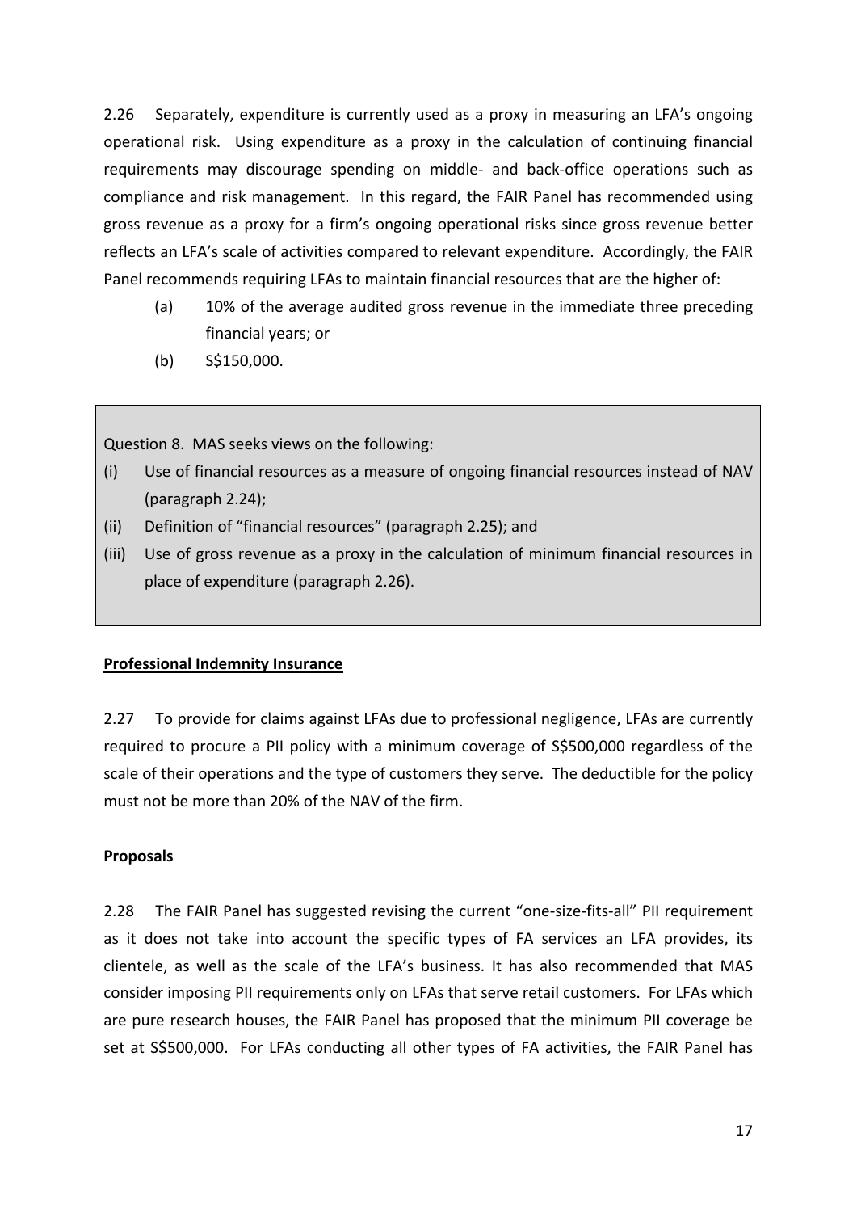2.26 Separately, expenditure is currently used as a proxy in measuring an LFA's ongoing operational risk. Using expenditure as a proxy in the calculation of continuing financial requirements may discourage spending on middle- and back-office operations such as compliance and risk management. In this regard, the FAIR Panel has recommended using gross revenue as a proxy for a firm's ongoing operational risks since gross revenue better reflects an LFA's scale of activities compared to relevant expenditure. Accordingly, the FAIR Panel recommends requiring LFAs to maintain financial resources that are the higher of:

(a) 10% of the average audited gross revenue in the immediate three preceding financial years; or

(b) S$150,000.

> Question 8. MAS seeks views on the following:
>
> (i) Use of financial resources as a measure of ongoing financial resources instead of NAV (paragraph 2.24);
>
> (ii) Definition of "financial resources" (paragraph 2.25); and
>
> (iii) Use of gross revenue as a proxy in the calculation of minimum financial resources in place of expenditure (paragraph 2.26).

**Professional Indemnity Insurance**

2.27 To provide for claims against LFAs due to professional negligence, LFAs are currently required to procure a PII policy with a minimum coverage of S$500,000 regardless of the scale of their operations and the type of customers they serve. The deductible for the policy must not be more than 20% of the NAV of the firm.

**Proposals**

2.28 The FAIR Panel has suggested revising the current "one-size-fits-all" PII requirement as it does not take into account the specific types of FA services an LFA provides, its clientele, as well as the scale of the LFA's business. It has also recommended that MAS consider imposing PII requirements only on LFAs that serve retail customers. For LFAs which are pure research houses, the FAIR Panel has proposed that the minimum PII coverage be set at S$500,000. For LFAs conducting all other types of FA activities, the FAIR Panel has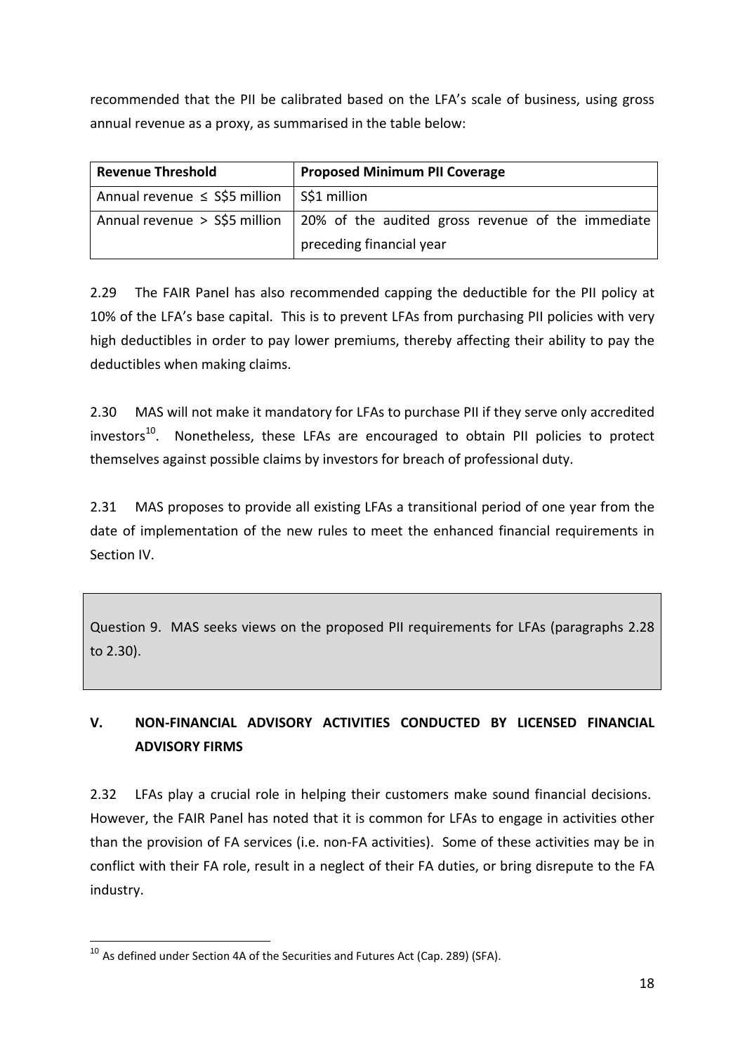recommended that the PII be calibrated based on the LFA's scale of business, using gross annual revenue as a proxy, as summarised in the table below:

| Revenue Threshold | Proposed Minimum PII Coverage |
|---|---|
| Annual revenue ≤ S$5 million | S$1 million |
| Annual revenue > S$5 million | 20% of the audited gross revenue of the immediate preceding financial year |

2.29 The FAIR Panel has also recommended capping the deductible for the PII policy at 10% of the LFA's base capital. This is to prevent LFAs from purchasing PII policies with very high deductibles in order to pay lower premiums, thereby affecting their ability to pay the deductibles when making claims.

2.30 MAS will not make it mandatory for LFAs to purchase PII if they serve only accredited investors[10]. Nonetheless, these LFAs are encouraged to obtain PII policies to protect themselves against possible claims by investors for breach of professional duty.

2.31 MAS proposes to provide all existing LFAs a transitional period of one year from the date of implementation of the new rules to meet the enhanced financial requirements in Section IV.

Question 9. MAS seeks views on the proposed PII requirements for LFAs (paragraphs 2.28 to 2.30).

## V. NON-FINANCIAL ADVISORY ACTIVITIES CONDUCTED BY LICENSED FINANCIAL ADVISORY FIRMS

2.32 LFAs play a crucial role in helping their customers make sound financial decisions. However, the FAIR Panel has noted that it is common for LFAs to engage in activities other than the provision of FA services (i.e. non-FA activities). Some of these activities may be in conflict with their FA role, result in a neglect of their FA duties, or bring disrepute to the FA industry.

[10] As defined under Section 4A of the Securities and Futures Act (Cap. 289) (SFA).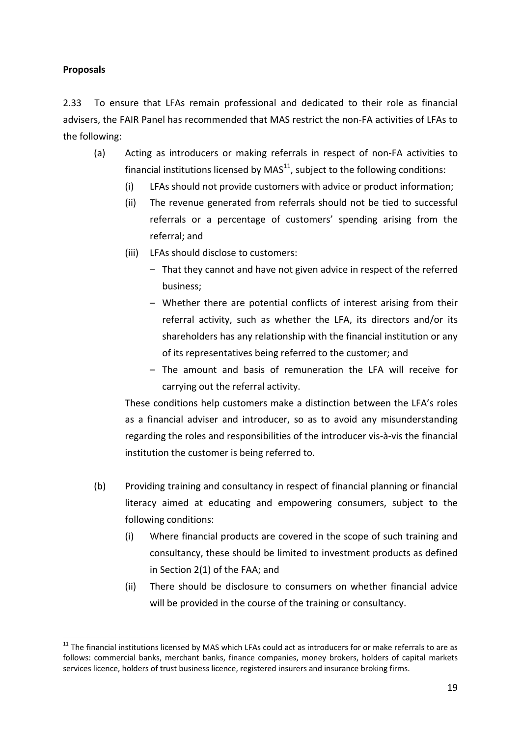**Proposals**

2.33 To ensure that LFAs remain professional and dedicated to their role as financial advisers, the FAIR Panel has recommended that MAS restrict the non-FA activities of LFAs to the following:

(a) Acting as introducers or making referrals in respect of non-FA activities to financial institutions licensed by MAS[11], subject to the following conditions:

  (i) LFAs should not provide customers with advice or product information;

  (ii) The revenue generated from referrals should not be tied to successful referrals or a percentage of customers' spending arising from the referral; and

  (iii) LFAs should disclose to customers:

  - That they cannot and have not given advice in respect of the referred business;
  - Whether there are potential conflicts of interest arising from their referral activity, such as whether the LFA, its directors and/or its shareholders has any relationship with the financial institution or any of its representatives being referred to the customer; and
  - The amount and basis of remuneration the LFA will receive for carrying out the referral activity.

  These conditions help customers make a distinction between the LFA's roles as a financial adviser and introducer, so as to avoid any misunderstanding regarding the roles and responsibilities of the introducer vis-à-vis the financial institution the customer is being referred to.

(b) Providing training and consultancy in respect of financial planning or financial literacy aimed at educating and empowering consumers, subject to the following conditions:

  (i) Where financial products are covered in the scope of such training and consultancy, these should be limited to investment products as defined in Section 2(1) of the FAA; and

  (ii) There should be disclosure to consumers on whether financial advice will be provided in the course of the training or consultancy.

---

[11] The financial institutions licensed by MAS which LFAs could act as introducers for or make referrals to are as follows: commercial banks, merchant banks, finance companies, money brokers, holders of capital markets services licence, holders of trust business licence, registered insurers and insurance broking firms.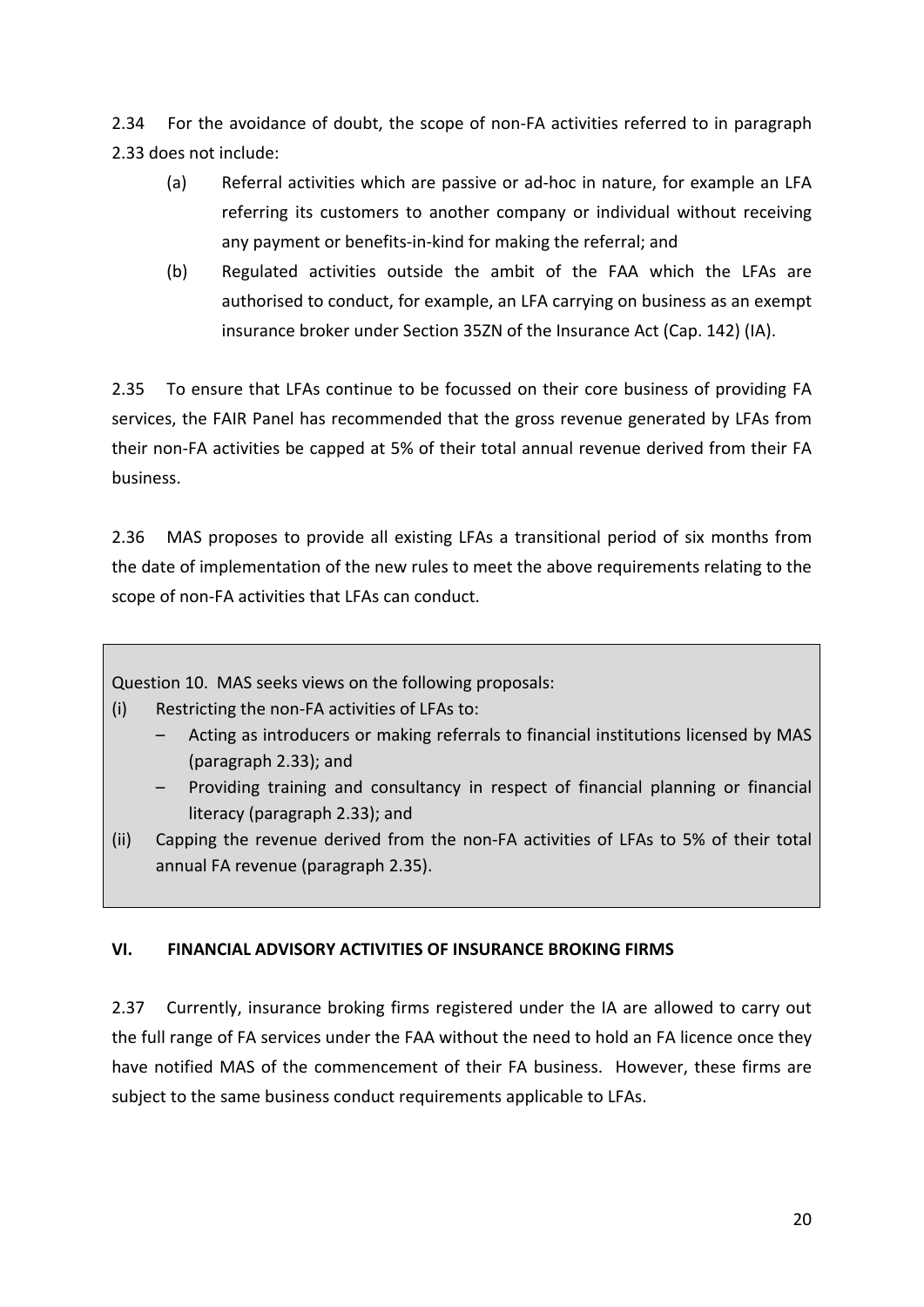2.34 For the avoidance of doubt, the scope of non-FA activities referred to in paragraph 2.33 does not include:

(a) Referral activities which are passive or ad-hoc in nature, for example an LFA referring its customers to another company or individual without receiving any payment or benefits-in-kind for making the referral; and

(b) Regulated activities outside the ambit of the FAA which the LFAs are authorised to conduct, for example, an LFA carrying on business as an exempt insurance broker under Section 35ZN of the Insurance Act (Cap. 142) (IA).

2.35 To ensure that LFAs continue to be focussed on their core business of providing FA services, the FAIR Panel has recommended that the gross revenue generated by LFAs from their non-FA activities be capped at 5% of their total annual revenue derived from their FA business.

2.36 MAS proposes to provide all existing LFAs a transitional period of six months from the date of implementation of the new rules to meet the above requirements relating to the scope of non-FA activities that LFAs can conduct.

> Question 10. MAS seeks views on the following proposals:
>
> (i) Restricting the non-FA activities of LFAs to:
> - Acting as introducers or making referrals to financial institutions licensed by MAS (paragraph 2.33); and
> - Providing training and consultancy in respect of financial planning or financial literacy (paragraph 2.33); and
>
> (ii) Capping the revenue derived from the non-FA activities of LFAs to 5% of their total annual FA revenue (paragraph 2.35).

## VI. FINANCIAL ADVISORY ACTIVITIES OF INSURANCE BROKING FIRMS

2.37 Currently, insurance broking firms registered under the IA are allowed to carry out the full range of FA services under the FAA without the need to hold an FA licence once they have notified MAS of the commencement of their FA business. However, these firms are subject to the same business conduct requirements applicable to LFAs.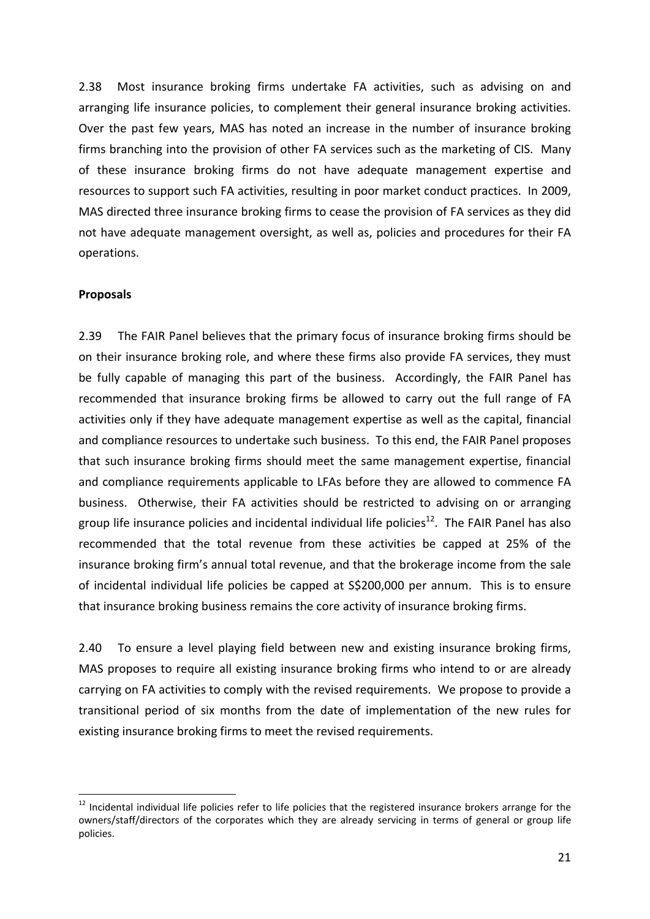2.38 Most insurance broking firms undertake FA activities, such as advising on and arranging life insurance policies, to complement their general insurance broking activities. Over the past few years, MAS has noted an increase in the number of insurance broking firms branching into the provision of other FA services such as the marketing of CIS. Many of these insurance broking firms do not have adequate management expertise and resources to support such FA activities, resulting in poor market conduct practices. In 2009, MAS directed three insurance broking firms to cease the provision of FA services as they did not have adequate management oversight, as well as, policies and procedures for their FA operations.

**Proposals**

2.39 The FAIR Panel believes that the primary focus of insurance broking firms should be on their insurance broking role, and where these firms also provide FA services, they must be fully capable of managing this part of the business. Accordingly, the FAIR Panel has recommended that insurance broking firms be allowed to carry out the full range of FA activities only if they have adequate management expertise as well as the capital, financial and compliance resources to undertake such business. To this end, the FAIR Panel proposes that such insurance broking firms should meet the same management expertise, financial and compliance requirements applicable to LFAs before they are allowed to commence FA business. Otherwise, their FA activities should be restricted to advising on or arranging group life insurance policies and incidental individual life policies[12]. The FAIR Panel has also recommended that the total revenue from these activities be capped at 25% of the insurance broking firm's annual total revenue, and that the brokerage income from the sale of incidental individual life policies be capped at S$200,000 per annum. This is to ensure that insurance broking business remains the core activity of insurance broking firms.

2.40 To ensure a level playing field between new and existing insurance broking firms, MAS proposes to require all existing insurance broking firms who intend to or are already carrying on FA activities to comply with the revised requirements. We propose to provide a transitional period of six months from the date of implementation of the new rules for existing insurance broking firms to meet the revised requirements.

[12] Incidental individual life policies refer to life policies that the registered insurance brokers arrange for the owners/staff/directors of the corporates which they are already servicing in terms of general or group life policies.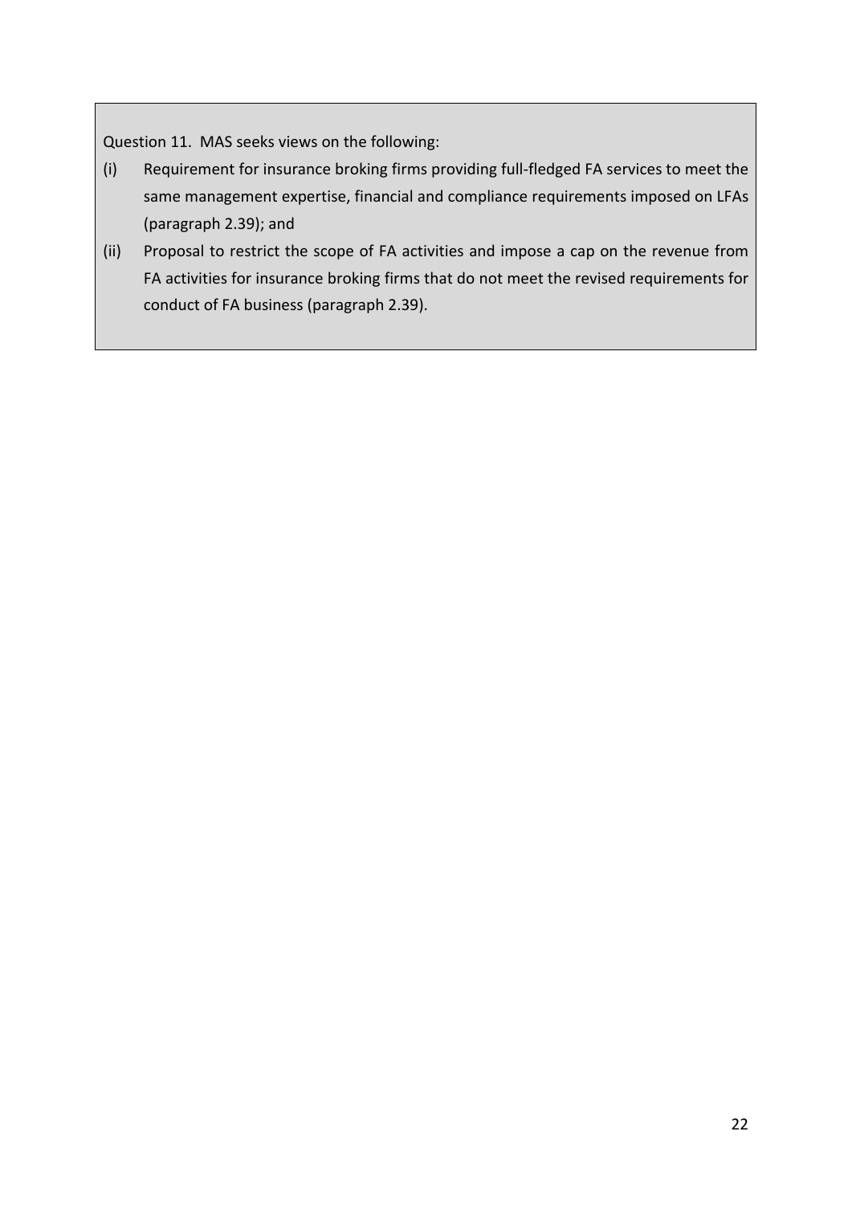Question 11. MAS seeks views on the following:

(i) Requirement for insurance broking firms providing full-fledged FA services to meet the same management expertise, financial and compliance requirements imposed on LFAs (paragraph 2.39); and

(ii) Proposal to restrict the scope of FA activities and impose a cap on the revenue from FA activities for insurance broking firms that do not meet the revised requirements for conduct of FA business (paragraph 2.39).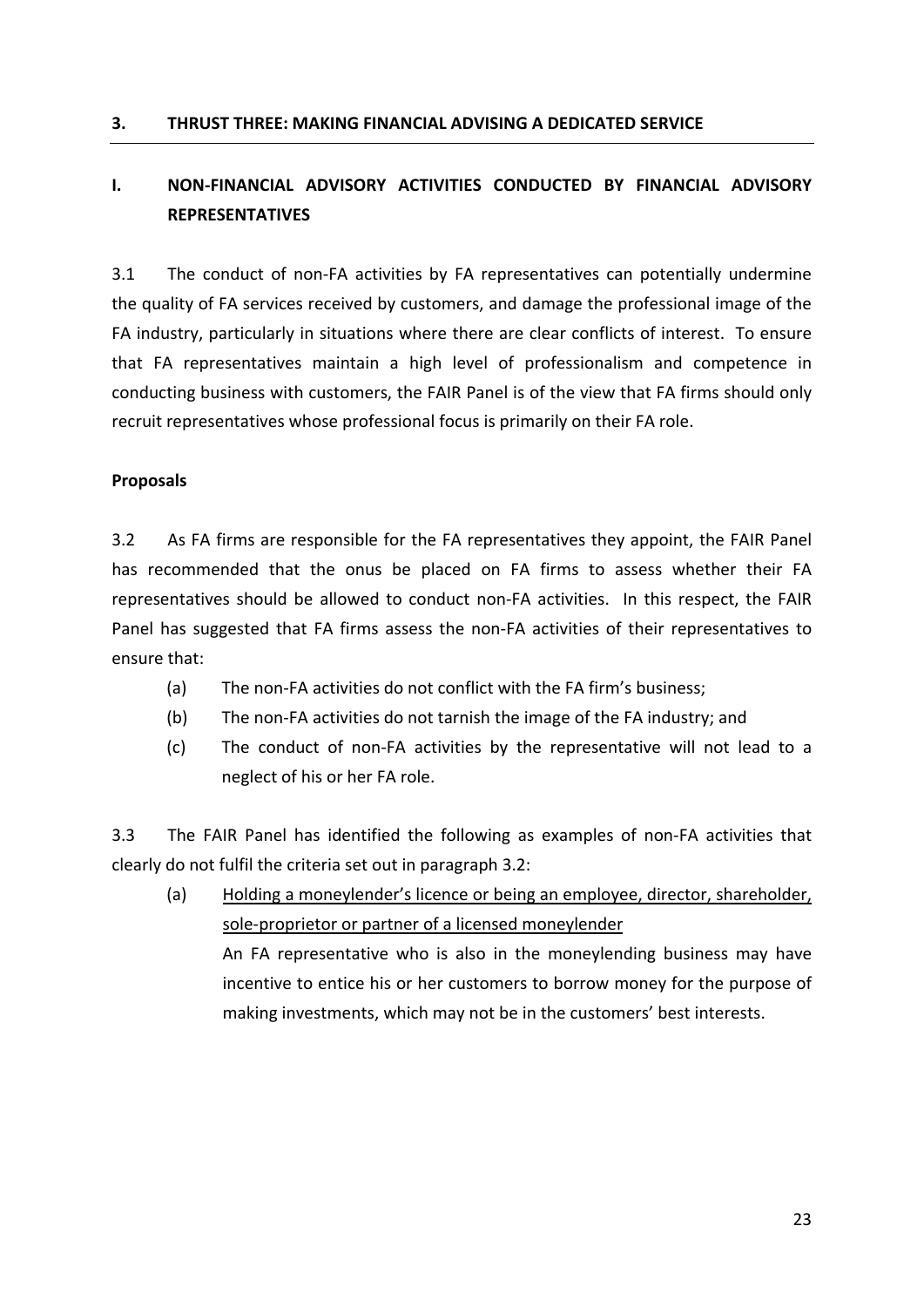## 3. THRUST THREE: MAKING FINANCIAL ADVISING A DEDICATED SERVICE

### I. NON-FINANCIAL ADVISORY ACTIVITIES CONDUCTED BY FINANCIAL ADVISORY REPRESENTATIVES

3.1 The conduct of non-FA activities by FA representatives can potentially undermine the quality of FA services received by customers, and damage the professional image of the FA industry, particularly in situations where there are clear conflicts of interest. To ensure that FA representatives maintain a high level of professionalism and competence in conducting business with customers, the FAIR Panel is of the view that FA firms should only recruit representatives whose professional focus is primarily on their FA role.

**Proposals**

3.2 As FA firms are responsible for the FA representatives they appoint, the FAIR Panel has recommended that the onus be placed on FA firms to assess whether their FA representatives should be allowed to conduct non-FA activities. In this respect, the FAIR Panel has suggested that FA firms assess the non-FA activities of their representatives to ensure that:

(a) The non-FA activities do not conflict with the FA firm's business;

(b) The non-FA activities do not tarnish the image of the FA industry; and

(c) The conduct of non-FA activities by the representative will not lead to a neglect of his or her FA role.

3.3 The FAIR Panel has identified the following as examples of non-FA activities that clearly do not fulfil the criteria set out in paragraph 3.2:

(a) <u>Holding a moneylender's licence or being an employee, director, shareholder, sole-proprietor or partner of a licensed moneylender</u>

An FA representative who is also in the moneylending business may have incentive to entice his or her customers to borrow money for the purpose of making investments, which may not be in the customers' best interests.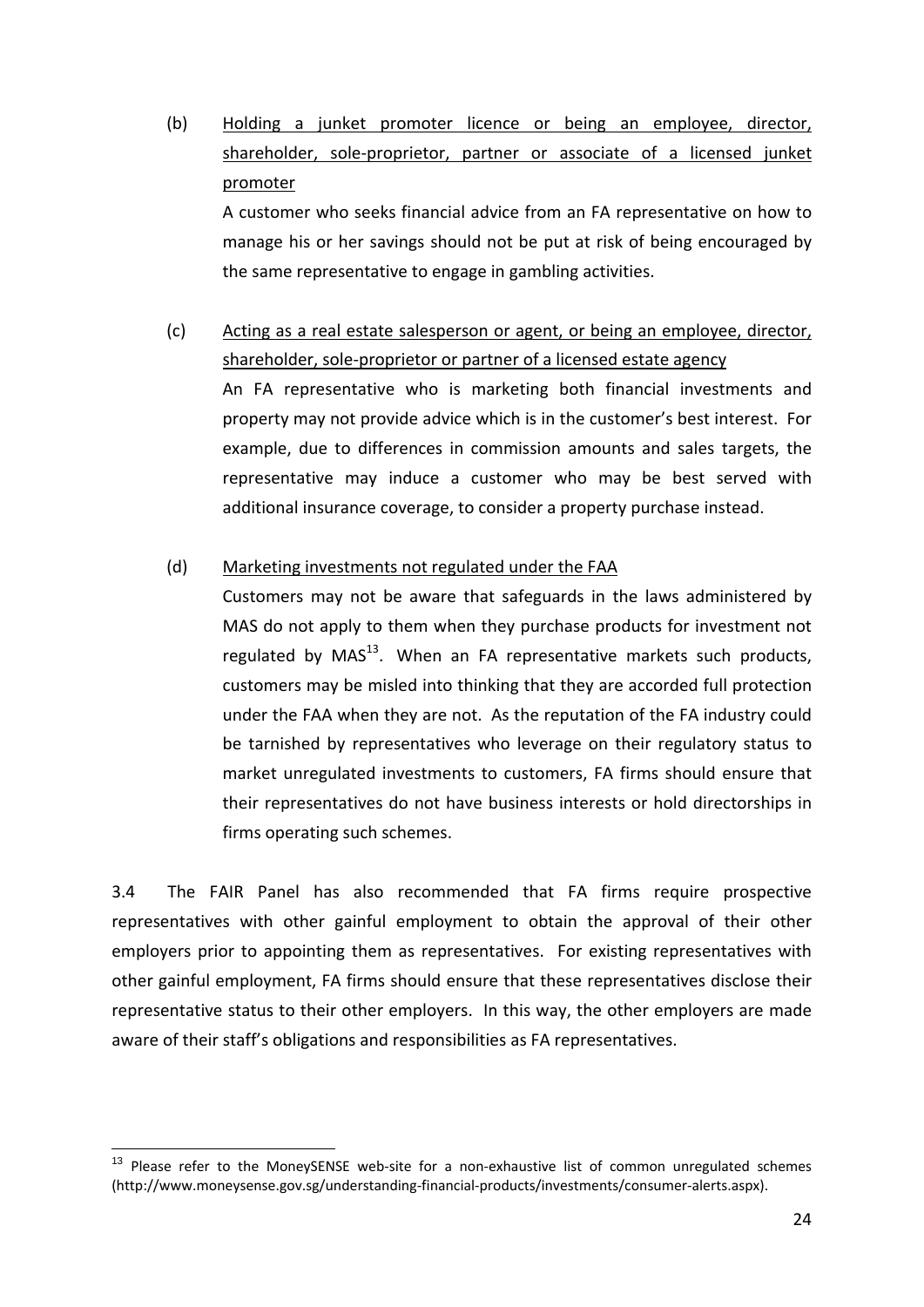(b) Holding a junket promoter licence or being an employee, director, shareholder, sole-proprietor, partner or associate of a licensed junket promoter

A customer who seeks financial advice from an FA representative on how to manage his or her savings should not be put at risk of being encouraged by the same representative to engage in gambling activities.

(c) Acting as a real estate salesperson or agent, or being an employee, director, shareholder, sole-proprietor or partner of a licensed estate agency

An FA representative who is marketing both financial investments and property may not provide advice which is in the customer's best interest. For example, due to differences in commission amounts and sales targets, the representative may induce a customer who may be best served with additional insurance coverage, to consider a property purchase instead.

(d) Marketing investments not regulated under the FAA

Customers may not be aware that safeguards in the laws administered by MAS do not apply to them when they purchase products for investment not regulated by MAS[13]. When an FA representative markets such products, customers may be misled into thinking that they are accorded full protection under the FAA when they are not. As the reputation of the FA industry could be tarnished by representatives who leverage on their regulatory status to market unregulated investments to customers, FA firms should ensure that their representatives do not have business interests or hold directorships in firms operating such schemes.

3.4 The FAIR Panel has also recommended that FA firms require prospective representatives with other gainful employment to obtain the approval of their other employers prior to appointing them as representatives. For existing representatives with other gainful employment, FA firms should ensure that these representatives disclose their representative status to their other employers. In this way, the other employers are made aware of their staff's obligations and responsibilities as FA representatives.

---

[13] Please refer to the MoneySENSE web-site for a non-exhaustive list of common unregulated schemes (http://www.moneysense.gov.sg/understanding-financial-products/investments/consumer-alerts.aspx).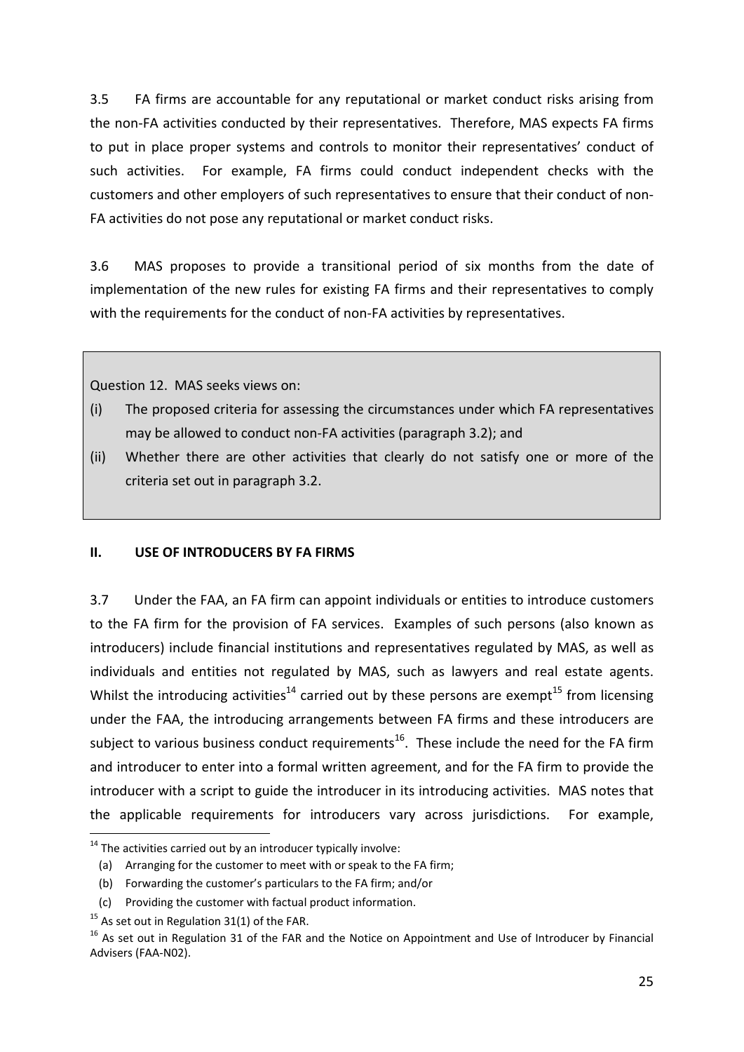3.5 FA firms are accountable for any reputational or market conduct risks arising from the non-FA activities conducted by their representatives. Therefore, MAS expects FA firms to put in place proper systems and controls to monitor their representatives' conduct of such activities. For example, FA firms could conduct independent checks with the customers and other employers of such representatives to ensure that their conduct of non-FA activities do not pose any reputational or market conduct risks.

3.6 MAS proposes to provide a transitional period of six months from the date of implementation of the new rules for existing FA firms and their representatives to comply with the requirements for the conduct of non-FA activities by representatives.

> Question 12. MAS seeks views on:
>
> (i) The proposed criteria for assessing the circumstances under which FA representatives may be allowed to conduct non-FA activities (paragraph 3.2); and
>
> (ii) Whether there are other activities that clearly do not satisfy one or more of the criteria set out in paragraph 3.2.

## II. USE OF INTRODUCERS BY FA FIRMS

3.7 Under the FAA, an FA firm can appoint individuals or entities to introduce customers to the FA firm for the provision of FA services. Examples of such persons (also known as introducers) include financial institutions and representatives regulated by MAS, as well as individuals and entities not regulated by MAS, such as lawyers and real estate agents. Whilst the introducing activities[14] carried out by these persons are exempt[15] from licensing under the FAA, the introducing arrangements between FA firms and these introducers are subject to various business conduct requirements[16]. These include the need for the FA firm and introducer to enter into a formal written agreement, and for the FA firm to provide the introducer with a script to guide the introducer in its introducing activities. MAS notes that the applicable requirements for introducers vary across jurisdictions. For example,

---

[14] The activities carried out by an introducer typically involve:
  (a) Arranging for the customer to meet with or speak to the FA firm;
  (b) Forwarding the customer's particulars to the FA firm; and/or
  (c) Providing the customer with factual product information.

[15] As set out in Regulation 31(1) of the FAR.

[16] As set out in Regulation 31 of the FAR and the Notice on Appointment and Use of Introducer by Financial Advisers (FAA-N02).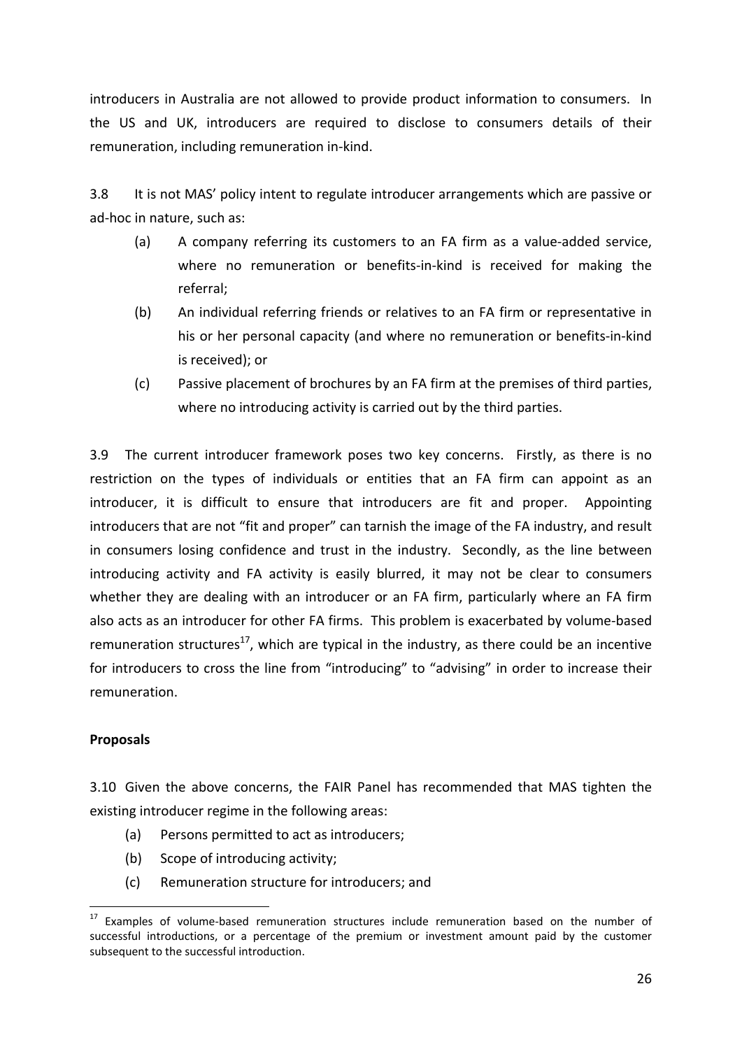introducers in Australia are not allowed to provide product information to consumers. In the US and UK, introducers are required to disclose to consumers details of their remuneration, including remuneration in-kind.

3.8 It is not MAS' policy intent to regulate introducer arrangements which are passive or ad-hoc in nature, such as:

(a) A company referring its customers to an FA firm as a value-added service, where no remuneration or benefits-in-kind is received for making the referral;

(b) An individual referring friends or relatives to an FA firm or representative in his or her personal capacity (and where no remuneration or benefits-in-kind is received); or

(c) Passive placement of brochures by an FA firm at the premises of third parties, where no introducing activity is carried out by the third parties.

3.9 The current introducer framework poses two key concerns. Firstly, as there is no restriction on the types of individuals or entities that an FA firm can appoint as an introducer, it is difficult to ensure that introducers are fit and proper. Appointing introducers that are not "fit and proper" can tarnish the image of the FA industry, and result in consumers losing confidence and trust in the industry. Secondly, as the line between introducing activity and FA activity is easily blurred, it may not be clear to consumers whether they are dealing with an introducer or an FA firm, particularly where an FA firm also acts as an introducer for other FA firms. This problem is exacerbated by volume-based remuneration structures[17], which are typical in the industry, as there could be an incentive for introducers to cross the line from "introducing" to "advising" in order to increase their remuneration.

**Proposals**

3.10 Given the above concerns, the FAIR Panel has recommended that MAS tighten the existing introducer regime in the following areas:

(a) Persons permitted to act as introducers;

(b) Scope of introducing activity;

(c) Remuneration structure for introducers; and

[17] Examples of volume-based remuneration structures include remuneration based on the number of successful introductions, or a percentage of the premium or investment amount paid by the customer subsequent to the successful introduction.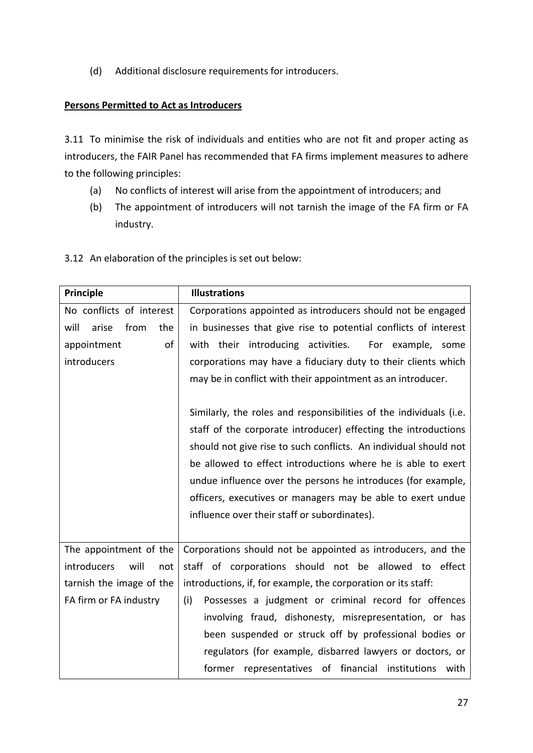(d) Additional disclosure requirements for introducers.

**Persons Permitted to Act as Introducers**

3.11 To minimise the risk of individuals and entities who are not fit and proper acting as introducers, the FAIR Panel has recommended that FA firms implement measures to adhere to the following principles:

(a) No conflicts of interest will arise from the appointment of introducers; and

(b) The appointment of introducers will not tarnish the image of the FA firm or FA industry.

3.12 An elaboration of the principles is set out below:

| Principle | Illustrations |
|---|---|
| No conflicts of interest will arise from the appointment of introducers | Corporations appointed as introducers should not be engaged in businesses that give rise to potential conflicts of interest with their introducing activities. For example, some corporations may have a fiduciary duty to their clients which may be in conflict with their appointment as an introducer.<br><br>Similarly, the roles and responsibilities of the individuals (i.e. staff of the corporate introducer) effecting the introductions should not give rise to such conflicts. An individual should not be allowed to effect introductions where he is able to exert undue influence over the persons he introduces (for example, officers, executives or managers may be able to exert undue influence over their staff or subordinates). |
| The appointment of the introducers will not tarnish the image of the FA firm or FA industry | Corporations should not be appointed as introducers, and the staff of corporations should not be allowed to effect introductions, if, for example, the corporation or its staff:<br>(i) Possesses a judgment or criminal record for offences involving fraud, dishonesty, misrepresentation, or has been suspended or struck off by professional bodies or regulators (for example, disbarred lawyers or doctors, or former representatives of financial institutions with |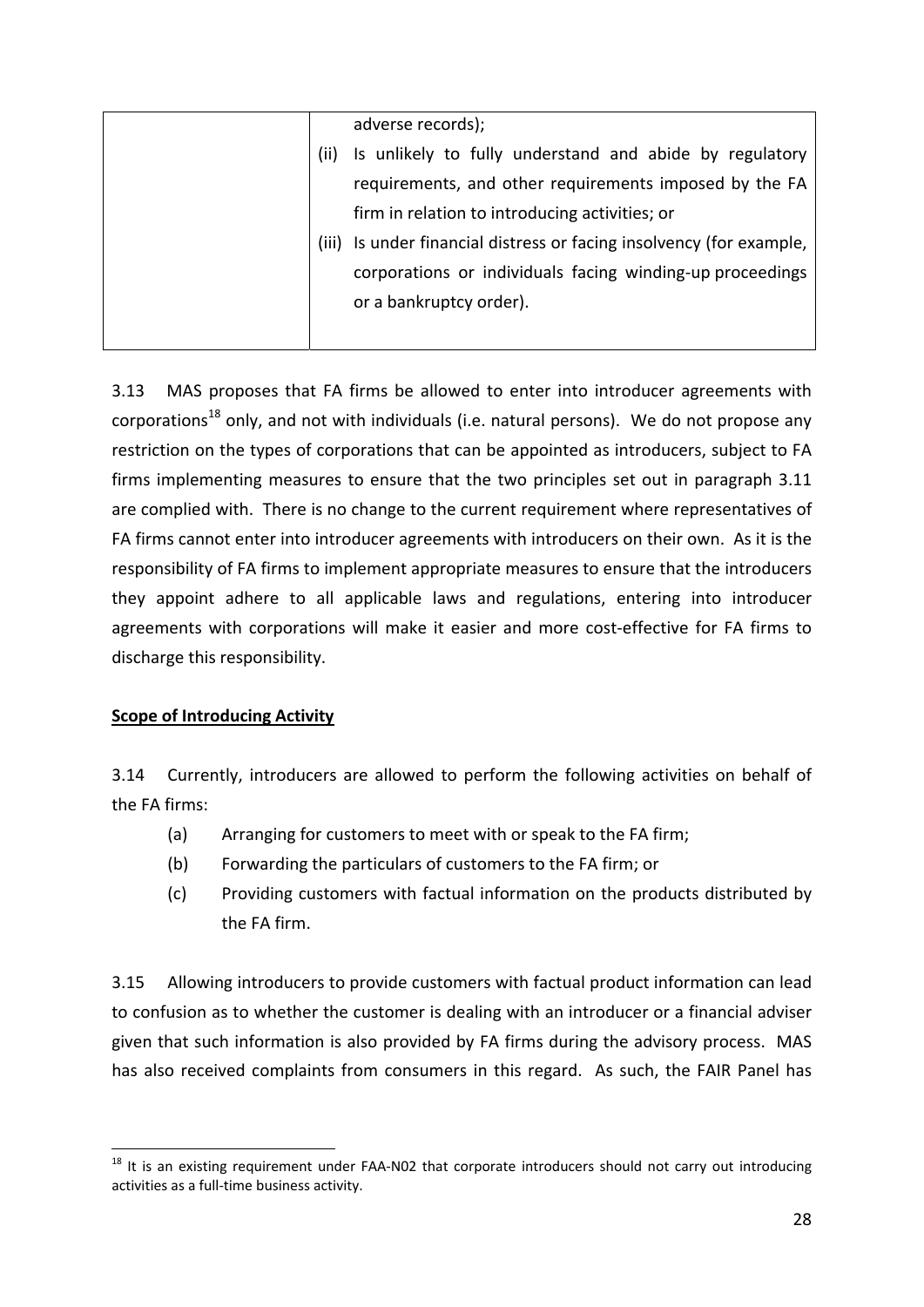| | adverse records);<br>(ii) Is unlikely to fully understand and abide by regulatory requirements, and other requirements imposed by the FA firm in relation to introducing activities; or<br>(iii) Is under financial distress or facing insolvency (for example, corporations or individuals facing winding-up proceedings or a bankruptcy order). |
|---|---|

3.13 MAS proposes that FA firms be allowed to enter into introducer agreements with corporations[18] only, and not with individuals (i.e. natural persons). We do not propose any restriction on the types of corporations that can be appointed as introducers, subject to FA firms implementing measures to ensure that the two principles set out in paragraph 3.11 are complied with. There is no change to the current requirement where representatives of FA firms cannot enter into introducer agreements with introducers on their own. As it is the responsibility of FA firms to implement appropriate measures to ensure that the introducers they appoint adhere to all applicable laws and regulations, entering into introducer agreements with corporations will make it easier and more cost-effective for FA firms to discharge this responsibility.

**Scope of Introducing Activity**

3.14 Currently, introducers are allowed to perform the following activities on behalf of the FA firms:

(a) Arranging for customers to meet with or speak to the FA firm;

(b) Forwarding the particulars of customers to the FA firm; or

(c) Providing customers with factual information on the products distributed by the FA firm.

3.15 Allowing introducers to provide customers with factual product information can lead to confusion as to whether the customer is dealing with an introducer or a financial adviser given that such information is also provided by FA firms during the advisory process. MAS has also received complaints from consumers in this regard. As such, the FAIR Panel has

[18] It is an existing requirement under FAA-N02 that corporate introducers should not carry out introducing activities as a full-time business activity.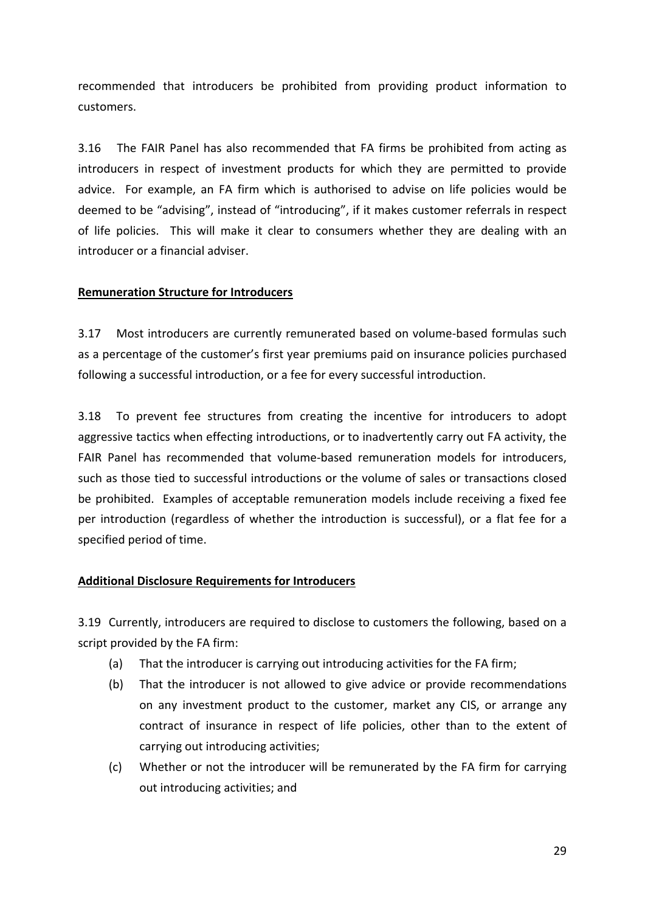recommended that introducers be prohibited from providing product information to customers.

3.16 The FAIR Panel has also recommended that FA firms be prohibited from acting as introducers in respect of investment products for which they are permitted to provide advice. For example, an FA firm which is authorised to advise on life policies would be deemed to be "advising", instead of "introducing", if it makes customer referrals in respect of life policies. This will make it clear to consumers whether they are dealing with an introducer or a financial adviser.

**Remuneration Structure for Introducers**

3.17 Most introducers are currently remunerated based on volume-based formulas such as a percentage of the customer's first year premiums paid on insurance policies purchased following a successful introduction, or a fee for every successful introduction.

3.18 To prevent fee structures from creating the incentive for introducers to adopt aggressive tactics when effecting introductions, or to inadvertently carry out FA activity, the FAIR Panel has recommended that volume-based remuneration models for introducers, such as those tied to successful introductions or the volume of sales or transactions closed be prohibited. Examples of acceptable remuneration models include receiving a fixed fee per introduction (regardless of whether the introduction is successful), or a flat fee for a specified period of time.

**Additional Disclosure Requirements for Introducers**

3.19 Currently, introducers are required to disclose to customers the following, based on a script provided by the FA firm:

(a) That the introducer is carrying out introducing activities for the FA firm;

(b) That the introducer is not allowed to give advice or provide recommendations on any investment product to the customer, market any CIS, or arrange any contract of insurance in respect of life policies, other than to the extent of carrying out introducing activities;

(c) Whether or not the introducer will be remunerated by the FA firm for carrying out introducing activities; and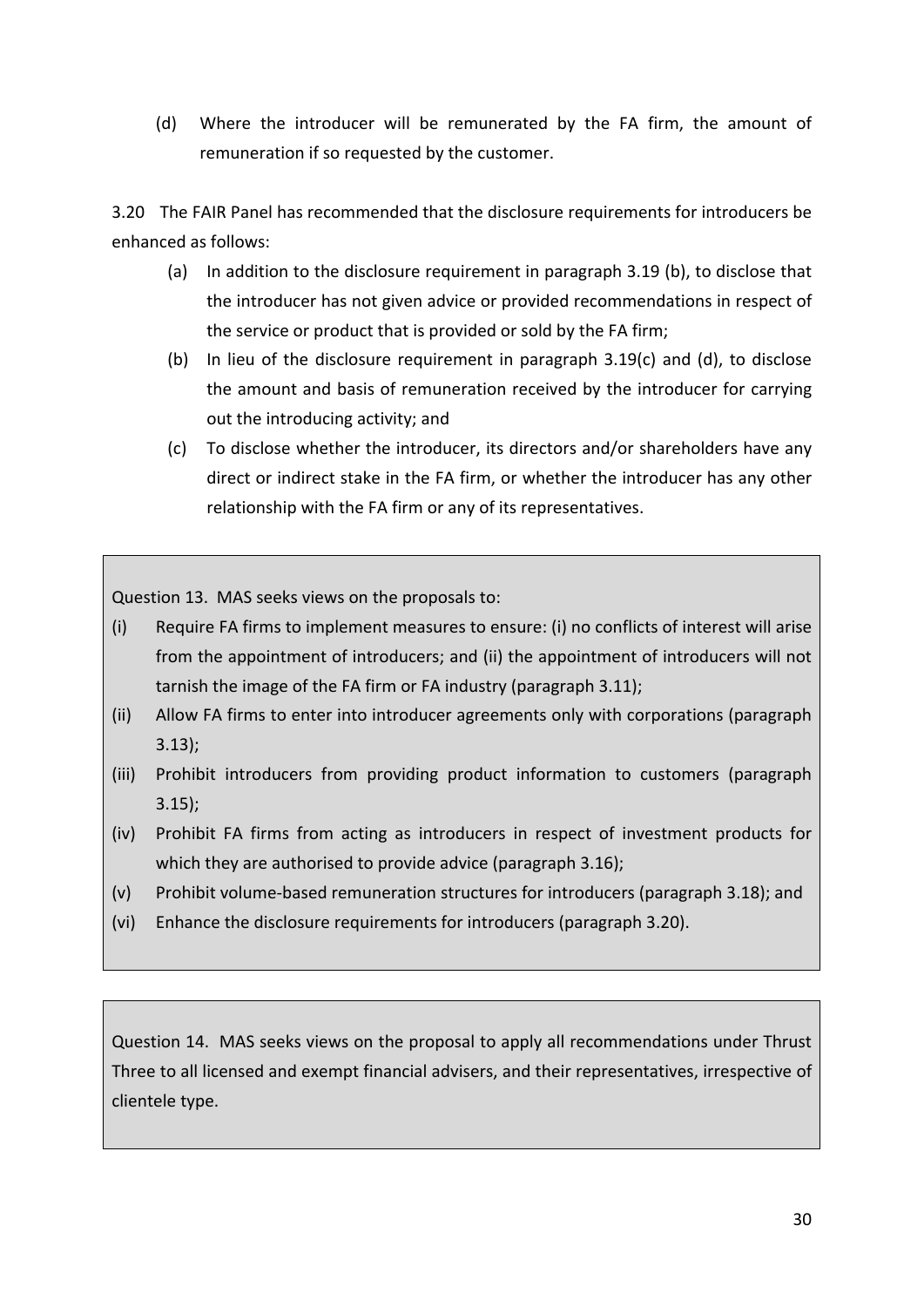(d) Where the introducer will be remunerated by the FA firm, the amount of remuneration if so requested by the customer.

3.20 The FAIR Panel has recommended that the disclosure requirements for introducers be enhanced as follows:

(a) In addition to the disclosure requirement in paragraph 3.19 (b), to disclose that the introducer has not given advice or provided recommendations in respect of the service or product that is provided or sold by the FA firm;

(b) In lieu of the disclosure requirement in paragraph 3.19(c) and (d), to disclose the amount and basis of remuneration received by the introducer for carrying out the introducing activity; and

(c) To disclose whether the introducer, its directors and/or shareholders have any direct or indirect stake in the FA firm, or whether the introducer has any other relationship with the FA firm or any of its representatives.

> Question 13. MAS seeks views on the proposals to:
>
> (i) Require FA firms to implement measures to ensure: (i) no conflicts of interest will arise from the appointment of introducers; and (ii) the appointment of introducers will not tarnish the image of the FA firm or FA industry (paragraph 3.11);
>
> (ii) Allow FA firms to enter into introducer agreements only with corporations (paragraph 3.13);
>
> (iii) Prohibit introducers from providing product information to customers (paragraph 3.15);
>
> (iv) Prohibit FA firms from acting as introducers in respect of investment products for which they are authorised to provide advice (paragraph 3.16);
>
> (v) Prohibit volume-based remuneration structures for introducers (paragraph 3.18); and
>
> (vi) Enhance the disclosure requirements for introducers (paragraph 3.20).

> Question 14. MAS seeks views on the proposal to apply all recommendations under Thrust Three to all licensed and exempt financial advisers, and their representatives, irrespective of clientele type.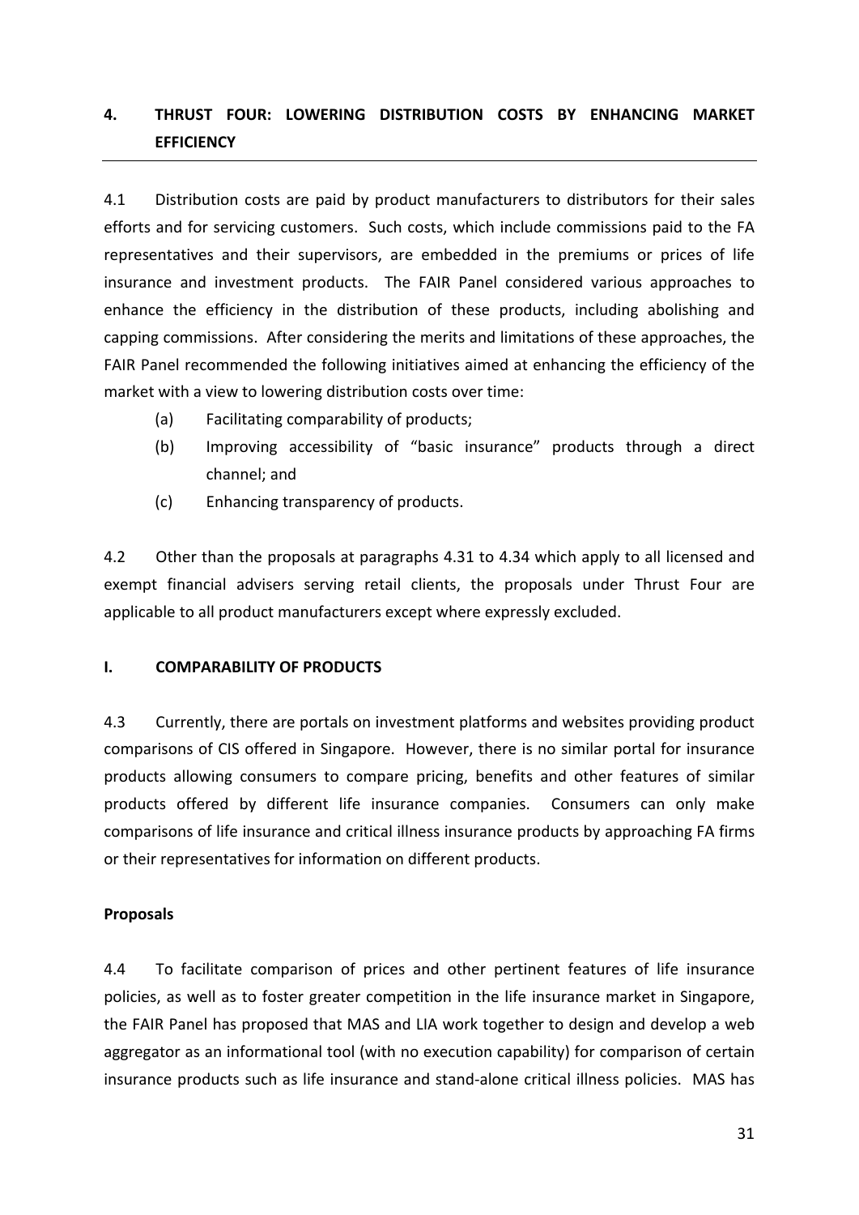## 4. THRUST FOUR: LOWERING DISTRIBUTION COSTS BY ENHANCING MARKET EFFICIENCY

4.1 Distribution costs are paid by product manufacturers to distributors for their sales efforts and for servicing customers. Such costs, which include commissions paid to the FA representatives and their supervisors, are embedded in the premiums or prices of life insurance and investment products. The FAIR Panel considered various approaches to enhance the efficiency in the distribution of these products, including abolishing and capping commissions. After considering the merits and limitations of these approaches, the FAIR Panel recommended the following initiatives aimed at enhancing the efficiency of the market with a view to lowering distribution costs over time:

- (a) Facilitating comparability of products;
- (b) Improving accessibility of "basic insurance" products through a direct channel; and
- (c) Enhancing transparency of products.

4.2 Other than the proposals at paragraphs 4.31 to 4.34 which apply to all licensed and exempt financial advisers serving retail clients, the proposals under Thrust Four are applicable to all product manufacturers except where expressly excluded.

### I. COMPARABILITY OF PRODUCTS

4.3 Currently, there are portals on investment platforms and websites providing product comparisons of CIS offered in Singapore. However, there is no similar portal for insurance products allowing consumers to compare pricing, benefits and other features of similar products offered by different life insurance companies. Consumers can only make comparisons of life insurance and critical illness insurance products by approaching FA firms or their representatives for information on different products.

**Proposals**

4.4 To facilitate comparison of prices and other pertinent features of life insurance policies, as well as to foster greater competition in the life insurance market in Singapore, the FAIR Panel has proposed that MAS and LIA work together to design and develop a web aggregator as an informational tool (with no execution capability) for comparison of certain insurance products such as life insurance and stand-alone critical illness policies. MAS has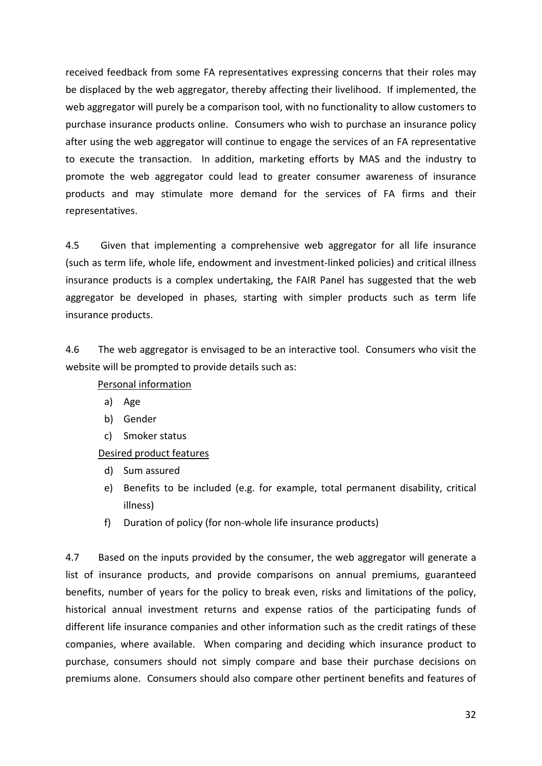received feedback from some FA representatives expressing concerns that their roles may be displaced by the web aggregator, thereby affecting their livelihood. If implemented, the web aggregator will purely be a comparison tool, with no functionality to allow customers to purchase insurance products online. Consumers who wish to purchase an insurance policy after using the web aggregator will continue to engage the services of an FA representative to execute the transaction. In addition, marketing efforts by MAS and the industry to promote the web aggregator could lead to greater consumer awareness of insurance products and may stimulate more demand for the services of FA firms and their representatives.

4.5 Given that implementing a comprehensive web aggregator for all life insurance (such as term life, whole life, endowment and investment-linked policies) and critical illness insurance products is a complex undertaking, the FAIR Panel has suggested that the web aggregator be developed in phases, starting with simpler products such as term life insurance products.

4.6 The web aggregator is envisaged to be an interactive tool. Consumers who visit the website will be prompted to provide details such as:

Personal information

a) Age
b) Gender
c) Smoker status

Desired product features

d) Sum assured
e) Benefits to be included (e.g. for example, total permanent disability, critical illness)
f) Duration of policy (for non-whole life insurance products)

4.7 Based on the inputs provided by the consumer, the web aggregator will generate a list of insurance products, and provide comparisons on annual premiums, guaranteed benefits, number of years for the policy to break even, risks and limitations of the policy, historical annual investment returns and expense ratios of the participating funds of different life insurance companies and other information such as the credit ratings of these companies, where available. When comparing and deciding which insurance product to purchase, consumers should not simply compare and base their purchase decisions on premiums alone. Consumers should also compare other pertinent benefits and features of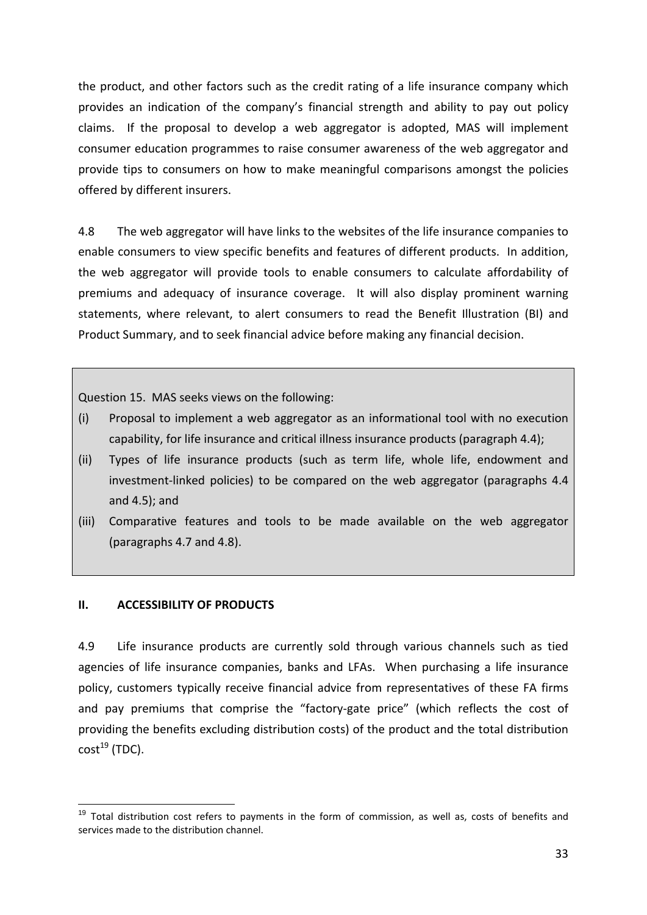the product, and other factors such as the credit rating of a life insurance company which provides an indication of the company's financial strength and ability to pay out policy claims. If the proposal to develop a web aggregator is adopted, MAS will implement consumer education programmes to raise consumer awareness of the web aggregator and provide tips to consumers on how to make meaningful comparisons amongst the policies offered by different insurers.

4.8 The web aggregator will have links to the websites of the life insurance companies to enable consumers to view specific benefits and features of different products. In addition, the web aggregator will provide tools to enable consumers to calculate affordability of premiums and adequacy of insurance coverage. It will also display prominent warning statements, where relevant, to alert consumers to read the Benefit Illustration (BI) and Product Summary, and to seek financial advice before making any financial decision.

> Question 15. MAS seeks views on the following:
>
> (i) Proposal to implement a web aggregator as an informational tool with no execution capability, for life insurance and critical illness insurance products (paragraph 4.4);
>
> (ii) Types of life insurance products (such as term life, whole life, endowment and investment-linked policies) to be compared on the web aggregator (paragraphs 4.4 and 4.5); and
>
> (iii) Comparative features and tools to be made available on the web aggregator (paragraphs 4.7 and 4.8).

## II. ACCESSIBILITY OF PRODUCTS

4.9 Life insurance products are currently sold through various channels such as tied agencies of life insurance companies, banks and LFAs. When purchasing a life insurance policy, customers typically receive financial advice from representatives of these FA firms and pay premiums that comprise the "factory-gate price" (which reflects the cost of providing the benefits excluding distribution costs) of the product and the total distribution cost[19] (TDC).

[19] Total distribution cost refers to payments in the form of commission, as well as, costs of benefits and services made to the distribution channel.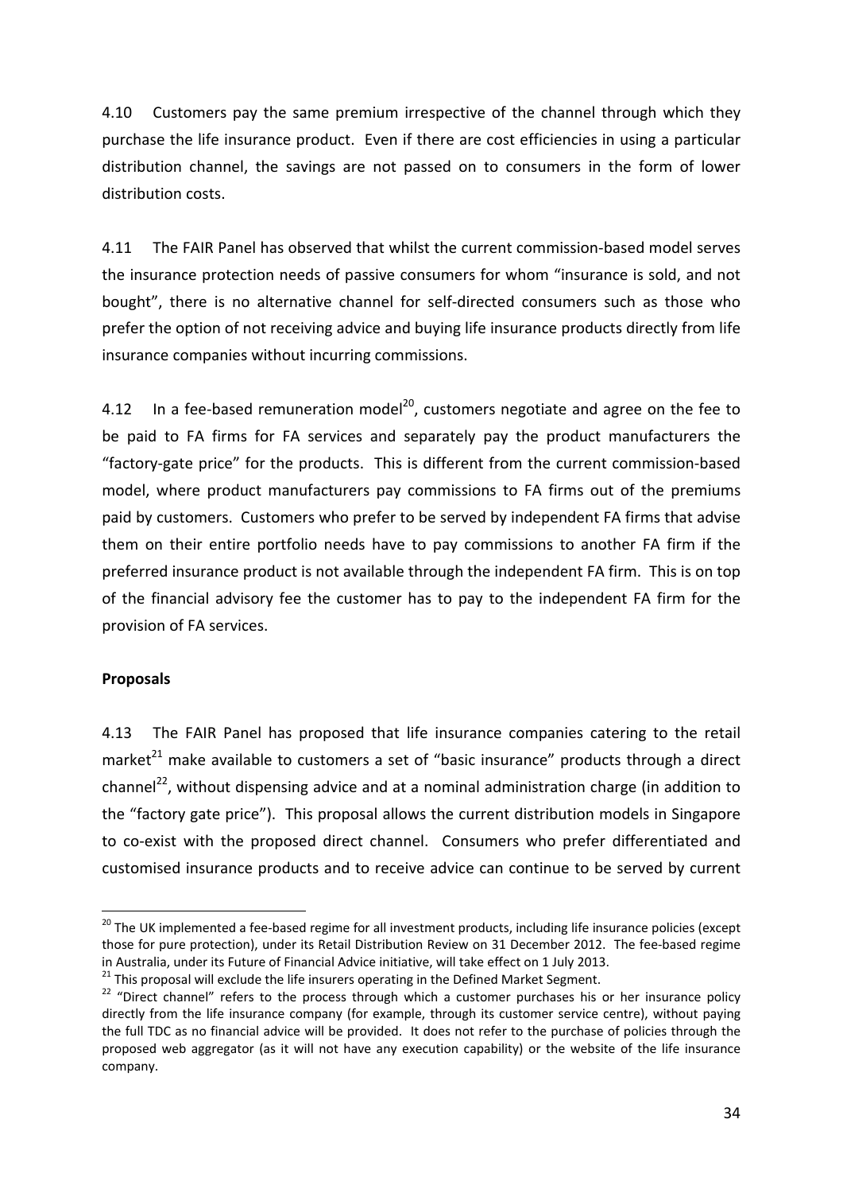4.10 Customers pay the same premium irrespective of the channel through which they purchase the life insurance product. Even if there are cost efficiencies in using a particular distribution channel, the savings are not passed on to consumers in the form of lower distribution costs.

4.11 The FAIR Panel has observed that whilst the current commission-based model serves the insurance protection needs of passive consumers for whom "insurance is sold, and not bought", there is no alternative channel for self-directed consumers such as those who prefer the option of not receiving advice and buying life insurance products directly from life insurance companies without incurring commissions.

4.12 In a fee-based remuneration model[20], customers negotiate and agree on the fee to be paid to FA firms for FA services and separately pay the product manufacturers the "factory-gate price" for the products. This is different from the current commission-based model, where product manufacturers pay commissions to FA firms out of the premiums paid by customers. Customers who prefer to be served by independent FA firms that advise them on their entire portfolio needs have to pay commissions to another FA firm if the preferred insurance product is not available through the independent FA firm. This is on top of the financial advisory fee the customer has to pay to the independent FA firm for the provision of FA services.

**Proposals**

4.13 The FAIR Panel has proposed that life insurance companies catering to the retail market[21] make available to customers a set of "basic insurance" products through a direct channel[22], without dispensing advice and at a nominal administration charge (in addition to the "factory gate price"). This proposal allows the current distribution models in Singapore to co-exist with the proposed direct channel. Consumers who prefer differentiated and customised insurance products and to receive advice can continue to be served by current

---

[20] The UK implemented a fee-based regime for all investment products, including life insurance policies (except those for pure protection), under its Retail Distribution Review on 31 December 2012. The fee-based regime in Australia, under its Future of Financial Advice initiative, will take effect on 1 July 2013.

[21] This proposal will exclude the life insurers operating in the Defined Market Segment.

[22] "Direct channel" refers to the process through which a customer purchases his or her insurance policy directly from the life insurance company (for example, through its customer service centre), without paying the full TDC as no financial advice will be provided. It does not refer to the purchase of policies through the proposed web aggregator (as it will not have any execution capability) or the website of the life insurance company.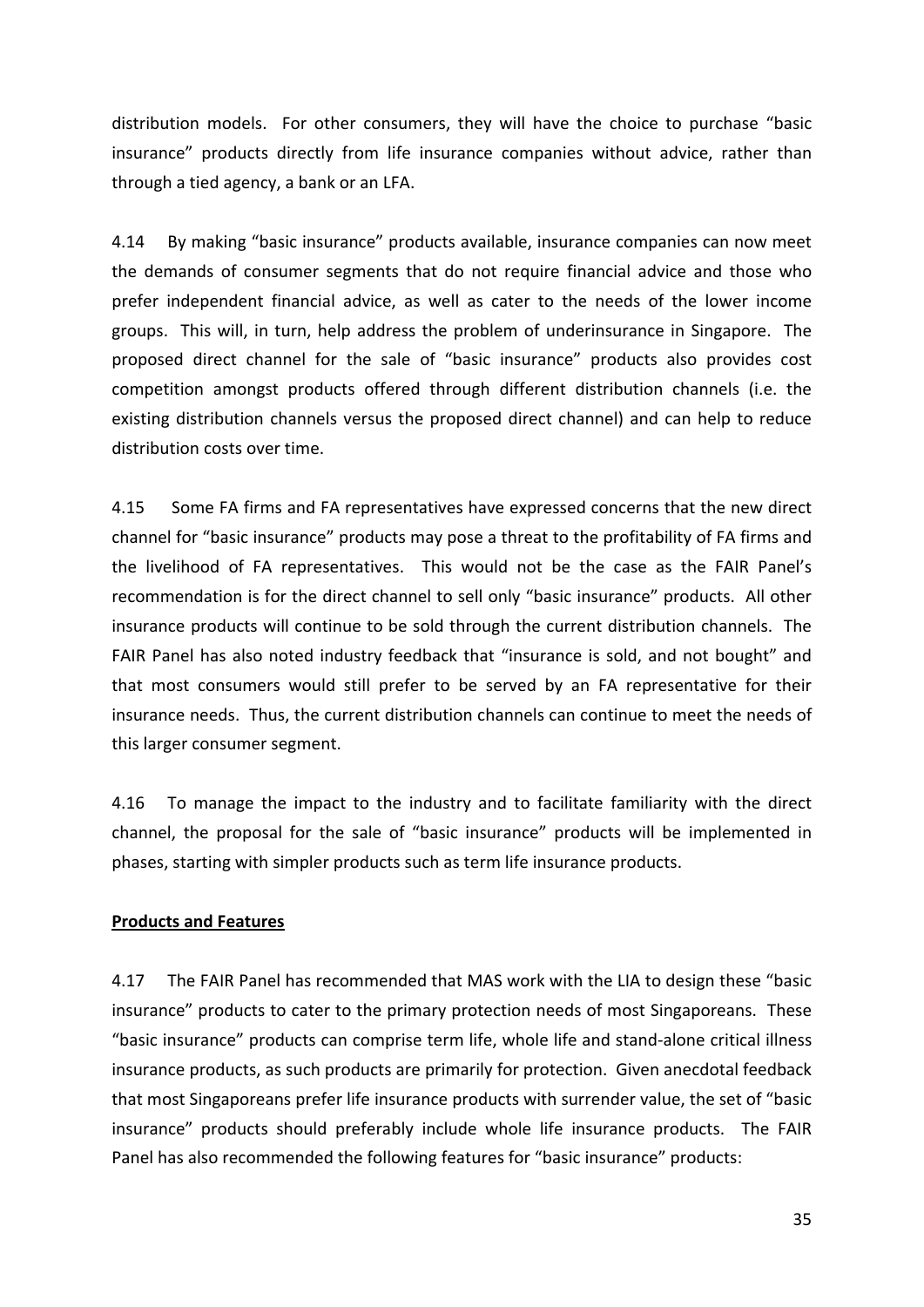distribution models. For other consumers, they will have the choice to purchase "basic insurance" products directly from life insurance companies without advice, rather than through a tied agency, a bank or an LFA.

4.14 By making "basic insurance" products available, insurance companies can now meet the demands of consumer segments that do not require financial advice and those who prefer independent financial advice, as well as cater to the needs of the lower income groups. This will, in turn, help address the problem of underinsurance in Singapore. The proposed direct channel for the sale of "basic insurance" products also provides cost competition amongst products offered through different distribution channels (i.e. the existing distribution channels versus the proposed direct channel) and can help to reduce distribution costs over time.

4.15 Some FA firms and FA representatives have expressed concerns that the new direct channel for "basic insurance" products may pose a threat to the profitability of FA firms and the livelihood of FA representatives. This would not be the case as the FAIR Panel's recommendation is for the direct channel to sell only "basic insurance" products. All other insurance products will continue to be sold through the current distribution channels. The FAIR Panel has also noted industry feedback that "insurance is sold, and not bought" and that most consumers would still prefer to be served by an FA representative for their insurance needs. Thus, the current distribution channels can continue to meet the needs of this larger consumer segment.

4.16 To manage the impact to the industry and to facilitate familiarity with the direct channel, the proposal for the sale of "basic insurance" products will be implemented in phases, starting with simpler products such as term life insurance products.

**Products and Features**

4.17 The FAIR Panel has recommended that MAS work with the LIA to design these "basic insurance" products to cater to the primary protection needs of most Singaporeans. These "basic insurance" products can comprise term life, whole life and stand-alone critical illness insurance products, as such products are primarily for protection. Given anecdotal feedback that most Singaporeans prefer life insurance products with surrender value, the set of "basic insurance" products should preferably include whole life insurance products. The FAIR Panel has also recommended the following features for "basic insurance" products: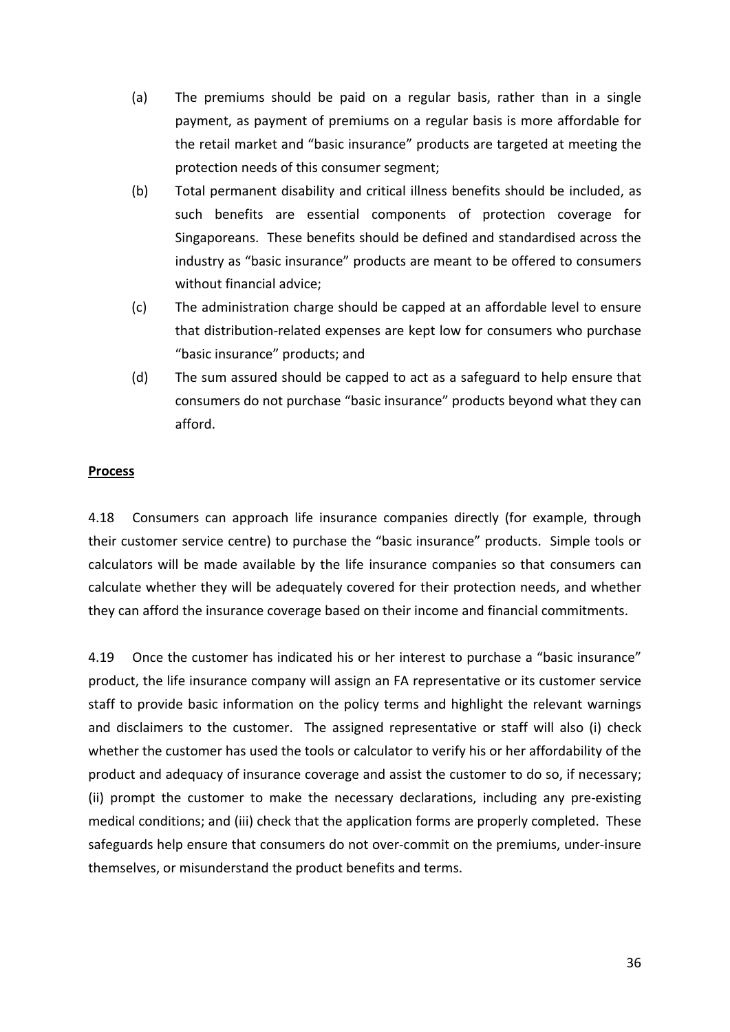(a) The premiums should be paid on a regular basis, rather than in a single payment, as payment of premiums on a regular basis is more affordable for the retail market and "basic insurance" products are targeted at meeting the protection needs of this consumer segment;

(b) Total permanent disability and critical illness benefits should be included, as such benefits are essential components of protection coverage for Singaporeans. These benefits should be defined and standardised across the industry as "basic insurance" products are meant to be offered to consumers without financial advice;

(c) The administration charge should be capped at an affordable level to ensure that distribution-related expenses are kept low for consumers who purchase "basic insurance" products; and

(d) The sum assured should be capped to act as a safeguard to help ensure that consumers do not purchase "basic insurance" products beyond what they can afford.

**Process**

4.18 Consumers can approach life insurance companies directly (for example, through their customer service centre) to purchase the "basic insurance" products. Simple tools or calculators will be made available by the life insurance companies so that consumers can calculate whether they will be adequately covered for their protection needs, and whether they can afford the insurance coverage based on their income and financial commitments.

4.19 Once the customer has indicated his or her interest to purchase a "basic insurance" product, the life insurance company will assign an FA representative or its customer service staff to provide basic information on the policy terms and highlight the relevant warnings and disclaimers to the customer. The assigned representative or staff will also (i) check whether the customer has used the tools or calculator to verify his or her affordability of the product and adequacy of insurance coverage and assist the customer to do so, if necessary; (ii) prompt the customer to make the necessary declarations, including any pre-existing medical conditions; and (iii) check that the application forms are properly completed. These safeguards help ensure that consumers do not over-commit on the premiums, under-insure themselves, or misunderstand the product benefits and terms.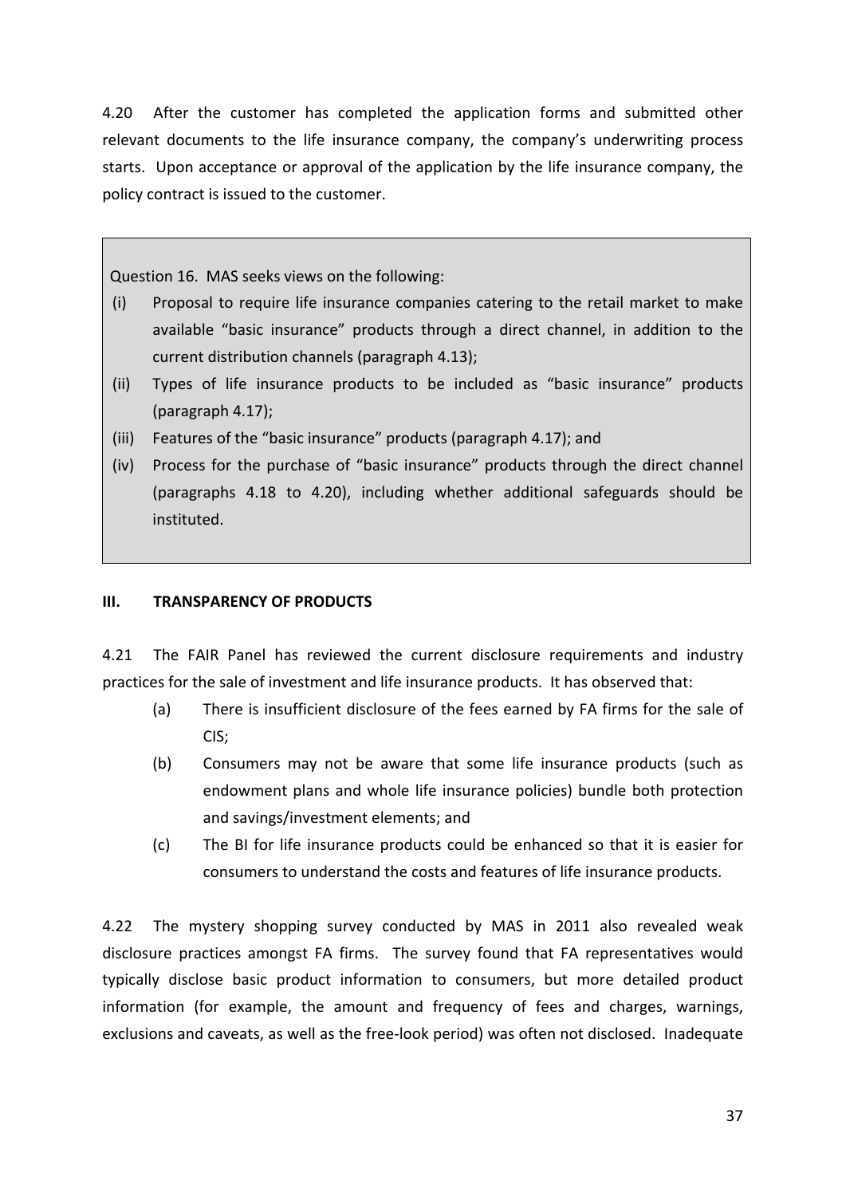4.20 After the customer has completed the application forms and submitted other relevant documents to the life insurance company, the company's underwriting process starts. Upon acceptance or approval of the application by the life insurance company, the policy contract is issued to the customer.

> Question 16. MAS seeks views on the following:
>
> (i) Proposal to require life insurance companies catering to the retail market to make available "basic insurance" products through a direct channel, in addition to the current distribution channels (paragraph 4.13);
>
> (ii) Types of life insurance products to be included as "basic insurance" products (paragraph 4.17);
>
> (iii) Features of the "basic insurance" products (paragraph 4.17); and
>
> (iv) Process for the purchase of "basic insurance" products through the direct channel (paragraphs 4.18 to 4.20), including whether additional safeguards should be instituted.

### III. TRANSPARENCY OF PRODUCTS

4.21 The FAIR Panel has reviewed the current disclosure requirements and industry practices for the sale of investment and life insurance products. It has observed that:

(a) There is insufficient disclosure of the fees earned by FA firms for the sale of CIS;

(b) Consumers may not be aware that some life insurance products (such as endowment plans and whole life insurance policies) bundle both protection and savings/investment elements; and

(c) The BI for life insurance products could be enhanced so that it is easier for consumers to understand the costs and features of life insurance products.

4.22 The mystery shopping survey conducted by MAS in 2011 also revealed weak disclosure practices amongst FA firms. The survey found that FA representatives would typically disclose basic product information to consumers, but more detailed product information (for example, the amount and frequency of fees and charges, warnings, exclusions and caveats, as well as the free-look period) was often not disclosed. Inadequate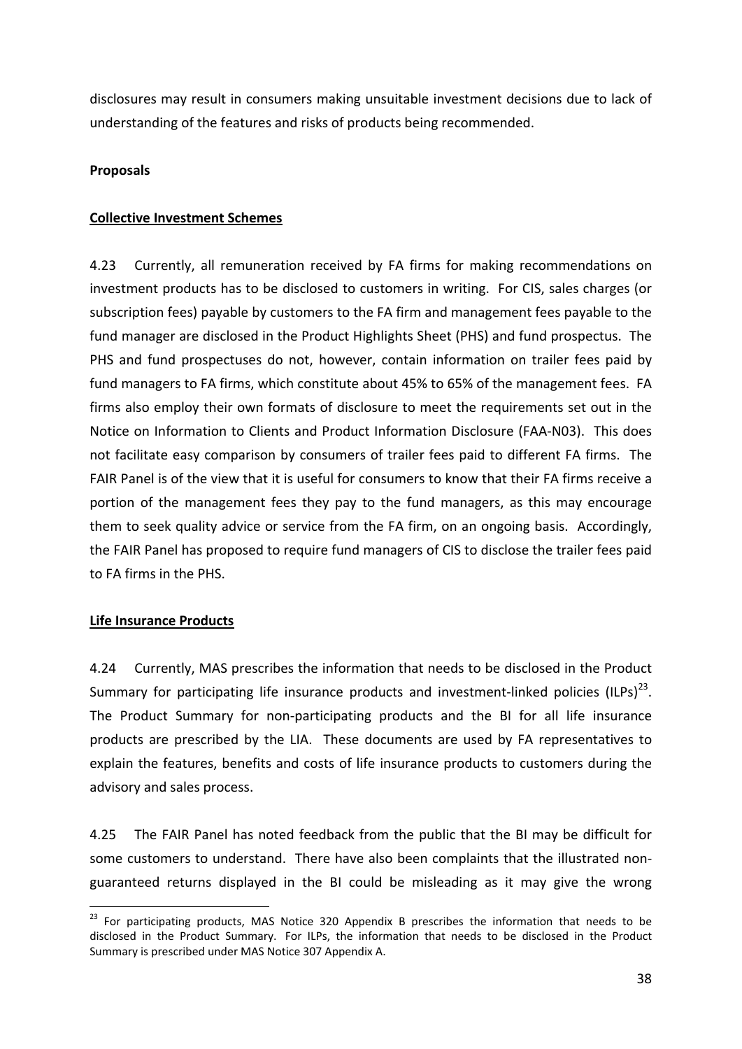disclosures may result in consumers making unsuitable investment decisions due to lack of understanding of the features and risks of products being recommended.

**Proposals**

**Collective Investment Schemes**

4.23 Currently, all remuneration received by FA firms for making recommendations on investment products has to be disclosed to customers in writing. For CIS, sales charges (or subscription fees) payable by customers to the FA firm and management fees payable to the fund manager are disclosed in the Product Highlights Sheet (PHS) and fund prospectus. The PHS and fund prospectuses do not, however, contain information on trailer fees paid by fund managers to FA firms, which constitute about 45% to 65% of the management fees. FA firms also employ their own formats of disclosure to meet the requirements set out in the Notice on Information to Clients and Product Information Disclosure (FAA-N03). This does not facilitate easy comparison by consumers of trailer fees paid to different FA firms. The FAIR Panel is of the view that it is useful for consumers to know that their FA firms receive a portion of the management fees they pay to the fund managers, as this may encourage them to seek quality advice or service from the FA firm, on an ongoing basis. Accordingly, the FAIR Panel has proposed to require fund managers of CIS to disclose the trailer fees paid to FA firms in the PHS.

**Life Insurance Products**

4.24 Currently, MAS prescribes the information that needs to be disclosed in the Product Summary for participating life insurance products and investment-linked policies (ILPs)[23]. The Product Summary for non-participating products and the BI for all life insurance products are prescribed by the LIA. These documents are used by FA representatives to explain the features, benefits and costs of life insurance products to customers during the advisory and sales process.

4.25 The FAIR Panel has noted feedback from the public that the BI may be difficult for some customers to understand. There have also been complaints that the illustrated non-guaranteed returns displayed in the BI could be misleading as it may give the wrong

[23] For participating products, MAS Notice 320 Appendix B prescribes the information that needs to be disclosed in the Product Summary. For ILPs, the information that needs to be disclosed in the Product Summary is prescribed under MAS Notice 307 Appendix A.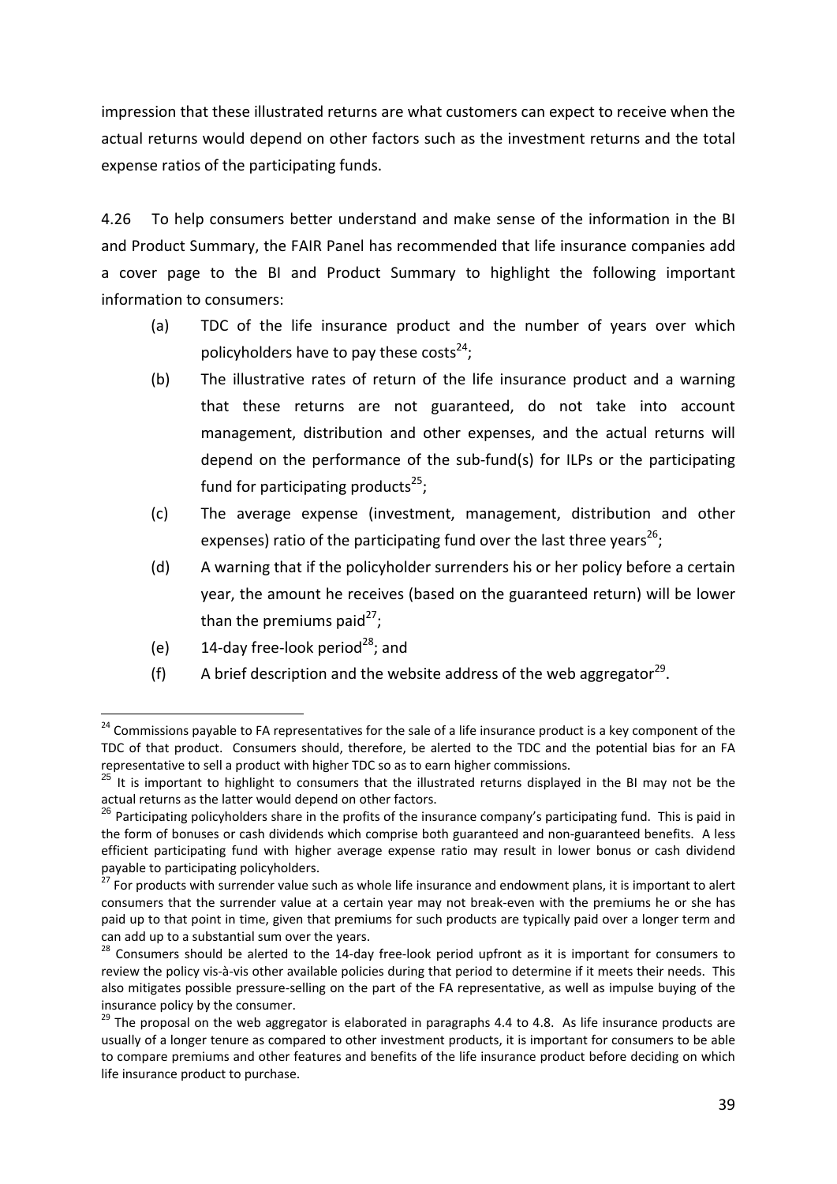impression that these illustrated returns are what customers can expect to receive when the actual returns would depend on other factors such as the investment returns and the total expense ratios of the participating funds.

4.26 To help consumers better understand and make sense of the information in the BI and Product Summary, the FAIR Panel has recommended that life insurance companies add a cover page to the BI and Product Summary to highlight the following important information to consumers:

- (a) TDC of the life insurance product and the number of years over which policyholders have to pay these costs[24];
- (b) The illustrative rates of return of the life insurance product and a warning that these returns are not guaranteed, do not take into account management, distribution and other expenses, and the actual returns will depend on the performance of the sub-fund(s) for ILPs or the participating fund for participating products[25];
- (c) The average expense (investment, management, distribution and other expenses) ratio of the participating fund over the last three years[26];
- (d) A warning that if the policyholder surrenders his or her policy before a certain year, the amount he receives (based on the guaranteed return) will be lower than the premiums paid[27];
- (e) 14-day free-look period[28]; and
- (f) A brief description and the website address of the web aggregator[29].

---

[24] Commissions payable to FA representatives for the sale of a life insurance product is a key component of the TDC of that product. Consumers should, therefore, be alerted to the TDC and the potential bias for an FA representative to sell a product with higher TDC so as to earn higher commissions.

[25] It is important to highlight to consumers that the illustrated returns displayed in the BI may not be the actual returns as the latter would depend on other factors.

[26] Participating policyholders share in the profits of the insurance company's participating fund. This is paid in the form of bonuses or cash dividends which comprise both guaranteed and non-guaranteed benefits. A less efficient participating fund with higher average expense ratio may result in lower bonus or cash dividend payable to participating policyholders.

[27] For products with surrender value such as whole life insurance and endowment plans, it is important to alert consumers that the surrender value at a certain year may not break-even with the premiums he or she has paid up to that point in time, given that premiums for such products are typically paid over a longer term and can add up to a substantial sum over the years.

[28] Consumers should be alerted to the 14-day free-look period upfront as it is important for consumers to review the policy vis-à-vis other available policies during that period to determine if it meets their needs. This also mitigates possible pressure-selling on the part of the FA representative, as well as impulse buying of the insurance policy by the consumer.

[29] The proposal on the web aggregator is elaborated in paragraphs 4.4 to 4.8. As life insurance products are usually of a longer tenure as compared to other investment products, it is important for consumers to be able to compare premiums and other features and benefits of the life insurance product before deciding on which life insurance product to purchase.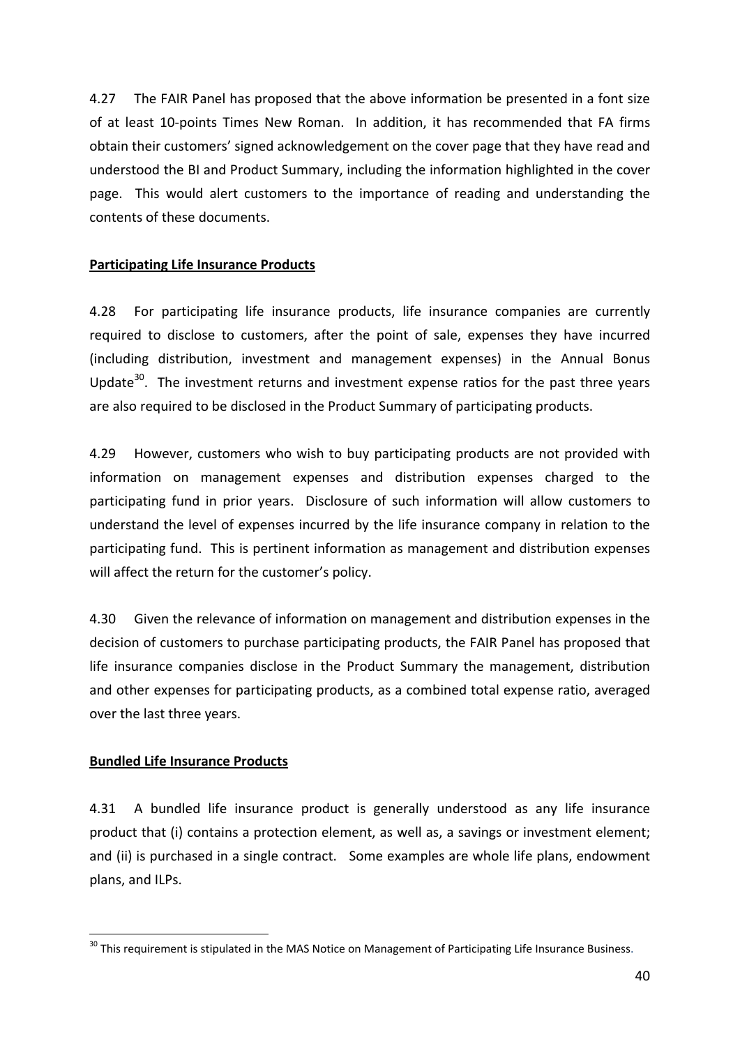4.27 The FAIR Panel has proposed that the above information be presented in a font size of at least 10-points Times New Roman. In addition, it has recommended that FA firms obtain their customers' signed acknowledgement on the cover page that they have read and understood the BI and Product Summary, including the information highlighted in the cover page. This would alert customers to the importance of reading and understanding the contents of these documents.

**Participating Life Insurance Products**

4.28 For participating life insurance products, life insurance companies are currently required to disclose to customers, after the point of sale, expenses they have incurred (including distribution, investment and management expenses) in the Annual Bonus Update[30]. The investment returns and investment expense ratios for the past three years are also required to be disclosed in the Product Summary of participating products.

4.29 However, customers who wish to buy participating products are not provided with information on management expenses and distribution expenses charged to the participating fund in prior years. Disclosure of such information will allow customers to understand the level of expenses incurred by the life insurance company in relation to the participating fund. This is pertinent information as management and distribution expenses will affect the return for the customer's policy.

4.30 Given the relevance of information on management and distribution expenses in the decision of customers to purchase participating products, the FAIR Panel has proposed that life insurance companies disclose in the Product Summary the management, distribution and other expenses for participating products, as a combined total expense ratio, averaged over the last three years.

**Bundled Life Insurance Products**

4.31 A bundled life insurance product is generally understood as any life insurance product that (i) contains a protection element, as well as, a savings or investment element; and (ii) is purchased in a single contract. Some examples are whole life plans, endowment plans, and ILPs.

---

[30] This requirement is stipulated in the MAS Notice on Management of Participating Life Insurance Business.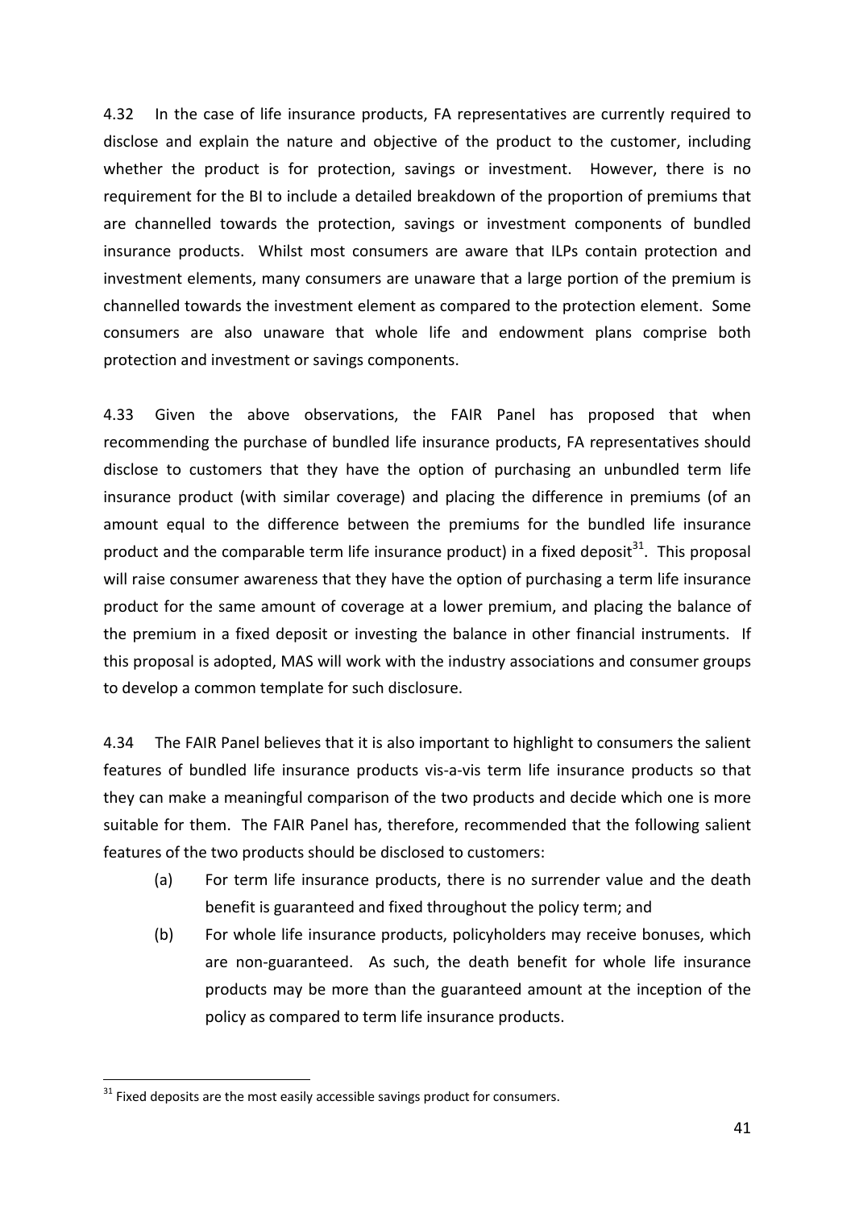4.32 In the case of life insurance products, FA representatives are currently required to disclose and explain the nature and objective of the product to the customer, including whether the product is for protection, savings or investment. However, there is no requirement for the BI to include a detailed breakdown of the proportion of premiums that are channelled towards the protection, savings or investment components of bundled insurance products. Whilst most consumers are aware that ILPs contain protection and investment elements, many consumers are unaware that a large portion of the premium is channelled towards the investment element as compared to the protection element. Some consumers are also unaware that whole life and endowment plans comprise both protection and investment or savings components.

4.33 Given the above observations, the FAIR Panel has proposed that when recommending the purchase of bundled life insurance products, FA representatives should disclose to customers that they have the option of purchasing an unbundled term life insurance product (with similar coverage) and placing the difference in premiums (of an amount equal to the difference between the premiums for the bundled life insurance product and the comparable term life insurance product) in a fixed deposit[31]. This proposal will raise consumer awareness that they have the option of purchasing a term life insurance product for the same amount of coverage at a lower premium, and placing the balance of the premium in a fixed deposit or investing the balance in other financial instruments. If this proposal is adopted, MAS will work with the industry associations and consumer groups to develop a common template for such disclosure.

4.34 The FAIR Panel believes that it is also important to highlight to consumers the salient features of bundled life insurance products vis-a-vis term life insurance products so that they can make a meaningful comparison of the two products and decide which one is more suitable for them. The FAIR Panel has, therefore, recommended that the following salient features of the two products should be disclosed to customers:

(a) For term life insurance products, there is no surrender value and the death benefit is guaranteed and fixed throughout the policy term; and

(b) For whole life insurance products, policyholders may receive bonuses, which are non-guaranteed. As such, the death benefit for whole life insurance products may be more than the guaranteed amount at the inception of the policy as compared to term life insurance products.

---

[31] Fixed deposits are the most easily accessible savings product for consumers.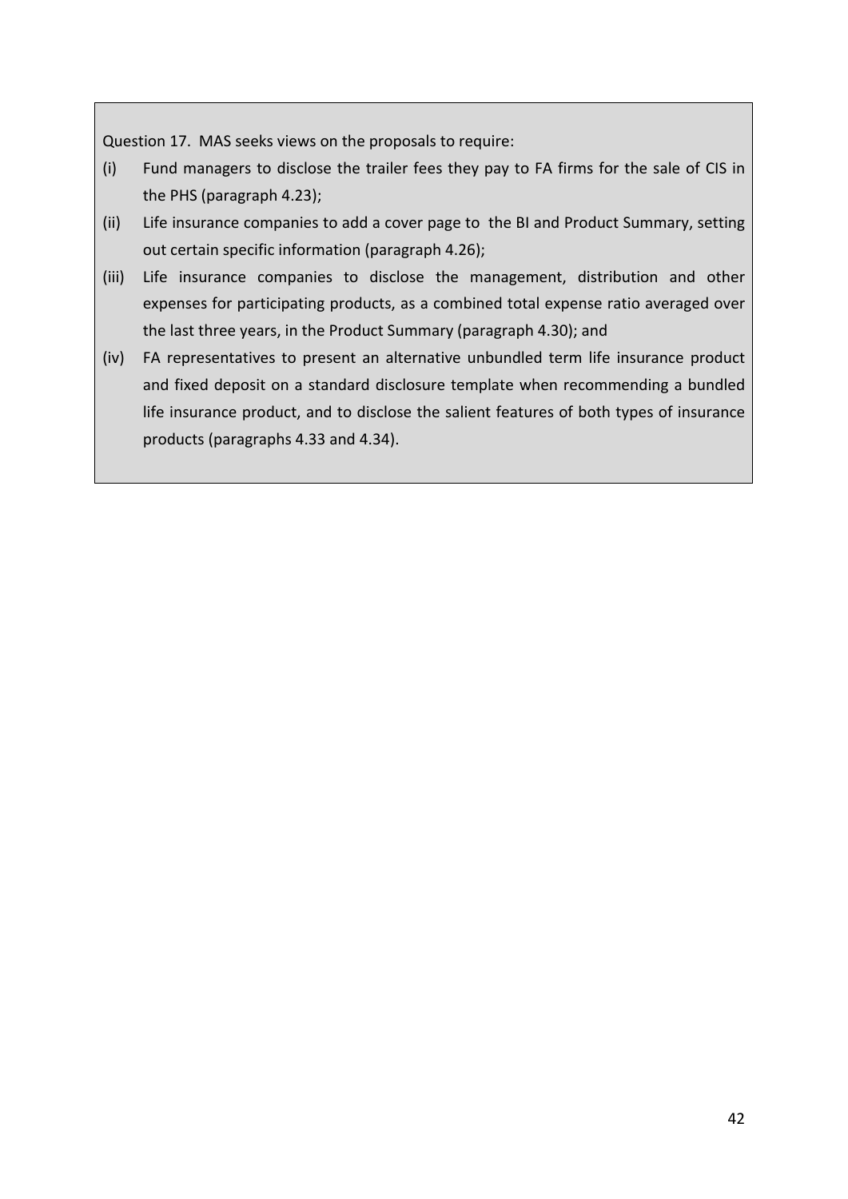Question 17. MAS seeks views on the proposals to require:

(i) Fund managers to disclose the trailer fees they pay to FA firms for the sale of CIS in the PHS (paragraph 4.23);

(ii) Life insurance companies to add a cover page to the BI and Product Summary, setting out certain specific information (paragraph 4.26);

(iii) Life insurance companies to disclose the management, distribution and other expenses for participating products, as a combined total expense ratio averaged over the last three years, in the Product Summary (paragraph 4.30); and

(iv) FA representatives to present an alternative unbundled term life insurance product and fixed deposit on a standard disclosure template when recommending a bundled life insurance product, and to disclose the salient features of both types of insurance products (paragraphs 4.33 and 4.34).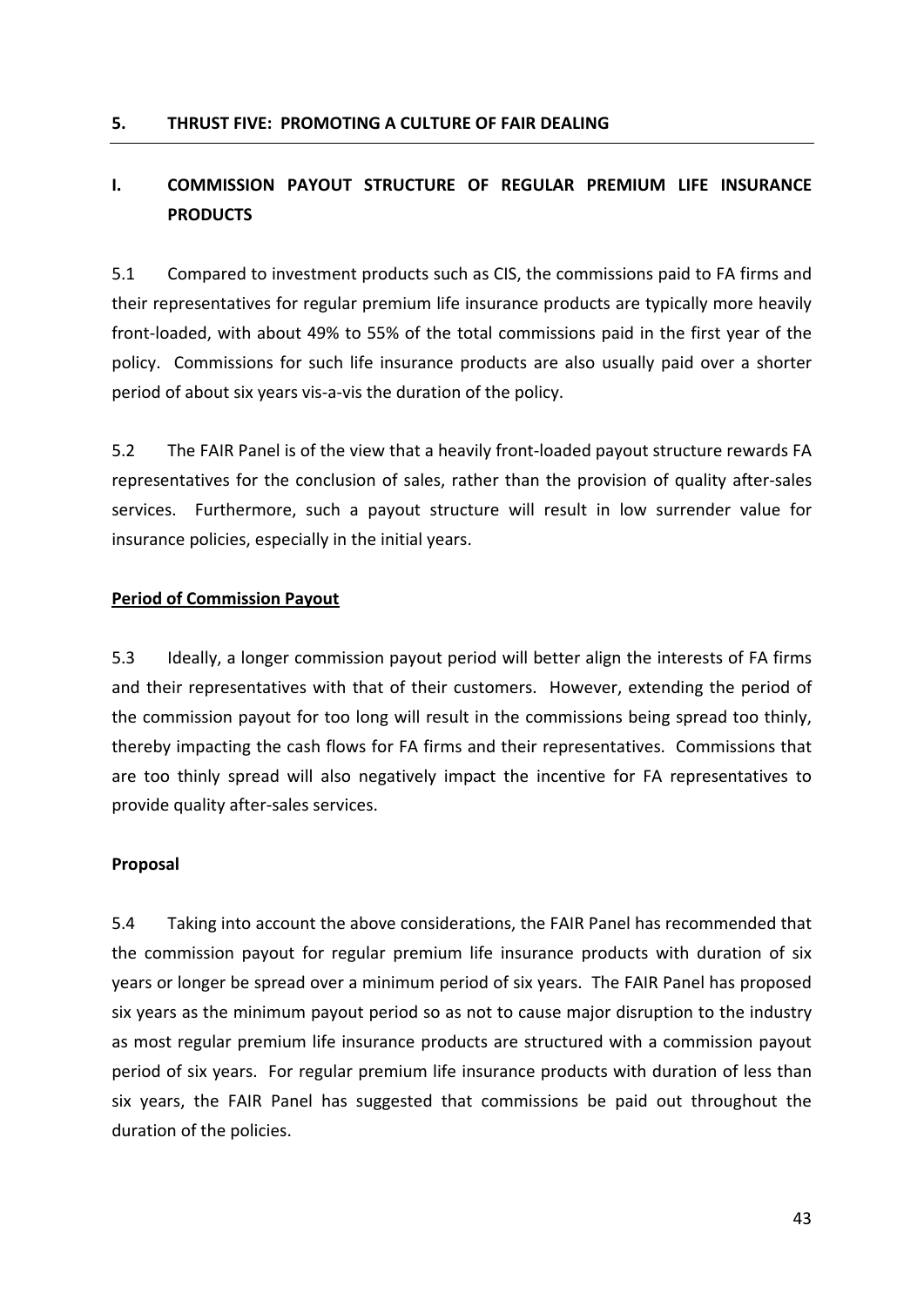## 5. THRUST FIVE: PROMOTING A CULTURE OF FAIR DEALING

### I. COMMISSION PAYOUT STRUCTURE OF REGULAR PREMIUM LIFE INSURANCE PRODUCTS

5.1 Compared to investment products such as CIS, the commissions paid to FA firms and their representatives for regular premium life insurance products are typically more heavily front-loaded, with about 49% to 55% of the total commissions paid in the first year of the policy. Commissions for such life insurance products are also usually paid over a shorter period of about six years vis-a-vis the duration of the policy.

5.2 The FAIR Panel is of the view that a heavily front-loaded payout structure rewards FA representatives for the conclusion of sales, rather than the provision of quality after-sales services. Furthermore, such a payout structure will result in low surrender value for insurance policies, especially in the initial years.

#### Period of Commission Payout

5.3 Ideally, a longer commission payout period will better align the interests of FA firms and their representatives with that of their customers. However, extending the period of the commission payout for too long will result in the commissions being spread too thinly, thereby impacting the cash flows for FA firms and their representatives. Commissions that are too thinly spread will also negatively impact the incentive for FA representatives to provide quality after-sales services.

#### Proposal

5.4 Taking into account the above considerations, the FAIR Panel has recommended that the commission payout for regular premium life insurance products with duration of six years or longer be spread over a minimum period of six years. The FAIR Panel has proposed six years as the minimum payout period so as not to cause major disruption to the industry as most regular premium life insurance products are structured with a commission payout period of six years. For regular premium life insurance products with duration of less than six years, the FAIR Panel has suggested that commissions be paid out throughout the duration of the policies.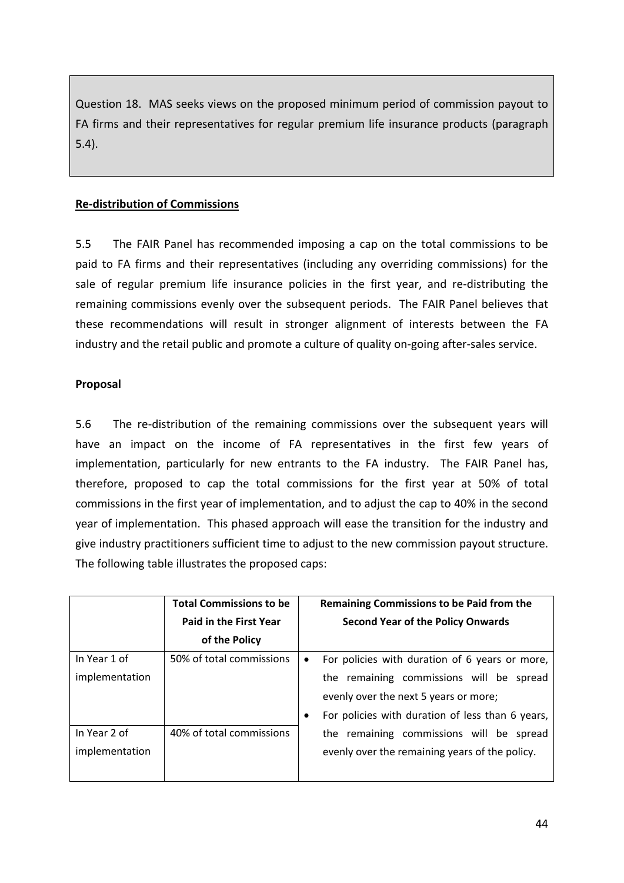> Question 18. MAS seeks views on the proposed minimum period of commission payout to FA firms and their representatives for regular premium life insurance products (paragraph 5.4).

**Re-distribution of Commissions**

5.5 The FAIR Panel has recommended imposing a cap on the total commissions to be paid to FA firms and their representatives (including any overriding commissions) for the sale of regular premium life insurance policies in the first year, and re-distributing the remaining commissions evenly over the subsequent periods. The FAIR Panel believes that these recommendations will result in stronger alignment of interests between the FA industry and the retail public and promote a culture of quality on-going after-sales service.

**Proposal**

5.6 The re-distribution of the remaining commissions over the subsequent years will have an impact on the income of FA representatives in the first few years of implementation, particularly for new entrants to the FA industry. The FAIR Panel has, therefore, proposed to cap the total commissions for the first year at 50% of total commissions in the first year of implementation, and to adjust the cap to 40% in the second year of implementation. This phased approach will ease the transition for the industry and give industry practitioners sufficient time to adjust to the new commission payout structure. The following table illustrates the proposed caps:

| | Total Commissions to be Paid in the First Year of the Policy | Remaining Commissions to be Paid from the Second Year of the Policy Onwards |
|---|---|---|
| In Year 1 of implementation | 50% of total commissions | • For policies with duration of 6 years or more, the remaining commissions will be spread evenly over the next 5 years or more;<br>• For policies with duration of less than 6 years, the remaining commissions will be spread evenly over the remaining years of the policy. |
| In Year 2 of implementation | 40% of total commissions | |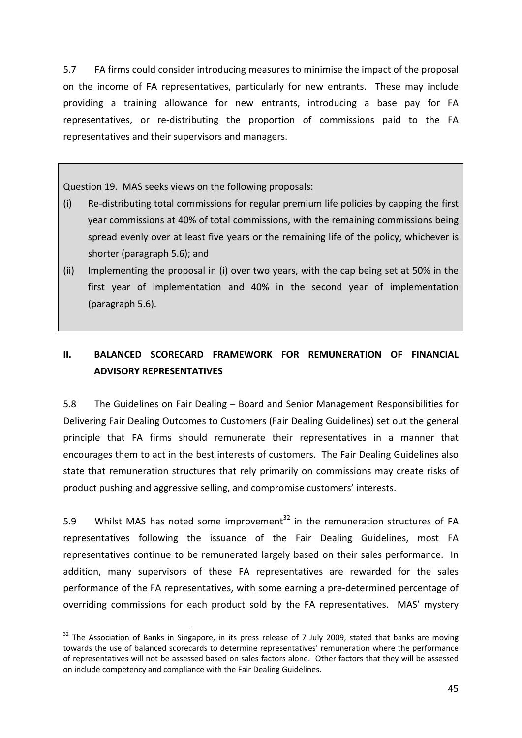5.7 FA firms could consider introducing measures to minimise the impact of the proposal on the income of FA representatives, particularly for new entrants. These may include providing a training allowance for new entrants, introducing a base pay for FA representatives, or re-distributing the proportion of commissions paid to the FA representatives and their supervisors and managers.

> Question 19. MAS seeks views on the following proposals:
>
> (i) Re-distributing total commissions for regular premium life policies by capping the first year commissions at 40% of total commissions, with the remaining commissions being spread evenly over at least five years or the remaining life of the policy, whichever is shorter (paragraph 5.6); and
>
> (ii) Implementing the proposal in (i) over two years, with the cap being set at 50% in the first year of implementation and 40% in the second year of implementation (paragraph 5.6).

## II. BALANCED SCORECARD FRAMEWORK FOR REMUNERATION OF FINANCIAL ADVISORY REPRESENTATIVES

5.8 The Guidelines on Fair Dealing – Board and Senior Management Responsibilities for Delivering Fair Dealing Outcomes to Customers (Fair Dealing Guidelines) set out the general principle that FA firms should remunerate their representatives in a manner that encourages them to act in the best interests of customers. The Fair Dealing Guidelines also state that remuneration structures that rely primarily on commissions may create risks of product pushing and aggressive selling, and compromise customers' interests.

5.9 Whilst MAS has noted some improvement[32] in the remuneration structures of FA representatives following the issuance of the Fair Dealing Guidelines, most FA representatives continue to be remunerated largely based on their sales performance. In addition, many supervisors of these FA representatives are rewarded for the sales performance of the FA representatives, with some earning a pre-determined percentage of overriding commissions for each product sold by the FA representatives. MAS' mystery

[32] The Association of Banks in Singapore, in its press release of 7 July 2009, stated that banks are moving towards the use of balanced scorecards to determine representatives' remuneration where the performance of representatives will not be assessed based on sales factors alone. Other factors that they will be assessed on include competency and compliance with the Fair Dealing Guidelines.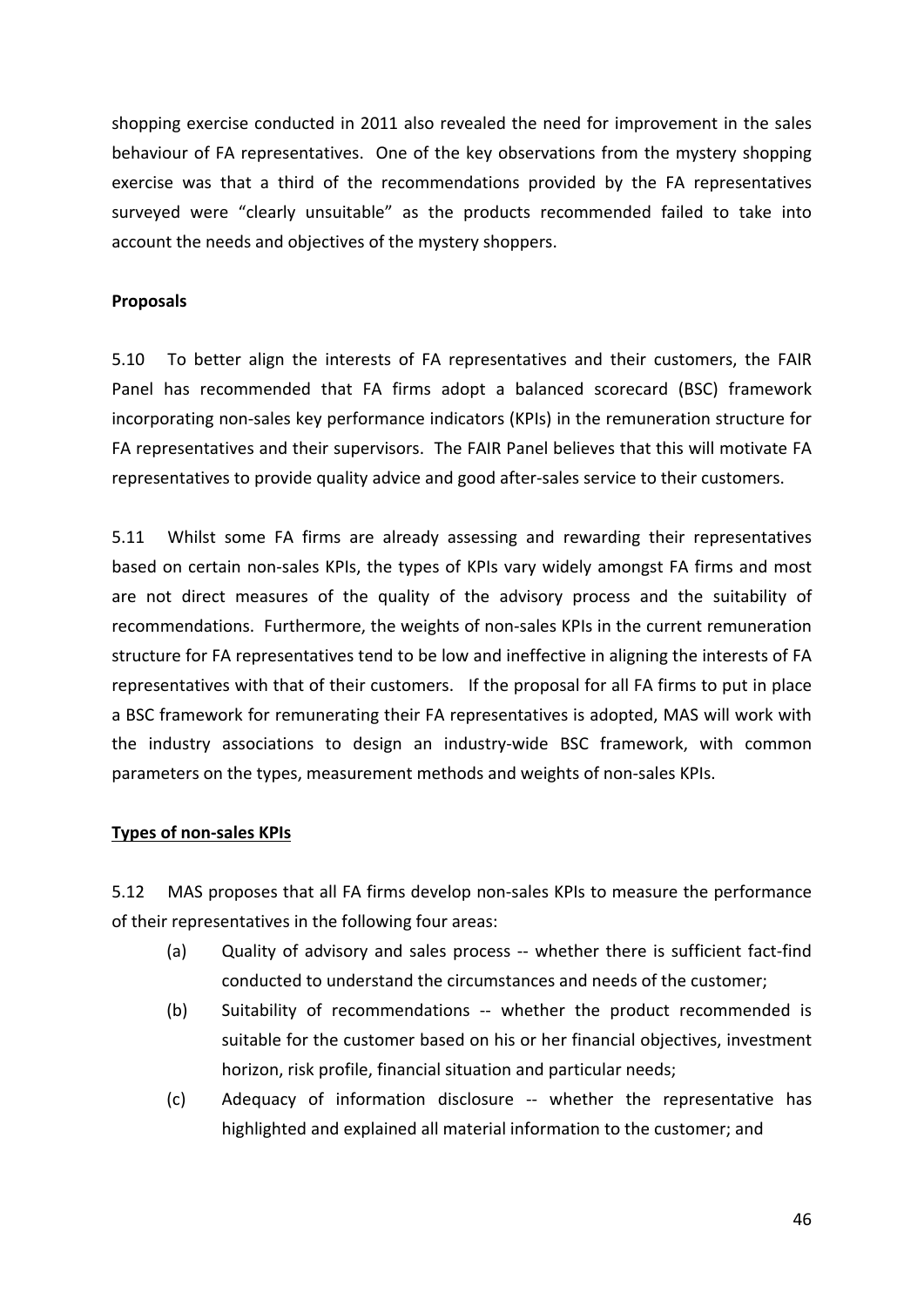shopping exercise conducted in 2011 also revealed the need for improvement in the sales behaviour of FA representatives. One of the key observations from the mystery shopping exercise was that a third of the recommendations provided by the FA representatives surveyed were "clearly unsuitable" as the products recommended failed to take into account the needs and objectives of the mystery shoppers.

**Proposals**

5.10 To better align the interests of FA representatives and their customers, the FAIR Panel has recommended that FA firms adopt a balanced scorecard (BSC) framework incorporating non-sales key performance indicators (KPIs) in the remuneration structure for FA representatives and their supervisors. The FAIR Panel believes that this will motivate FA representatives to provide quality advice and good after-sales service to their customers.

5.11 Whilst some FA firms are already assessing and rewarding their representatives based on certain non-sales KPIs, the types of KPIs vary widely amongst FA firms and most are not direct measures of the quality of the advisory process and the suitability of recommendations. Furthermore, the weights of non-sales KPIs in the current remuneration structure for FA representatives tend to be low and ineffective in aligning the interests of FA representatives with that of their customers. If the proposal for all FA firms to put in place a BSC framework for remunerating their FA representatives is adopted, MAS will work with the industry associations to design an industry-wide BSC framework, with common parameters on the types, measurement methods and weights of non-sales KPIs.

**Types of non-sales KPIs**

5.12 MAS proposes that all FA firms develop non-sales KPIs to measure the performance of their representatives in the following four areas:

(a) Quality of advisory and sales process -- whether there is sufficient fact-find conducted to understand the circumstances and needs of the customer;

(b) Suitability of recommendations -- whether the product recommended is suitable for the customer based on his or her financial objectives, investment horizon, risk profile, financial situation and particular needs;

(c) Adequacy of information disclosure -- whether the representative has highlighted and explained all material information to the customer; and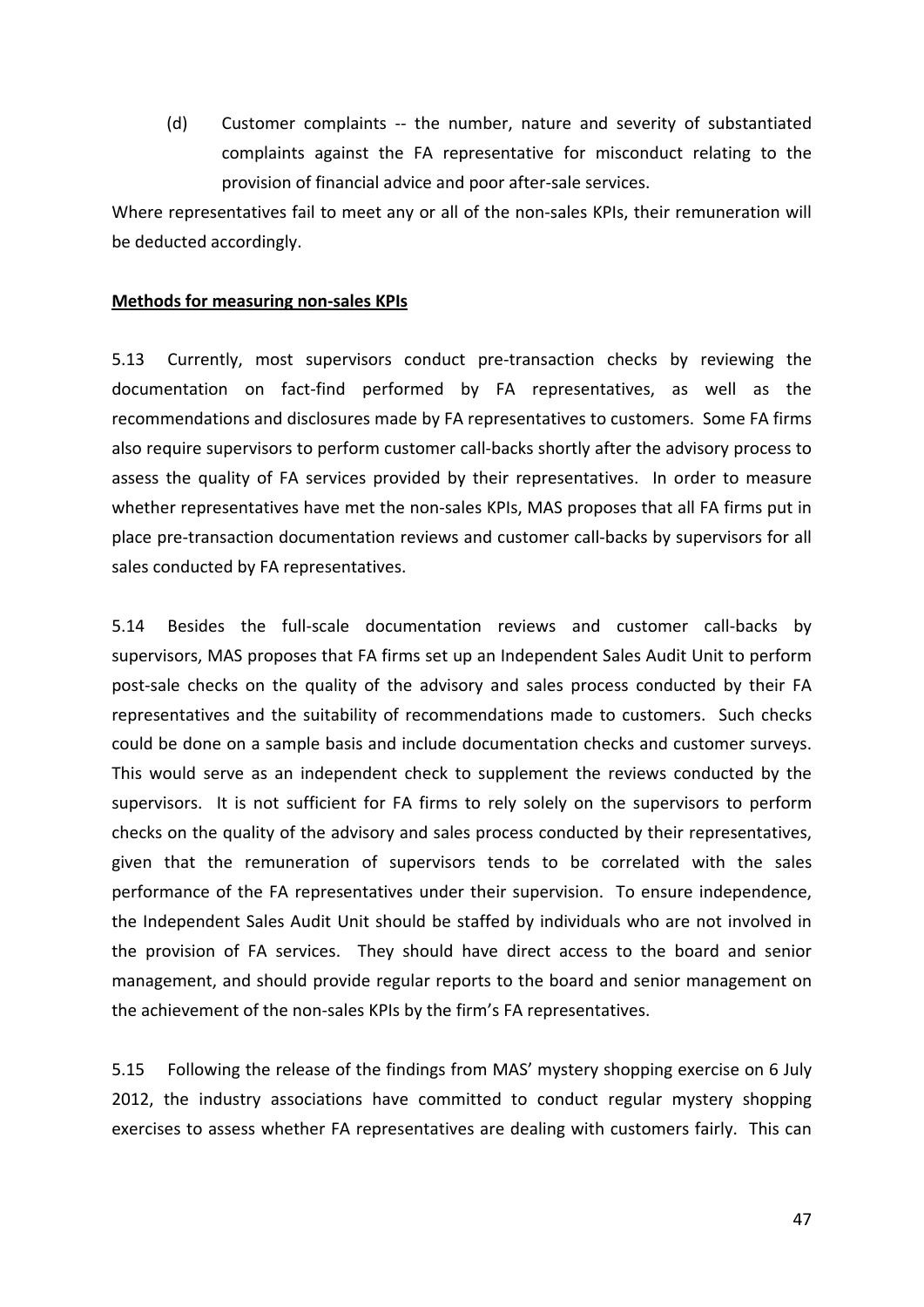(d) Customer complaints -- the number, nature and severity of substantiated complaints against the FA representative for misconduct relating to the provision of financial advice and poor after-sale services.

Where representatives fail to meet any or all of the non-sales KPIs, their remuneration will be deducted accordingly.

**Methods for measuring non-sales KPIs**

5.13 Currently, most supervisors conduct pre-transaction checks by reviewing the documentation on fact-find performed by FA representatives, as well as the recommendations and disclosures made by FA representatives to customers. Some FA firms also require supervisors to perform customer call-backs shortly after the advisory process to assess the quality of FA services provided by their representatives. In order to measure whether representatives have met the non-sales KPIs, MAS proposes that all FA firms put in place pre-transaction documentation reviews and customer call-backs by supervisors for all sales conducted by FA representatives.

5.14 Besides the full-scale documentation reviews and customer call-backs by supervisors, MAS proposes that FA firms set up an Independent Sales Audit Unit to perform post-sale checks on the quality of the advisory and sales process conducted by their FA representatives and the suitability of recommendations made to customers. Such checks could be done on a sample basis and include documentation checks and customer surveys. This would serve as an independent check to supplement the reviews conducted by the supervisors. It is not sufficient for FA firms to rely solely on the supervisors to perform checks on the quality of the advisory and sales process conducted by their representatives, given that the remuneration of supervisors tends to be correlated with the sales performance of the FA representatives under their supervision. To ensure independence, the Independent Sales Audit Unit should be staffed by individuals who are not involved in the provision of FA services. They should have direct access to the board and senior management, and should provide regular reports to the board and senior management on the achievement of the non-sales KPIs by the firm's FA representatives.

5.15 Following the release of the findings from MAS' mystery shopping exercise on 6 July 2012, the industry associations have committed to conduct regular mystery shopping exercises to assess whether FA representatives are dealing with customers fairly. This can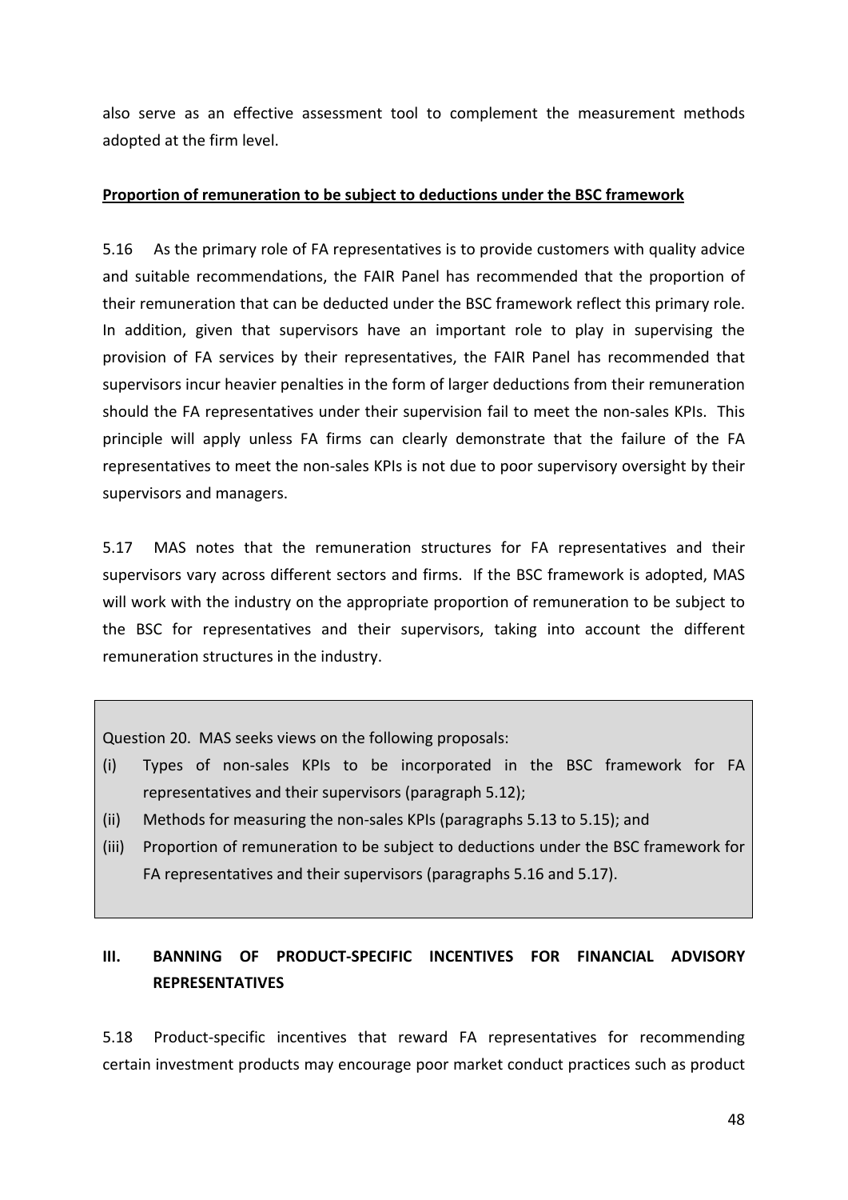also serve as an effective assessment tool to complement the measurement methods adopted at the firm level.

**Proportion of remuneration to be subject to deductions under the BSC framework**

5.16 As the primary role of FA representatives is to provide customers with quality advice and suitable recommendations, the FAIR Panel has recommended that the proportion of their remuneration that can be deducted under the BSC framework reflect this primary role. In addition, given that supervisors have an important role to play in supervising the provision of FA services by their representatives, the FAIR Panel has recommended that supervisors incur heavier penalties in the form of larger deductions from their remuneration should the FA representatives under their supervision fail to meet the non-sales KPIs. This principle will apply unless FA firms can clearly demonstrate that the failure of the FA representatives to meet the non-sales KPIs is not due to poor supervisory oversight by their supervisors and managers.

5.17 MAS notes that the remuneration structures for FA representatives and their supervisors vary across different sectors and firms. If the BSC framework is adopted, MAS will work with the industry on the appropriate proportion of remuneration to be subject to the BSC for representatives and their supervisors, taking into account the different remuneration structures in the industry.

> Question 20. MAS seeks views on the following proposals:
>
> (i) Types of non-sales KPIs to be incorporated in the BSC framework for FA representatives and their supervisors (paragraph 5.12);
>
> (ii) Methods for measuring the non-sales KPIs (paragraphs 5.13 to 5.15); and
>
> (iii) Proportion of remuneration to be subject to deductions under the BSC framework for FA representatives and their supervisors (paragraphs 5.16 and 5.17).

## III. BANNING OF PRODUCT-SPECIFIC INCENTIVES FOR FINANCIAL ADVISORY REPRESENTATIVES

5.18 Product-specific incentives that reward FA representatives for recommending certain investment products may encourage poor market conduct practices such as product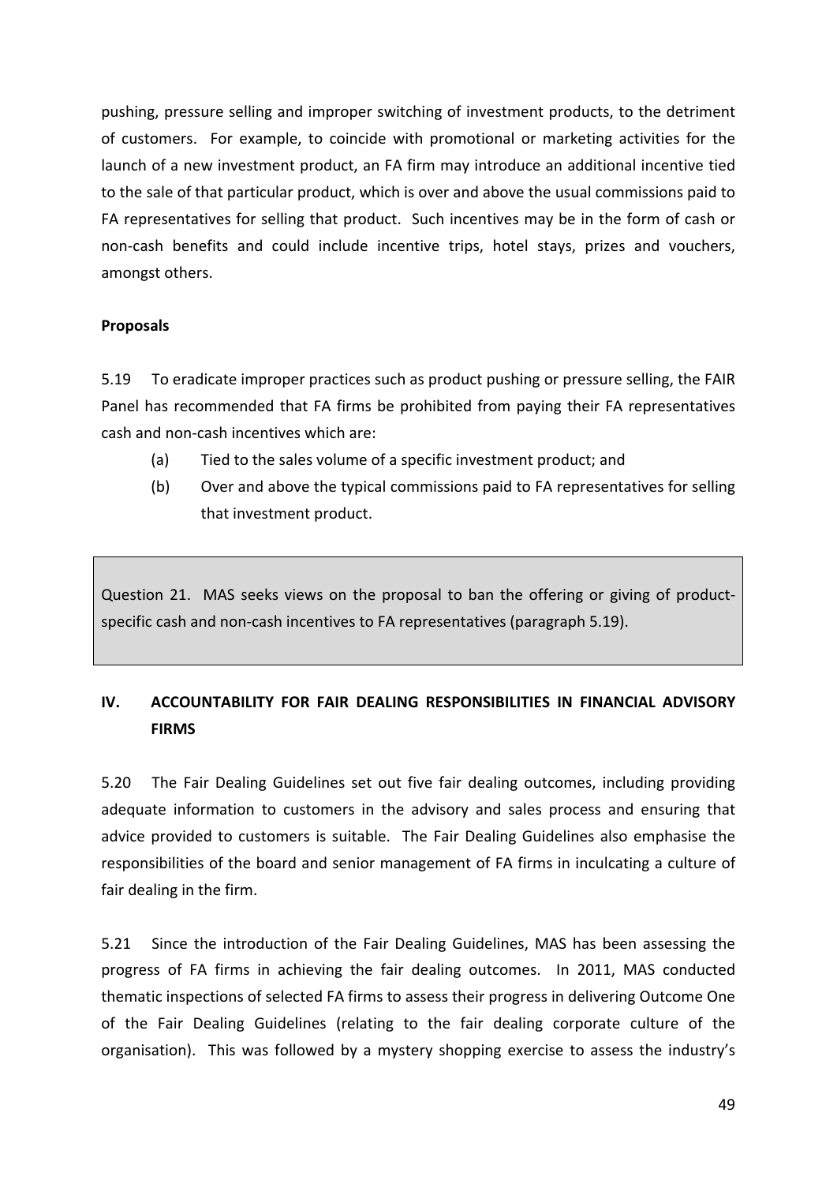pushing, pressure selling and improper switching of investment products, to the detriment of customers. For example, to coincide with promotional or marketing activities for the launch of a new investment product, an FA firm may introduce an additional incentive tied to the sale of that particular product, which is over and above the usual commissions paid to FA representatives for selling that product. Such incentives may be in the form of cash or non-cash benefits and could include incentive trips, hotel stays, prizes and vouchers, amongst others.

**Proposals**

5.19 To eradicate improper practices such as product pushing or pressure selling, the FAIR Panel has recommended that FA firms be prohibited from paying their FA representatives cash and non-cash incentives which are:

(a) Tied to the sales volume of a specific investment product; and

(b) Over and above the typical commissions paid to FA representatives for selling that investment product.

> Question 21. MAS seeks views on the proposal to ban the offering or giving of product-specific cash and non-cash incentives to FA representatives (paragraph 5.19).

## IV. ACCOUNTABILITY FOR FAIR DEALING RESPONSIBILITIES IN FINANCIAL ADVISORY FIRMS

5.20 The Fair Dealing Guidelines set out five fair dealing outcomes, including providing adequate information to customers in the advisory and sales process and ensuring that advice provided to customers is suitable. The Fair Dealing Guidelines also emphasise the responsibilities of the board and senior management of FA firms in inculcating a culture of fair dealing in the firm.

5.21 Since the introduction of the Fair Dealing Guidelines, MAS has been assessing the progress of FA firms in achieving the fair dealing outcomes. In 2011, MAS conducted thematic inspections of selected FA firms to assess their progress in delivering Outcome One of the Fair Dealing Guidelines (relating to the fair dealing corporate culture of the organisation). This was followed by a mystery shopping exercise to assess the industry's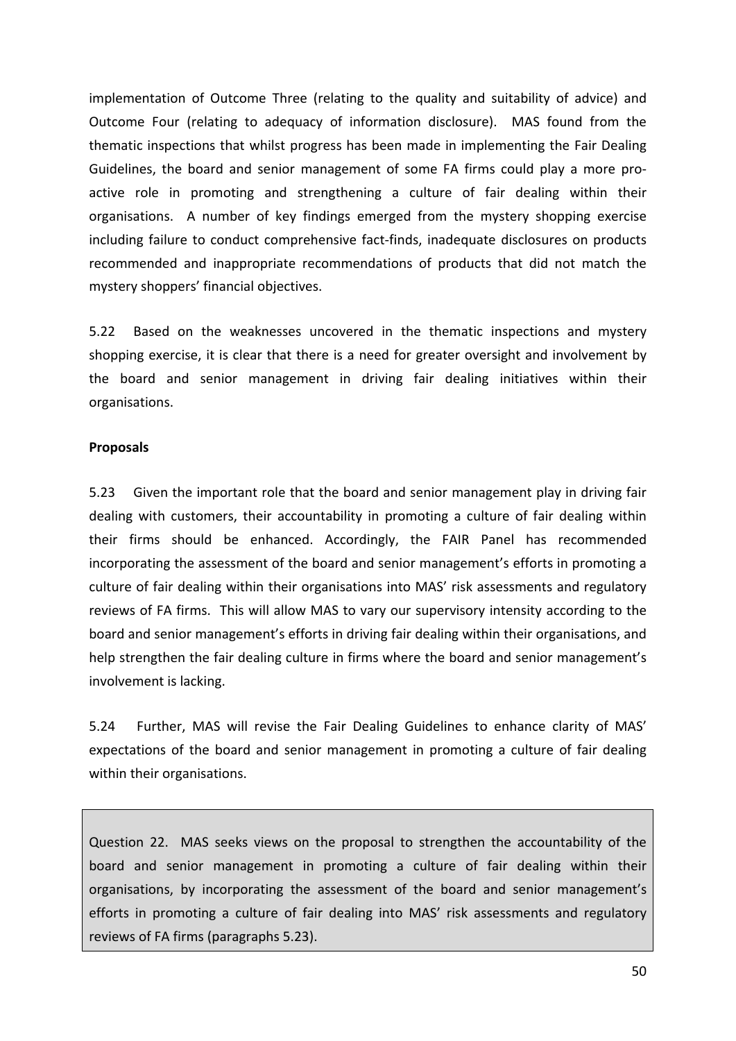implementation of Outcome Three (relating to the quality and suitability of advice) and Outcome Four (relating to adequacy of information disclosure). MAS found from the thematic inspections that whilst progress has been made in implementing the Fair Dealing Guidelines, the board and senior management of some FA firms could play a more pro-active role in promoting and strengthening a culture of fair dealing within their organisations. A number of key findings emerged from the mystery shopping exercise including failure to conduct comprehensive fact-finds, inadequate disclosures on products recommended and inappropriate recommendations of products that did not match the mystery shoppers' financial objectives.

5.22 Based on the weaknesses uncovered in the thematic inspections and mystery shopping exercise, it is clear that there is a need for greater oversight and involvement by the board and senior management in driving fair dealing initiatives within their organisations.

**Proposals**

5.23 Given the important role that the board and senior management play in driving fair dealing with customers, their accountability in promoting a culture of fair dealing within their firms should be enhanced. Accordingly, the FAIR Panel has recommended incorporating the assessment of the board and senior management's efforts in promoting a culture of fair dealing within their organisations into MAS' risk assessments and regulatory reviews of FA firms. This will allow MAS to vary our supervisory intensity according to the board and senior management's efforts in driving fair dealing within their organisations, and help strengthen the fair dealing culture in firms where the board and senior management's involvement is lacking.

5.24 Further, MAS will revise the Fair Dealing Guidelines to enhance clarity of MAS' expectations of the board and senior management in promoting a culture of fair dealing within their organisations.

> Question 22. MAS seeks views on the proposal to strengthen the accountability of the board and senior management in promoting a culture of fair dealing within their organisations, by incorporating the assessment of the board and senior management's efforts in promoting a culture of fair dealing into MAS' risk assessments and regulatory reviews of FA firms (paragraphs 5.23).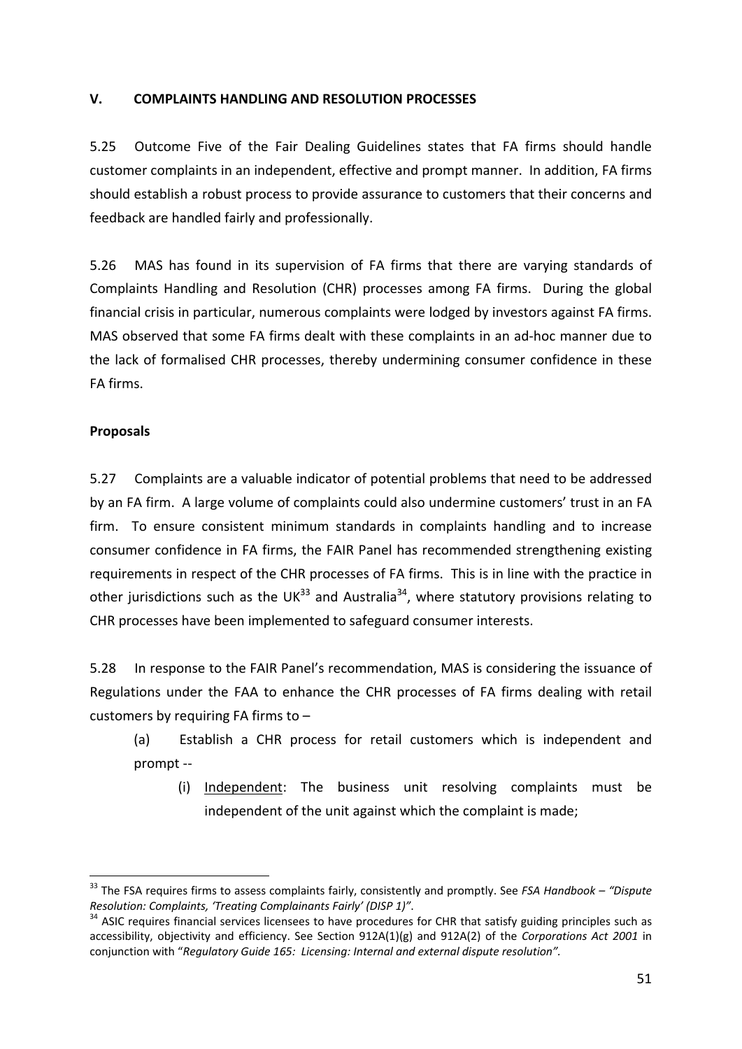## V. COMPLAINTS HANDLING AND RESOLUTION PROCESSES

5.25 Outcome Five of the Fair Dealing Guidelines states that FA firms should handle customer complaints in an independent, effective and prompt manner. In addition, FA firms should establish a robust process to provide assurance to customers that their concerns and feedback are handled fairly and professionally.

5.26 MAS has found in its supervision of FA firms that there are varying standards of Complaints Handling and Resolution (CHR) processes among FA firms. During the global financial crisis in particular, numerous complaints were lodged by investors against FA firms. MAS observed that some FA firms dealt with these complaints in an ad-hoc manner due to the lack of formalised CHR processes, thereby undermining consumer confidence in these FA firms.

**Proposals**

5.27 Complaints are a valuable indicator of potential problems that need to be addressed by an FA firm. A large volume of complaints could also undermine customers' trust in an FA firm. To ensure consistent minimum standards in complaints handling and to increase consumer confidence in FA firms, the FAIR Panel has recommended strengthening existing requirements in respect of the CHR processes of FA firms. This is in line with the practice in other jurisdictions such as the UK[33] and Australia[34], where statutory provisions relating to CHR processes have been implemented to safeguard consumer interests.

5.28 In response to the FAIR Panel's recommendation, MAS is considering the issuance of Regulations under the FAA to enhance the CHR processes of FA firms dealing with retail customers by requiring FA firms to –

(a) Establish a CHR process for retail customers which is independent and prompt --

(i) Independent: The business unit resolving complaints must be independent of the unit against which the complaint is made;

---

[33] The FSA requires firms to assess complaints fairly, consistently and promptly. See *FSA Handbook – "Dispute Resolution: Complaints, 'Treating Complainants Fairly' (DISP 1)"*.

[34] ASIC requires financial services licensees to have procedures for CHR that satisfy guiding principles such as accessibility, objectivity and efficiency. See Section 912A(1)(g) and 912A(2) of the *Corporations Act 2001* in conjunction with "*Regulatory Guide 165: Licensing: Internal and external dispute resolution"*.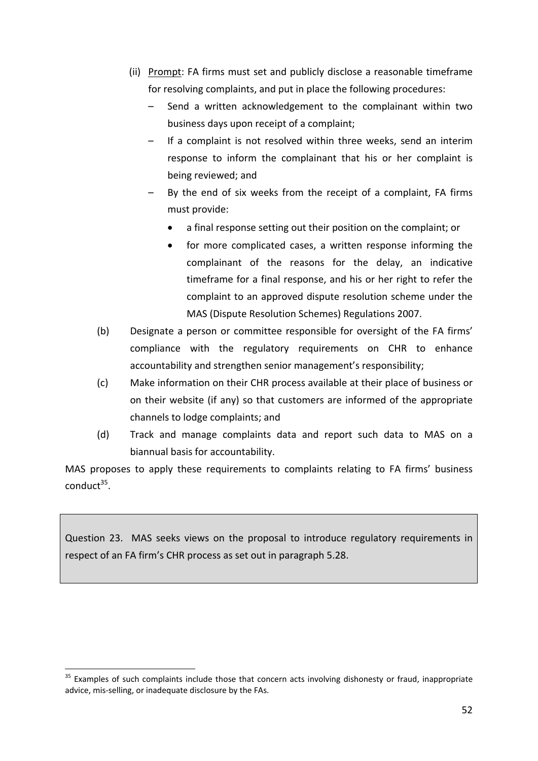(ii) Prompt: FA firms must set and publicly disclose a reasonable timeframe for resolving complaints, and put in place the following procedures:

   – Send a written acknowledgement to the complainant within two business days upon receipt of a complaint;

   – If a complaint is not resolved within three weeks, send an interim response to inform the complainant that his or her complaint is being reviewed; and

   – By the end of six weeks from the receipt of a complaint, FA firms must provide:

      - a final response setting out their position on the complaint; or
      - for more complicated cases, a written response informing the complainant of the reasons for the delay, an indicative timeframe for a final response, and his or her right to refer the complaint to an approved dispute resolution scheme under the MAS (Dispute Resolution Schemes) Regulations 2007.

(b) Designate a person or committee responsible for oversight of the FA firms' compliance with the regulatory requirements on CHR to enhance accountability and strengthen senior management's responsibility;

(c) Make information on their CHR process available at their place of business or on their website (if any) so that customers are informed of the appropriate channels to lodge complaints; and

(d) Track and manage complaints data and report such data to MAS on a biannual basis for accountability.

MAS proposes to apply these requirements to complaints relating to FA firms' business conduct[35].

> Question 23. MAS seeks views on the proposal to introduce regulatory requirements in respect of an FA firm's CHR process as set out in paragraph 5.28.

---

[35] Examples of such complaints include those that concern acts involving dishonesty or fraud, inappropriate advice, mis-selling, or inadequate disclosure by the FAs.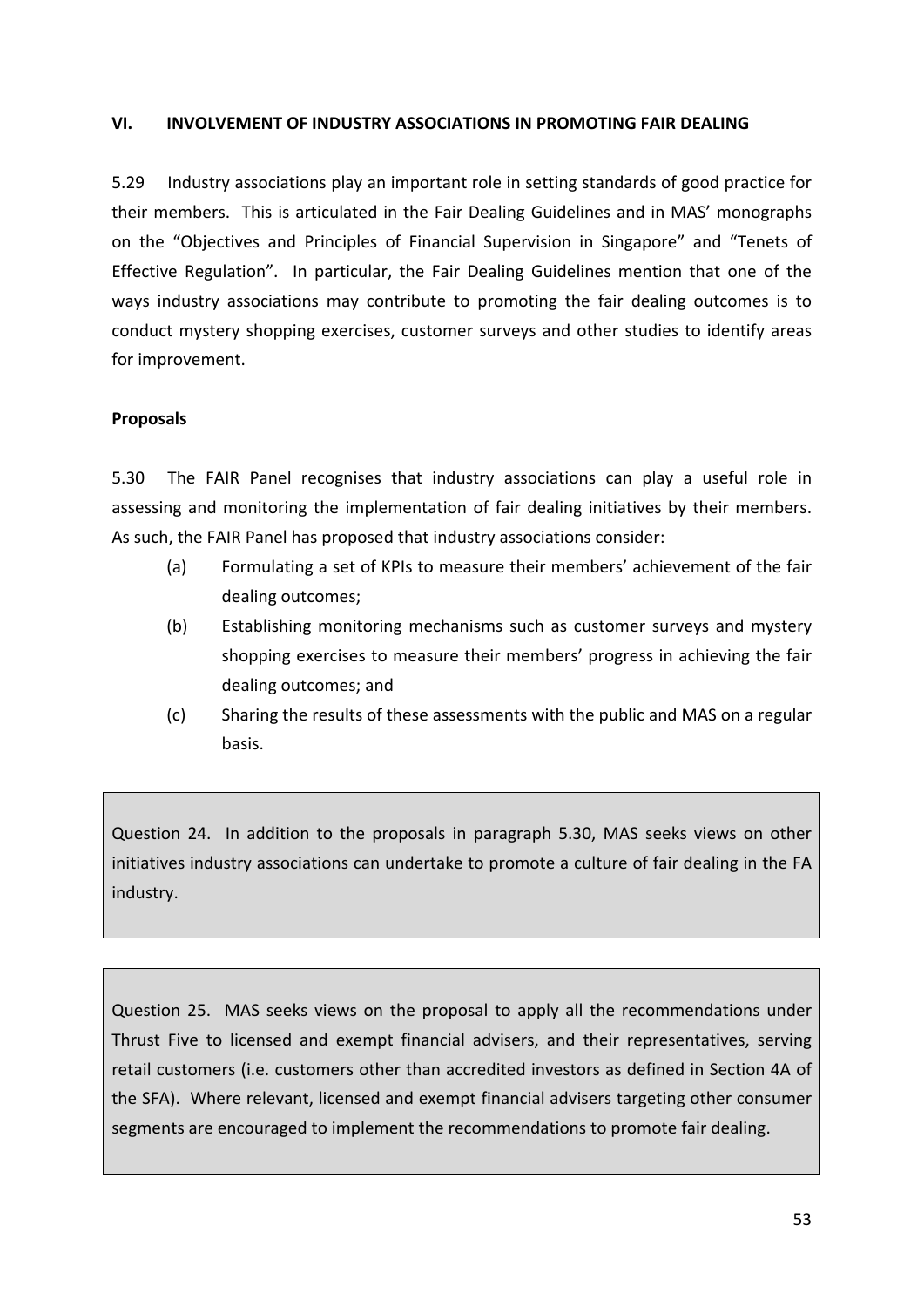## VI. INVOLVEMENT OF INDUSTRY ASSOCIATIONS IN PROMOTING FAIR DEALING

5.29 Industry associations play an important role in setting standards of good practice for their members. This is articulated in the Fair Dealing Guidelines and in MAS' monographs on the "Objectives and Principles of Financial Supervision in Singapore" and "Tenets of Effective Regulation". In particular, the Fair Dealing Guidelines mention that one of the ways industry associations may contribute to promoting the fair dealing outcomes is to conduct mystery shopping exercises, customer surveys and other studies to identify areas for improvement.

**Proposals**

5.30 The FAIR Panel recognises that industry associations can play a useful role in assessing and monitoring the implementation of fair dealing initiatives by their members. As such, the FAIR Panel has proposed that industry associations consider:

(a) Formulating a set of KPIs to measure their members' achievement of the fair dealing outcomes;

(b) Establishing monitoring mechanisms such as customer surveys and mystery shopping exercises to measure their members' progress in achieving the fair dealing outcomes; and

(c) Sharing the results of these assessments with the public and MAS on a regular basis.

> Question 24. In addition to the proposals in paragraph 5.30, MAS seeks views on other initiatives industry associations can undertake to promote a culture of fair dealing in the FA industry.

> Question 25. MAS seeks views on the proposal to apply all the recommendations under Thrust Five to licensed and exempt financial advisers, and their representatives, serving retail customers (i.e. customers other than accredited investors as defined in Section 4A of the SFA). Where relevant, licensed and exempt financial advisers targeting other consumer segments are encouraged to implement the recommendations to promote fair dealing.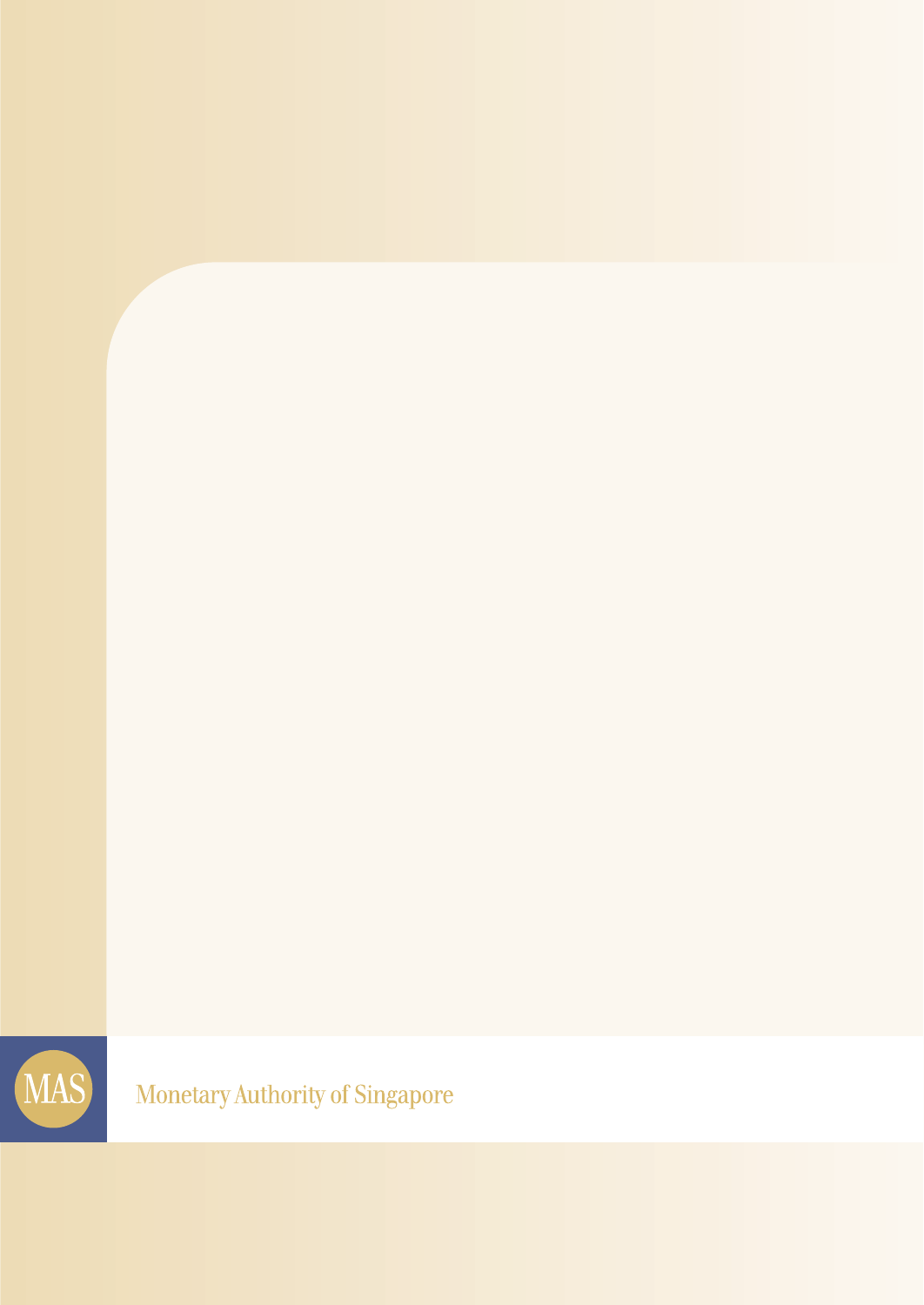MAS

Monetary Authority of Singapore